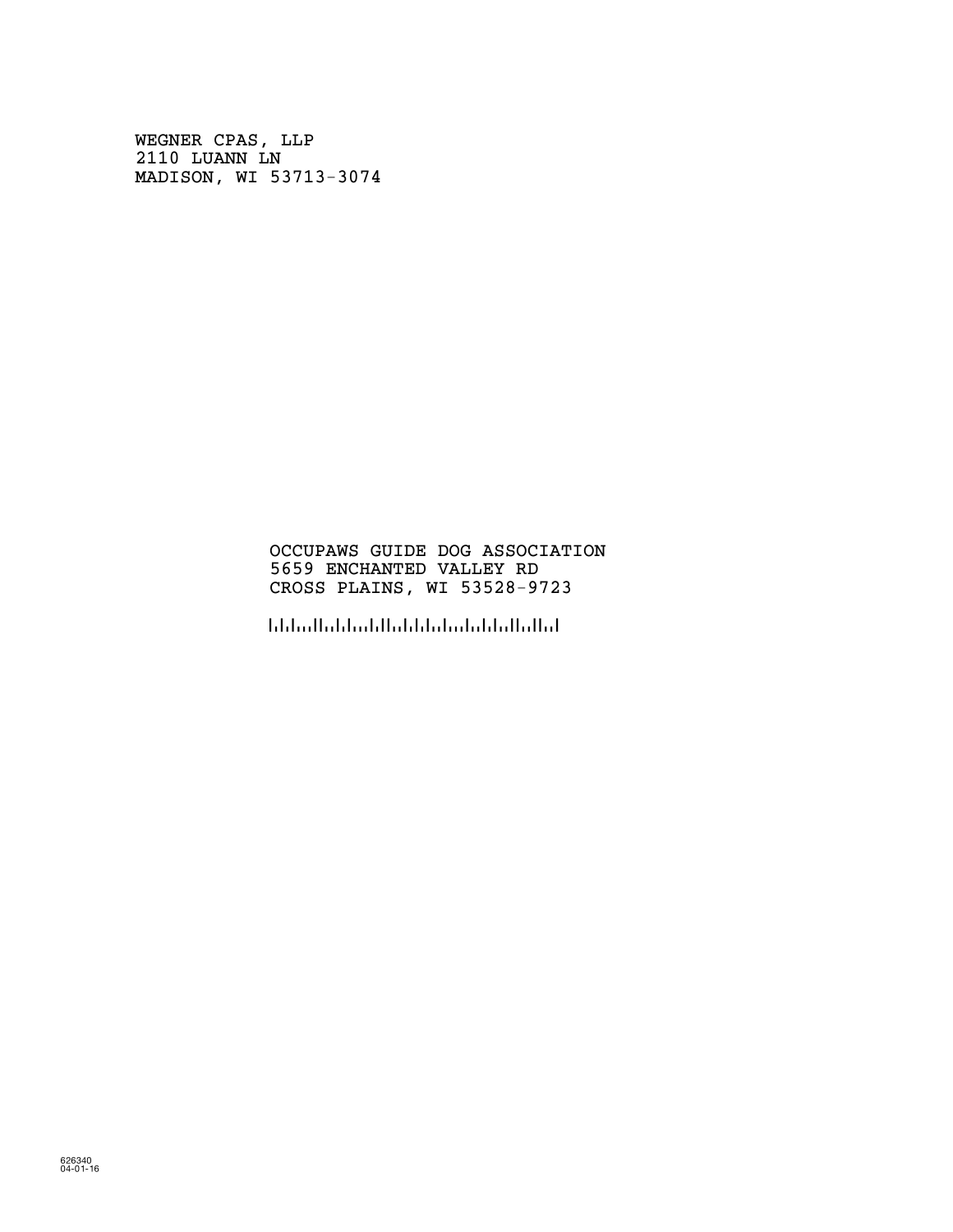WEGNER CPAS, LLP
2110 LUANN LN
MADISON, WI 53713-3074

OCCUPAWS GUIDE DOG ASSOCIATION
5659 ENCHANTED VALLEY RD
CROSS PLAINS, WI 53528-9723

626340
04-01-16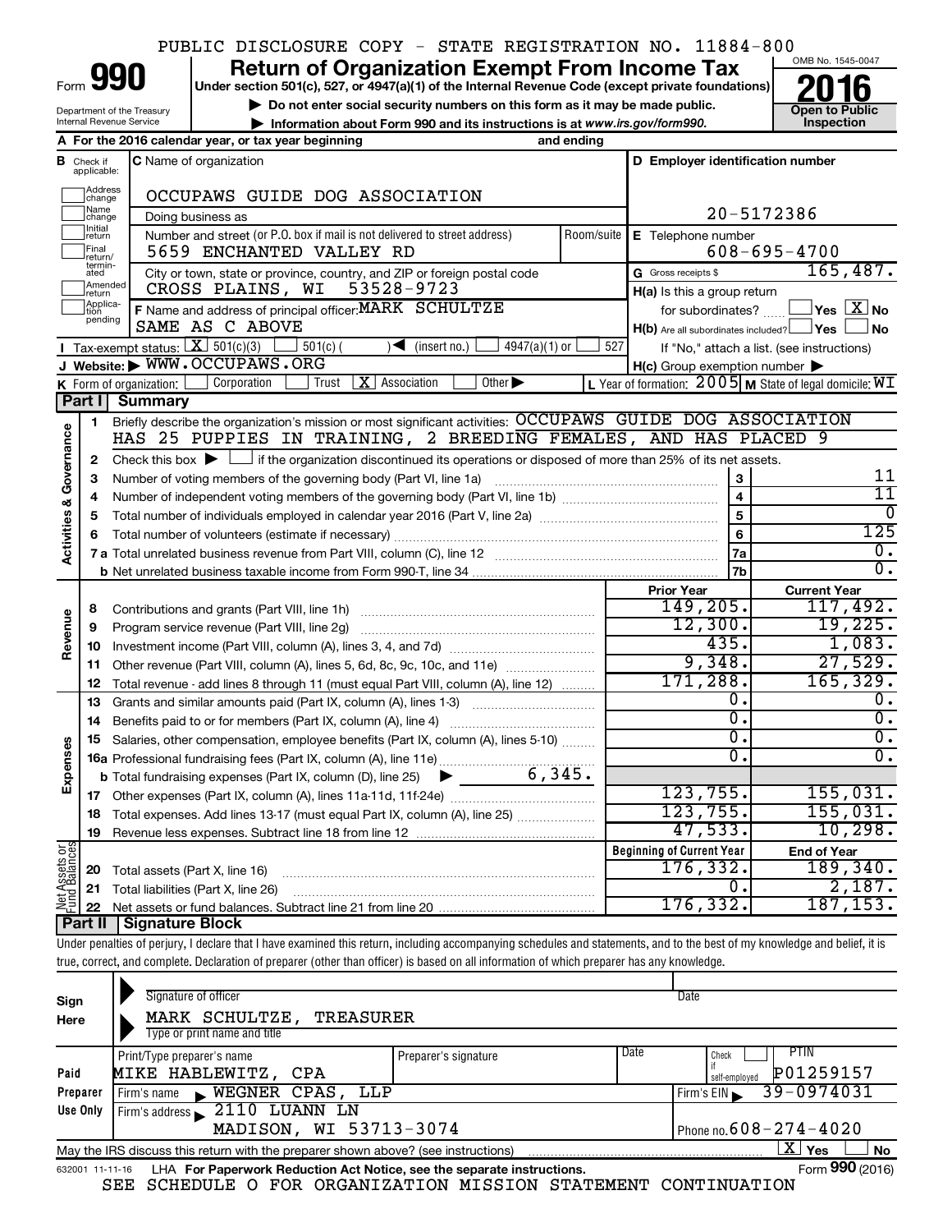PUBLIC DISCLOSURE COPY - STATE REGISTRATION NO. 11884-800

# Form 990 — Return of Organization Exempt From Income Tax (2016)

Under section 501(c), 527, or 4947(a)(1) of the Internal Revenue Code (except private foundations)

▶ Do not enter social security numbers on this form as it may be made public.

▶ Information about Form 990 and its instructions is at www.irs.gov/form990.

Department of the Treasury, Internal Revenue Service

OMB No. 1545-0047 — Open to Public Inspection

**A** For the 2016 calendar year, or tax year beginning ___ and ending ___

**B** Check if applicable: Address change, Name change, Initial return, Final return/terminated, Amended return, Application pending

**C** Name of organization: OCCUPAWS GUIDE DOG ASSOCIATION

Doing business as

Number and street (or P.O. box if mail is not delivered to street address): 5659 ENCHANTED VALLEY RD — Room/suite

City or town, state or province, country, and ZIP or foreign postal code: CROSS PLAINS, WI 53528-9723

**D** Employer identification number: 20-5172386

**E** Telephone number: 608-695-4700

**G** Gross receipts $ 165,487.

**F** Name and address of principal officer: MARK SCHULTZE, SAME AS C ABOVE

**H(a)** Is this a group return for subordinates? ☐ Yes ☒ No

**H(b)** Are all subordinates included? ☐ Yes ☐ No — If "No," attach a list. (see instructions)

**H(c)** Group exemption number ▶

**I** Tax-exempt status: ☒ 501(c)(3) ☐ 501(c) ( ) ◀ (insert no.) ☐ 4947(a)(1) or ☐ 527

**J** Website: ▶ WWW.OCCUPAWS.ORG

**K** Form of organization: ☐ Corporation ☐ Trust ☒ Association ☐ Other ▶

**L** Year of formation: 2005 **M** State of legal domicile: WI

## Part I Summary

### Activities & Governance

1. Briefly describe the organization's mission or most significant activities: OCCUPAWS GUIDE DOG ASSOCIATION HAS 25 PUPPIES IN TRAINING, 2 BREEDING FEMALES, AND HAS PLACED 9
2. Check this box ▶ ☐ if the organization discontinued its operations or disposed of more than 25% of its net assets.

| Line | Description | Box | Value |
|---|---|---|---|
| 3 | Number of voting members of the governing body (Part VI, line 1a) | 3 | 11 |
| 4 | Number of independent voting members of the governing body (Part VI, line 1b) | 4 | 11 |
| 5 | Total number of individuals employed in calendar year 2016 (Part V, line 2a) | 5 | 0 |
| 6 | Total number of volunteers (estimate if necessary) | 6 | 125 |
| 7a | Total unrelated business revenue from Part VIII, column (C), line 12 | 7a | 0. |
| 7b | Net unrelated business taxable income from Form 990-T, line 34 | 7b | 0. |

### Revenue and Expenses

| Line | Description | Prior Year | Current Year |
|---|---|---|---|
| 8 | Contributions and grants (Part VIII, line 1h) | 149,205. | 117,492. |
| 9 | Program service revenue (Part VIII, line 2g) | 12,300. | 19,225. |
| 10 | Investment income (Part VIII, column (A), lines 3, 4, and 7d) | 435. | 1,083. |
| 11 | Other revenue (Part VIII, column (A), lines 5, 6d, 8c, 9c, 10c, and 11e) | 9,348. | 27,529. |
| 12 | Total revenue - add lines 8 through 11 (must equal Part VIII, column (A), line 12) | 171,288. | 165,329. |
| 13 | Grants and similar amounts paid (Part IX, column (A), lines 1-3) | 0. | 0. |
| 14 | Benefits paid to or for members (Part IX, column (A), line 4) | 0. | 0. |
| 15 | Salaries, other compensation, employee benefits (Part IX, column (A), lines 5-10) | 0. | 0. |
| 16a | Professional fundraising fees (Part IX, column (A), line 11e) | 0. | 0. |
| 16b | Total fundraising expenses (Part IX, column (D), line 25) ▶ 6,345. | | |
| 17 | Other expenses (Part IX, column (A), lines 11a-11d, 11f-24e) | 123,755. | 155,031. |
| 18 | Total expenses. Add lines 13-17 (must equal Part IX, column (A), line 25) | 123,755. | 155,031. |
| 19 | Revenue less expenses. Subtract line 18 from line 12 | 47,533. | 10,298. |

### Net Assets or Fund Balances

| Line | Description | Beginning of Current Year | End of Year |
|---|---|---|---|
| 20 | Total assets (Part X, line 16) | 176,332. | 189,340. |
| 21 | Total liabilities (Part X, line 26) | 0. | 2,187. |
| 22 | Net assets or fund balances. Subtract line 21 from line 20 | 176,332. | 187,153. |

## Part II Signature Block

Under penalties of perjury, I declare that I have examined this return, including accompanying schedules and statements, and to the best of my knowledge and belief, it is true, correct, and complete. Declaration of preparer (other than officer) is based on all information of which preparer has any knowledge.

**Sign Here**

Signature of officer ___ Date ___

MARK SCHULTZE, TREASURER

Type or print name and title

**Paid Preparer Use Only**

| Print/Type preparer's name | Preparer's signature | Date | Check if self-employed | PTIN |
|---|---|---|---|---|
| MIKE HABLEWITZ, CPA | | | ☐ | P01259157 |

Firm's name ▶ WEGNER CPAS, LLP — Firm's EIN ▶ 39-0974031

Firm's address ▶ 2110 LUANN LN, MADISON, WI 53713-3074 — Phone no. 608-274-4020

May the IRS discuss this return with the preparer shown above? (see instructions) ☒ Yes ☐ No

632001 11-11-16 LHA For Paperwork Reduction Act Notice, see the separate instructions. Form **990** (2016)

SEE SCHEDULE O FOR ORGANIZATION MISSION STATEMENT CONTINUATION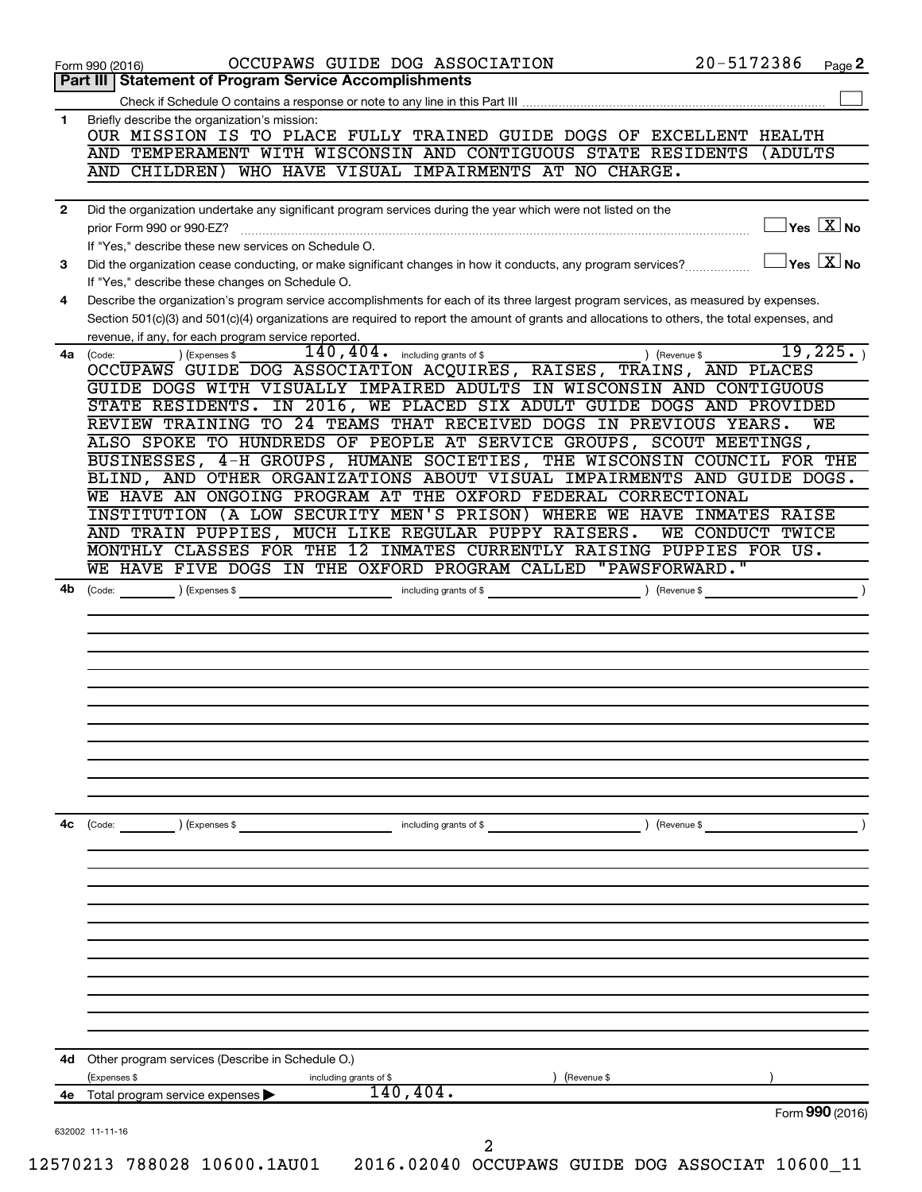Form 990 (2016) OCCUPAWS GUIDE DOG ASSOCIATION 20-5172386 Page **2**

## Part III Statement of Program Service Accomplishments

Check if Schedule O contains a response or note to any line in this Part III ☐

**1** Briefly describe the organization's mission:

OUR MISSION IS TO PLACE FULLY TRAINED GUIDE DOGS OF EXCELLENT HEALTH AND TEMPERAMENT WITH WISCONSIN AND CONTIGUOUS STATE RESIDENTS (ADULTS AND CHILDREN) WHO HAVE VISUAL IMPAIRMENTS AT NO CHARGE.

**2** Did the organization undertake any significant program services during the year which were not listed on the prior Form 990 or 990-EZ? ☐ Yes ☒ No

If "Yes," describe these new services on Schedule O.

**3** Did the organization cease conducting, or make significant changes in how it conducts, any program services? ☐ Yes ☒ No

If "Yes," describe these changes on Schedule O.

**4** Describe the organization's program service accomplishments for each of its three largest program services, as measured by expenses. Section 501(c)(3) and 501(c)(4) organizations are required to report the amount of grants and allocations to others, the total expenses, and revenue, if any, for each program service reported.

**4a** (Code: ) (Expenses $ 140,404. including grants of $ ) (Revenue $ 19,225. )

OCCUPAWS GUIDE DOG ASSOCIATION ACQUIRES, RAISES, TRAINS, AND PLACES GUIDE DOGS WITH VISUALLY IMPAIRED ADULTS IN WISCONSIN AND CONTIGUOUS STATE RESIDENTS. IN 2016, WE PLACED SIX ADULT GUIDE DOGS AND PROVIDED REVIEW TRAINING TO 24 TEAMS THAT RECEIVED DOGS IN PREVIOUS YEARS. WE ALSO SPOKE TO HUNDREDS OF PEOPLE AT SERVICE GROUPS, SCOUT MEETINGS, BUSINESSES, 4-H GROUPS, HUMANE SOCIETIES, THE WISCONSIN COUNCIL FOR THE BLIND, AND OTHER ORGANIZATIONS ABOUT VISUAL IMPAIRMENTS AND GUIDE DOGS. WE HAVE AN ONGOING PROGRAM AT THE OXFORD FEDERAL CORRECTIONAL INSTITUTION (A LOW SECURITY MEN'S PRISON) WHERE WE HAVE INMATES RAISE AND TRAIN PUPPIES, MUCH LIKE REGULAR PUPPY RAISERS. WE CONDUCT TWICE MONTHLY CLASSES FOR THE 12 INMATES CURRENTLY RAISING PUPPIES FOR US. WE HAVE FIVE DOGS IN THE OXFORD PROGRAM CALLED "PAWSFORWARD."

**4b** (Code: ) (Expenses $ including grants of $ ) (Revenue $ )

**4c** (Code: ) (Expenses $ including grants of $ ) (Revenue $ )

**4d** Other program services (Describe in Schedule O.)

(Expenses $ including grants of $ ) (Revenue $ )

**4e** Total program service expenses ▶ 140,404.

Form **990** (2016)

632002 11-11-16

12570213 788028 10600.1AU01 2016.02040 OCCUPAWS GUIDE DOG ASSOCIAT 10600_11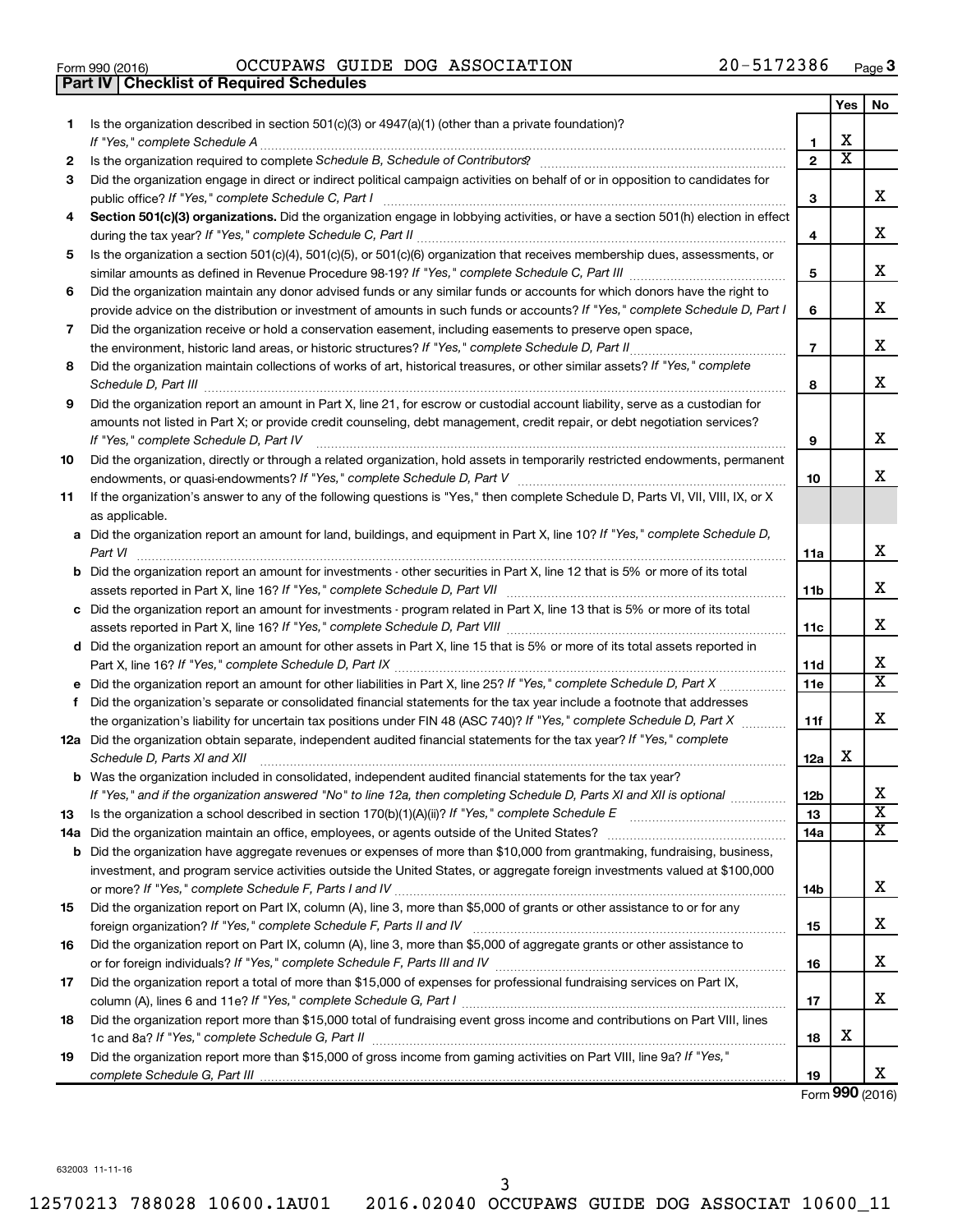Form 990 (2016) OCCUPAWS GUIDE DOG ASSOCIATION 20-5172386

## Part IV | Checklist of Required Schedules

| | | | Yes | No |
|---|---|---|---|---|
| 1 | Is the organization described in section 501(c)(3) or 4947(a)(1) (other than a private foundation)? *If "Yes," complete Schedule A* | 1 | X | |
| 2 | Is the organization required to complete *Schedule B, Schedule of Contributors*? | 2 | X | |
| 3 | Did the organization engage in direct or indirect political campaign activities on behalf of or in opposition to candidates for public office? *If "Yes," complete Schedule C, Part I* | 3 | | X |
| 4 | **Section 501(c)(3) organizations.** Did the organization engage in lobbying activities, or have a section 501(h) election in effect during the tax year? *If "Yes," complete Schedule C, Part II* | 4 | | X |
| 5 | Is the organization a section 501(c)(4), 501(c)(5), or 501(c)(6) organization that receives membership dues, assessments, or similar amounts as defined in Revenue Procedure 98-19? *If "Yes," complete Schedule C, Part III* | 5 | | X |
| 6 | Did the organization maintain any donor advised funds or any similar funds or accounts for which donors have the right to provide advice on the distribution or investment of amounts in such funds or accounts? *If "Yes," complete Schedule D, Part I* | 6 | | X |
| 7 | Did the organization receive or hold a conservation easement, including easements to preserve open space, the environment, historic land areas, or historic structures? *If "Yes," complete Schedule D, Part II* | 7 | | X |
| 8 | Did the organization maintain collections of works of art, historical treasures, or other similar assets? *If "Yes," complete Schedule D, Part III* | 8 | | X |
| 9 | Did the organization report an amount in Part X, line 21, for escrow or custodial account liability, serve as a custodian for amounts not listed in Part X; or provide credit counseling, debt management, credit repair, or debt negotiation services? *If "Yes," complete Schedule D, Part IV* | 9 | | X |
| 10 | Did the organization, directly or through a related organization, hold assets in temporarily restricted endowments, permanent endowments, or quasi-endowments? *If "Yes," complete Schedule D, Part V* | 10 | | X |
| 11 | If the organization's answer to any of the following questions is "Yes," then complete Schedule D, Parts VI, VII, VIII, IX, or X as applicable. | | | |
| a | Did the organization report an amount for land, buildings, and equipment in Part X, line 10? *If "Yes," complete Schedule D, Part VI* | 11a | | X |
| b | Did the organization report an amount for investments - other securities in Part X, line 12 that is 5% or more of its total assets reported in Part X, line 16? *If "Yes," complete Schedule D, Part VII* | 11b | | X |
| c | Did the organization report an amount for investments - program related in Part X, line 13 that is 5% or more of its total assets reported in Part X, line 16? *If "Yes," complete Schedule D, Part VIII* | 11c | | X |
| d | Did the organization report an amount for other assets in Part X, line 15 that is 5% or more of its total assets reported in Part X, line 16? *If "Yes," complete Schedule D, Part IX* | 11d | | X |
| e | Did the organization report an amount for other liabilities in Part X, line 25? *If "Yes," complete Schedule D, Part X* | 11e | | X |
| f | Did the organization's separate or consolidated financial statements for the tax year include a footnote that addresses the organization's liability for uncertain tax positions under FIN 48 (ASC 740)? *If "Yes," complete Schedule D, Part X* | 11f | | X |
| 12a | Did the organization obtain separate, independent audited financial statements for the tax year? *If "Yes," complete Schedule D, Parts XI and XII* | 12a | X | |
| b | Was the organization included in consolidated, independent audited financial statements for the tax year? *If "Yes," and if the organization answered "No" to line 12a, then completing Schedule D, Parts XI and XII is optional* | 12b | | X |
| 13 | Is the organization a school described in section 170(b)(1)(A)(ii)? *If "Yes," complete Schedule E* | 13 | | X |
| 14a | Did the organization maintain an office, employees, or agents outside of the United States? | 14a | | X |
| b | Did the organization have aggregate revenues or expenses of more than $10,000 from grantmaking, fundraising, business, investment, and program service activities outside the United States, or aggregate foreign investments valued at $100,000 or more? *If "Yes," complete Schedule F, Parts I and IV* | 14b | | X |
| 15 | Did the organization report on Part IX, column (A), line 3, more than $5,000 of grants or other assistance to or for any foreign organization? *If "Yes," complete Schedule F, Parts II and IV* | 15 | | X |
| 16 | Did the organization report on Part IX, column (A), line 3, more than $5,000 of aggregate grants or other assistance to or for foreign individuals? *If "Yes," complete Schedule F, Parts III and IV* | 16 | | X |
| 17 | Did the organization report a total of more than $15,000 of expenses for professional fundraising services on Part IX, column (A), lines 6 and 11e? *If "Yes," complete Schedule G, Part I* | 17 | | X |
| 18 | Did the organization report more than $15,000 total of fundraising event gross income and contributions on Part VIII, lines 1c and 8a? *If "Yes," complete Schedule G, Part II* | 18 | X | |
| 19 | Did the organization report more than $15,000 of gross income from gaming activities on Part VIII, line 9a? *If "Yes," complete Schedule G, Part III* | 19 | | X |

Form **990** (2016)

632003 11-11-16

12570213 788028 10600.1AU01 2016.02040 OCCUPAWS GUIDE DOG ASSOCIAT 10600_11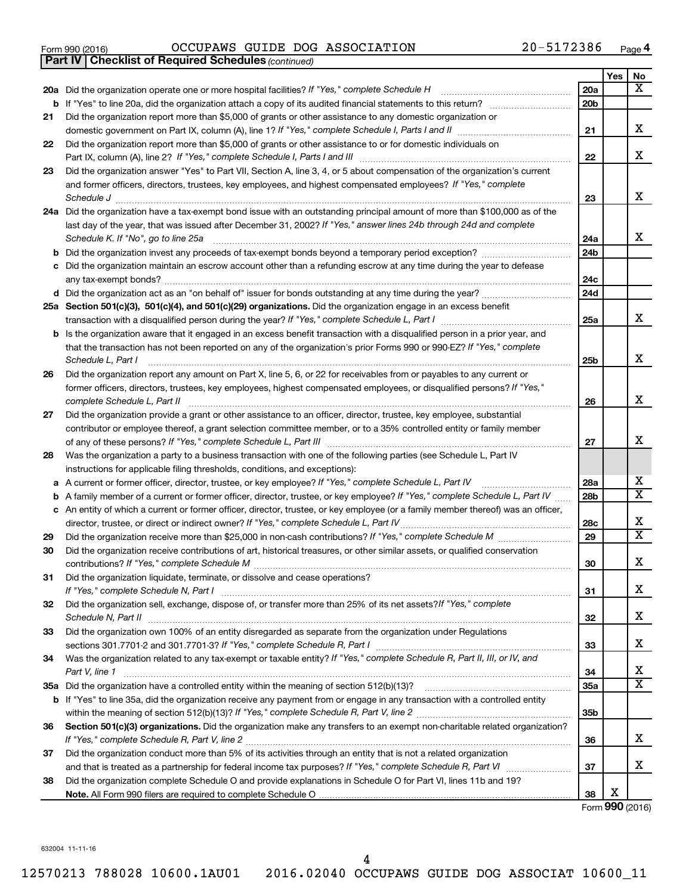Form 990 (2016) OCCUPAWS GUIDE DOG ASSOCIATION 20-5172386 Page 4

**Part IV | Checklist of Required Schedules** *(continued)*

| | | | Yes | No |
|---|---|---|---|---|
| 20a | Did the organization operate one or more hospital facilities? *If "Yes," complete Schedule H* | 20a | | X |
| b | If "Yes" to line 20a, did the organization attach a copy of its audited financial statements to this return? | 20b | | |
| 21 | Did the organization report more than $5,000 of grants or other assistance to any domestic organization or domestic government on Part IX, column (A), line 1? *If "Yes," complete Schedule I, Parts I and II* | 21 | | X |
| 22 | Did the organization report more than $5,000 of grants or other assistance to or for domestic individuals on Part IX, column (A), line 2? *If "Yes," complete Schedule I, Parts I and III* | 22 | | X |
| 23 | Did the organization answer "Yes" to Part VII, Section A, line 3, 4, or 5 about compensation of the organization's current and former officers, directors, trustees, key employees, and highest compensated employees? *If "Yes," complete Schedule J* | 23 | | X |
| 24a | Did the organization have a tax-exempt bond issue with an outstanding principal amount of more than $100,000 as of the last day of the year, that was issued after December 31, 2002? *If "Yes," answer lines 24b through 24d and complete Schedule K. If "No", go to line 25a* | 24a | | X |
| b | Did the organization invest any proceeds of tax-exempt bonds beyond a temporary period exception? | 24b | | |
| c | Did the organization maintain an escrow account other than a refunding escrow at any time during the year to defease any tax-exempt bonds? | 24c | | |
| d | Did the organization act as an "on behalf of" issuer for bonds outstanding at any time during the year? | 24d | | |
| 25a | **Section 501(c)(3), 501(c)(4), and 501(c)(29) organizations.** Did the organization engage in an excess benefit transaction with a disqualified person during the year? *If "Yes," complete Schedule L, Part I* | 25a | | X |
| b | Is the organization aware that it engaged in an excess benefit transaction with a disqualified person in a prior year, and that the transaction has not been reported on any of the organization's prior Forms 990 or 990-EZ? *If "Yes," complete Schedule L, Part I* | 25b | | X |
| 26 | Did the organization report any amount on Part X, line 5, 6, or 22 for receivables from or payables to any current or former officers, directors, trustees, key employees, highest compensated employees, or disqualified persons? *If "Yes," complete Schedule L, Part II* | 26 | | X |
| 27 | Did the organization provide a grant or other assistance to an officer, director, trustee, key employee, substantial contributor or employee thereof, a grant selection committee member, or to a 35% controlled entity or family member of any of these persons? *If "Yes," complete Schedule L, Part III* | 27 | | X |
| 28 | Was the organization a party to a business transaction with one of the following parties (see Schedule L, Part IV instructions for applicable filing thresholds, conditions, and exceptions): | | | |
| a | A current or former officer, director, trustee, or key employee? *If "Yes," complete Schedule L, Part IV* | 28a | | X |
| b | A family member of a current or former officer, director, trustee, or key employee? *If "Yes," complete Schedule L, Part IV* | 28b | | X |
| c | An entity of which a current or former officer, director, trustee, or key employee (or a family member thereof) was an officer, director, trustee, or direct or indirect owner? *If "Yes," complete Schedule L, Part IV* | 28c | | X |
| 29 | Did the organization receive more than $25,000 in non-cash contributions? *If "Yes," complete Schedule M* | 29 | | X |
| 30 | Did the organization receive contributions of art, historical treasures, or other similar assets, or qualified conservation contributions? *If "Yes," complete Schedule M* | 30 | | X |
| 31 | Did the organization liquidate, terminate, or dissolve and cease operations? *If "Yes," complete Schedule N, Part I* | 31 | | X |
| 32 | Did the organization sell, exchange, dispose of, or transfer more than 25% of its net assets? *If "Yes," complete Schedule N, Part II* | 32 | | X |
| 33 | Did the organization own 100% of an entity disregarded as separate from the organization under Regulations sections 301.7701-2 and 301.7701-3? *If "Yes," complete Schedule R, Part I* | 33 | | X |
| 34 | Was the organization related to any tax-exempt or taxable entity? *If "Yes," complete Schedule R, Part II, III, or IV, and Part V, line 1* | 34 | | X |
| 35a | Did the organization have a controlled entity within the meaning of section 512(b)(13)? | 35a | | X |
| b | If "Yes" to line 35a, did the organization receive any payment from or engage in any transaction with a controlled entity within the meaning of section 512(b)(13)? *If "Yes," complete Schedule R, Part V, line 2* | 35b | | |
| 36 | **Section 501(c)(3) organizations.** Did the organization make any transfers to an exempt non-charitable related organization? *If "Yes," complete Schedule R, Part V, line 2* | 36 | | X |
| 37 | Did the organization conduct more than 5% of its activities through an entity that is not a related organization and that is treated as a partnership for federal income tax purposes? *If "Yes," complete Schedule R, Part VI* | 37 | | X |
| 38 | Did the organization complete Schedule O and provide explanations in Schedule O for Part VI, lines 11b and 19? **Note.** All Form 990 filers are required to complete Schedule O | 38 | X | |

Form **990** (2016)

632004 11-11-16

12570213 788028 10600.1AU01 2016.02040 OCCUPAWS GUIDE DOG ASSOCIAT 10600_11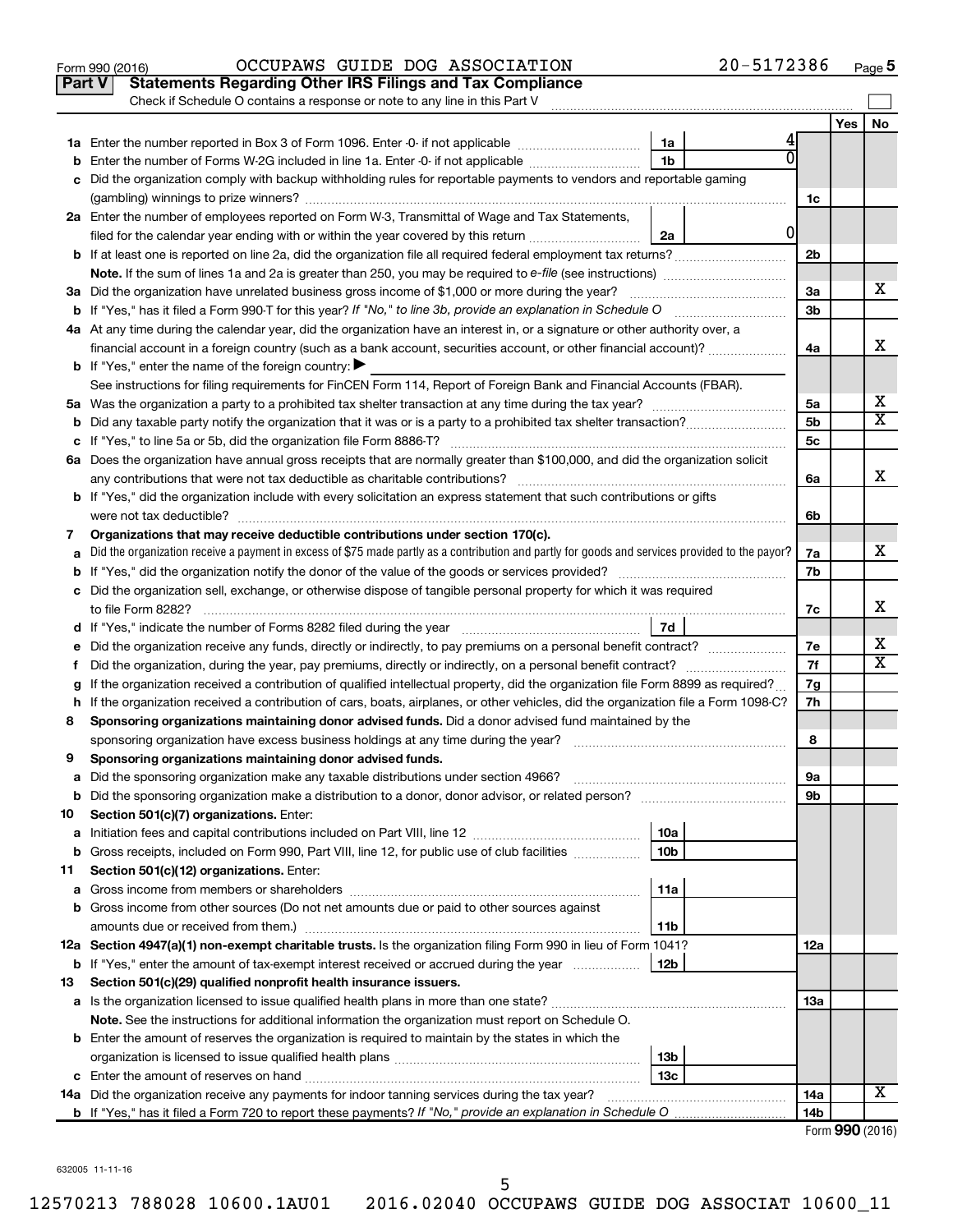Form 990 (2016) OCCUPAWS GUIDE DOG ASSOCIATION 20-5172386 Page 5

**Part V Statements Regarding Other IRS Filings and Tax Compliance**

Check if Schedule O contains a response or note to any line in this Part V

| | | | | | Yes | No |
|---|---|---|---|---|---|---|
| **1a** | Enter the number reported in Box 3 of Form 1096. Enter -0- if not applicable | 1a | 4 | | | |
| **b** | Enter the number of Forms W-2G included in line 1a. Enter -0- if not applicable | 1b | 0 | | | |
| **c** | Did the organization comply with backup withholding rules for reportable payments to vendors and reportable gaming (gambling) winnings to prize winners? | | | 1c | | |
| **2a** | Enter the number of employees reported on Form W-3, Transmittal of Wage and Tax Statements, filed for the calendar year ending with or within the year covered by this return | 2a | 0 | | | |
| **b** | If at least one is reported on line 2a, did the organization file all required federal employment tax returns? | | | 2b | | |
| | **Note.** If the sum of lines 1a and 2a is greater than 250, you may be required to *e-file* (see instructions) | | | | | |
| **3a** | Did the organization have unrelated business gross income of $1,000 or more during the year? | | | 3a | | X |
| **b** | If "Yes," has it filed a Form 990-T for this year? *If "No," to line 3b, provide an explanation in Schedule O* | | | 3b | | |
| **4a** | At any time during the calendar year, did the organization have an interest in, or a signature or other authority over, a financial account in a foreign country (such as a bank account, securities account, or other financial account)? | | | 4a | | X |
| **b** | If "Yes," enter the name of the foreign country: ▶ | | | | | |
| | See instructions for filing requirements for FinCEN Form 114, Report of Foreign Bank and Financial Accounts (FBAR). | | | | | |
| **5a** | Was the organization a party to a prohibited tax shelter transaction at any time during the tax year? | | | 5a | | X |
| **b** | Did any taxable party notify the organization that it was or is a party to a prohibited tax shelter transaction? | | | 5b | | X |
| **c** | If "Yes," to line 5a or 5b, did the organization file Form 8886-T? | | | 5c | | |
| **6a** | Does the organization have annual gross receipts that are normally greater than $100,000, and did the organization solicit any contributions that were not tax deductible as charitable contributions? | | | 6a | | X |
| **b** | If "Yes," did the organization include with every solicitation an express statement that such contributions or gifts were not tax deductible? | | | 6b | | |
| **7** | **Organizations that may receive deductible contributions under section 170(c).** | | | | | |
| **a** | Did the organization receive a payment in excess of $75 made partly as a contribution and partly for goods and services provided to the payor? | | | 7a | | X |
| **b** | If "Yes," did the organization notify the donor of the value of the goods or services provided? | | | 7b | | |
| **c** | Did the organization sell, exchange, or otherwise dispose of tangible personal property for which it was required to file Form 8282? | | | 7c | | X |
| **d** | If "Yes," indicate the number of Forms 8282 filed during the year | 7d | | | | |
| **e** | Did the organization receive any funds, directly or indirectly, to pay premiums on a personal benefit contract? | | | 7e | | X |
| **f** | Did the organization, during the year, pay premiums, directly or indirectly, on a personal benefit contract? | | | 7f | | X |
| **g** | If the organization received a contribution of qualified intellectual property, did the organization file Form 8899 as required? | | | 7g | | |
| **h** | If the organization received a contribution of cars, boats, airplanes, or other vehicles, did the organization file a Form 1098-C? | | | 7h | | |
| **8** | **Sponsoring organizations maintaining donor advised funds.** Did a donor advised fund maintained by the sponsoring organization have excess business holdings at any time during the year? | | | 8 | | |
| **9** | **Sponsoring organizations maintaining donor advised funds.** | | | | | |
| **a** | Did the sponsoring organization make any taxable distributions under section 4966? | | | 9a | | |
| **b** | Did the sponsoring organization make a distribution to a donor, donor advisor, or related person? | | | 9b | | |
| **10** | **Section 501(c)(7) organizations.** Enter: | | | | | |
| **a** | Initiation fees and capital contributions included on Part VIII, line 12 | 10a | | | | |
| **b** | Gross receipts, included on Form 990, Part VIII, line 12, for public use of club facilities | 10b | | | | |
| **11** | **Section 501(c)(12) organizations.** Enter: | | | | | |
| **a** | Gross income from members or shareholders | 11a | | | | |
| **b** | Gross income from other sources (Do not net amounts due or paid to other sources against amounts due or received from them.) | 11b | | | | |
| **12a** | **Section 4947(a)(1) non-exempt charitable trusts.** Is the organization filing Form 990 in lieu of Form 1041? | | | 12a | | |
| **b** | If "Yes," enter the amount of tax-exempt interest received or accrued during the year | 12b | | | | |
| **13** | **Section 501(c)(29) qualified nonprofit health insurance issuers.** | | | | | |
| **a** | Is the organization licensed to issue qualified health plans in more than one state? | | | 13a | | |
| | **Note.** See the instructions for additional information the organization must report on Schedule O. | | | | | |
| **b** | Enter the amount of reserves the organization is required to maintain by the states in which the organization is licensed to issue qualified health plans | 13b | | | | |
| **c** | Enter the amount of reserves on hand | 13c | | | | |
| **14a** | Did the organization receive any payments for indoor tanning services during the tax year? | | | 14a | | X |
| **b** | If "Yes," has it filed a Form 720 to report these payments? *If "No," provide an explanation in Schedule O* | | | 14b | | |

Form **990** (2016)

632005 11-11-16

12570213 788028 10600.1AU01 2016.02040 OCCUPAWS GUIDE DOG ASSOCIAT 10600_11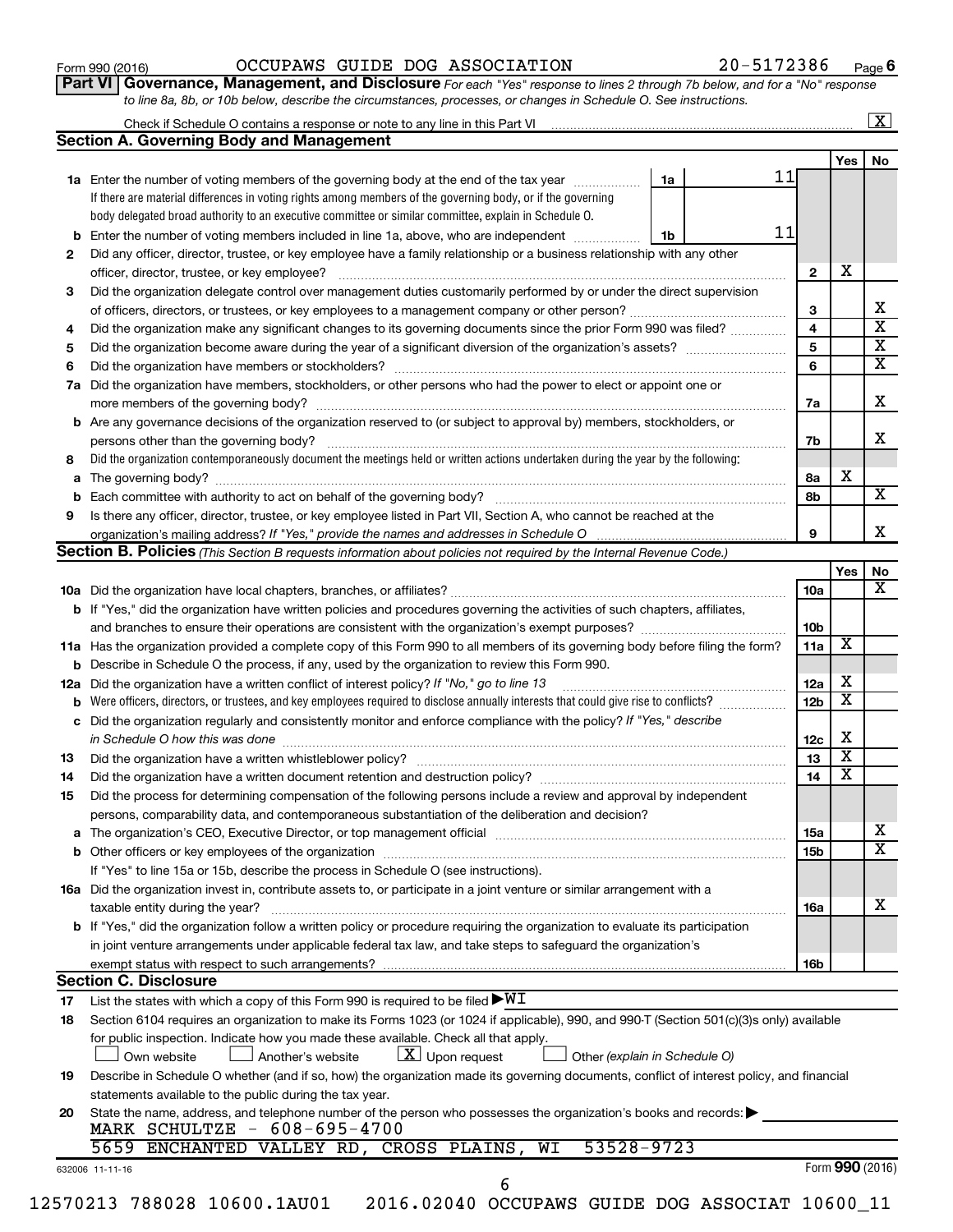Form 990 (2016) OCCUPAWS GUIDE DOG ASSOCIATION 20-5172386 Page 6

**Part VI Governance, Management, and Disclosure** *For each "Yes" response to lines 2 through 7b below, and for a "No" response to line 8a, 8b, or 10b below, describe the circumstances, processes, or changes in Schedule O. See instructions.*

Check if Schedule O contains a response or note to any line in this Part VI .......... [X]

## Section A. Governing Body and Management

| | | | Yes | No |
|---|---|---|---|---|
| **1a** | Enter the number of voting members of the governing body at the end of the tax year ..... **1a** 11<br>If there are material differences in voting rights among members of the governing body, or if the governing body delegated broad authority to an executive committee or similar committee, explain in Schedule O. | | | |
| **b** | Enter the number of voting members included in line 1a, above, who are independent ..... **1b** 11 | | | |
| **2** | Did any officer, director, trustee, or key employee have a family relationship or a business relationship with any other officer, director, trustee, or key employee? | 2 | X | |
| **3** | Did the organization delegate control over management duties customarily performed by or under the direct supervision of officers, directors, or trustees, or key employees to a management company or other person? | 3 | | X |
| **4** | Did the organization make any significant changes to its governing documents since the prior Form 990 was filed? | 4 | | X |
| **5** | Did the organization become aware during the year of a significant diversion of the organization's assets? | 5 | | X |
| **6** | Did the organization have members or stockholders? | 6 | | X |
| **7a** | Did the organization have members, stockholders, or other persons who had the power to elect or appoint one or more members of the governing body? | 7a | | X |
| **b** | Are any governance decisions of the organization reserved to (or subject to approval by) members, stockholders, or persons other than the governing body? | 7b | | X |
| **8** | Did the organization contemporaneously document the meetings held or written actions undertaken during the year by the following: | | | |
| **a** | The governing body? | 8a | X | |
| **b** | Each committee with authority to act on behalf of the governing body? | 8b | | X |
| **9** | Is there any officer, director, trustee, or key employee listed in Part VII, Section A, who cannot be reached at the organization's mailing address? *If "Yes," provide the names and addresses in Schedule O* | 9 | | X |

## Section B. Policies *(This Section B requests information about policies not required by the Internal Revenue Code.)*

| | | | Yes | No |
|---|---|---|---|---|
| **10a** | Did the organization have local chapters, branches, or affiliates? | 10a | | X |
| **b** | If "Yes," did the organization have written policies and procedures governing the activities of such chapters, affiliates, and branches to ensure their operations are consistent with the organization's exempt purposes? | 10b | | |
| **11a** | Has the organization provided a complete copy of this Form 990 to all members of its governing body before filing the form? | 11a | X | |
| **b** | Describe in Schedule O the process, if any, used by the organization to review this Form 990. | | | |
| **12a** | Did the organization have a written conflict of interest policy? *If "No," go to line 13* | 12a | X | |
| **b** | Were officers, directors, or trustees, and key employees required to disclose annually interests that could give rise to conflicts? | 12b | X | |
| **c** | Did the organization regularly and consistently monitor and enforce compliance with the policy? *If "Yes," describe in Schedule O how this was done* | 12c | X | |
| **13** | Did the organization have a written whistleblower policy? | 13 | X | |
| **14** | Did the organization have a written document retention and destruction policy? | 14 | X | |
| **15** | Did the process for determining compensation of the following persons include a review and approval by independent persons, comparability data, and contemporaneous substantiation of the deliberation and decision? | | | |
| **a** | The organization's CEO, Executive Director, or top management official | 15a | | X |
| **b** | Other officers or key employees of the organization<br>If "Yes" to line 15a or 15b, describe the process in Schedule O (see instructions). | 15b | | X |
| **16a** | Did the organization invest in, contribute assets to, or participate in a joint venture or similar arrangement with a taxable entity during the year? | 16a | | X |
| **b** | If "Yes," did the organization follow a written policy or procedure requiring the organization to evaluate its participation in joint venture arrangements under applicable federal tax law, and take steps to safeguard the organization's exempt status with respect to such arrangements? | 16b | | |

## Section C. Disclosure

**17** List the states with which a copy of this Form 990 is required to be filed ▶ WI

**18** Section 6104 requires an organization to make its Forms 1023 (or 1024 if applicable), 990, and 990-T (Section 501(c)(3)s only) available for public inspection. Indicate how you made these available. Check all that apply.

[ ] Own website [ ] Another's website [X] Upon request [ ] Other *(explain in Schedule O)*

**19** Describe in Schedule O whether (and if so, how) the organization made its governing documents, conflict of interest policy, and financial statements available to the public during the tax year.

**20** State the name, address, and telephone number of the person who possesses the organization's books and records: ▶

MARK SCHULTZE - 608-695-4700
5659 ENCHANTED VALLEY RD, CROSS PLAINS, WI 53528-9723

632006 11-11-16 Form **990** (2016)

12570213 788028 10600.1AU01 2016.02040 OCCUPAWS GUIDE DOG ASSOCIAT 10600_11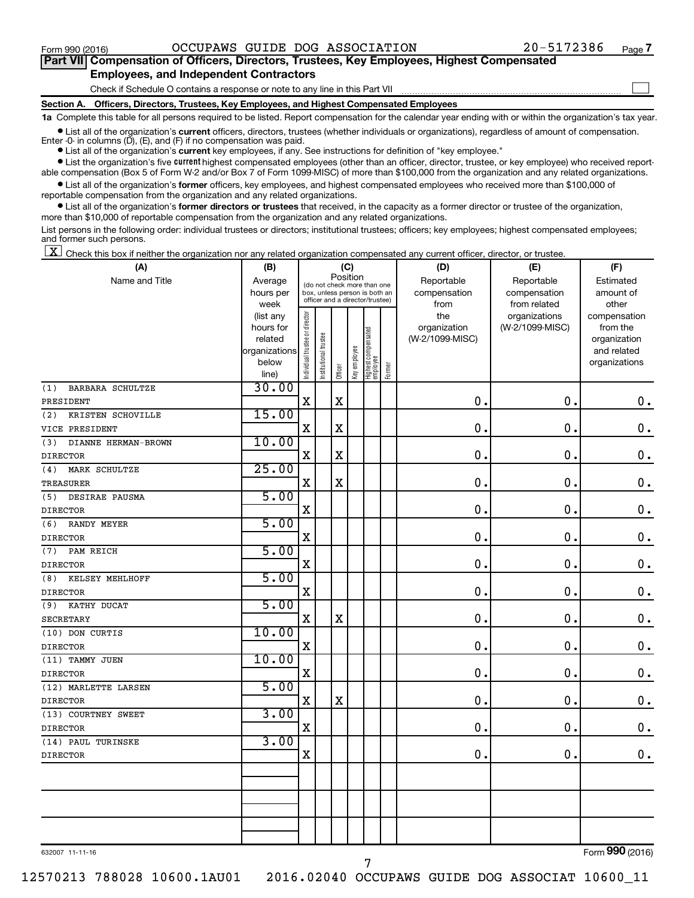Form 990 (2016) OCCUPAWS GUIDE DOG ASSOCIATION 20-5172386 Page 7

## Part VII Compensation of Officers, Directors, Trustees, Key Employees, Highest Compensated Employees, and Independent Contractors

Check if Schedule O contains a response or note to any line in this Part VII ☐

### Section A. Officers, Directors, Trustees, Key Employees, and Highest Compensated Employees

**1a** Complete this table for all persons required to be listed. Report compensation for the calendar year ending with or within the organization's tax year.

- List all of the organization's **current** officers, directors, trustees (whether individuals or organizations), regardless of amount of compensation. Enter -0- in columns (D), (E), and (F) if no compensation was paid.
- List all of the organization's **current** key employees, if any. See instructions for definition of "key employee."
- List the organization's five **current** highest compensated employees (other than an officer, director, trustee, or key employee) who received reportable compensation (Box 5 of Form W-2 and/or Box 7 of Form 1099-MISC) of more than $100,000 from the organization and any related organizations.
- List all of the organization's **former** officers, key employees, and highest compensated employees who received more than $100,000 of reportable compensation from the organization and any related organizations.
- List all of the organization's **former directors or trustees** that received, in the capacity as a former director or trustee of the organization, more than $10,000 of reportable compensation from the organization and any related organizations.

List persons in the following order: individual trustees or directors; institutional trustees; officers; key employees; highest compensated employees; and former such persons.

☒ Check this box if neither the organization nor any related organization compensated any current officer, director, or trustee.

| (A) Name and Title | (B) Average hours per week (list any hours for related organizations below line) | (C) Position: Individual trustee or director | Institutional trustee | Officer | Key employee | Highest compensated employee | Former | (D) Reportable compensation from the organization (W-2/1099-MISC) | (E) Reportable compensation from related organizations (W-2/1099-MISC) | (F) Estimated amount of other compensation from the organization and related organizations |
|---|---|---|---|---|---|---|---|---|---|---|
| (1) BARBARA SCHULTZE<br>PRESIDENT | 30.00 | X | | X | | | | 0. | 0. | 0. |
| (2) KRISTEN SCHOVILLE<br>VICE PRESIDENT | 15.00 | X | | X | | | | 0. | 0. | 0. |
| (3) DIANNE HERMAN-BROWN<br>DIRECTOR | 10.00 | X | | X | | | | 0. | 0. | 0. |
| (4) MARK SCHULTZE<br>TREASURER | 25.00 | X | | X | | | | 0. | 0. | 0. |
| (5) DESIRAE PAUSMA<br>DIRECTOR | 5.00 | X | | | | | | 0. | 0. | 0. |
| (6) RANDY MEYER<br>DIRECTOR | 5.00 | X | | | | | | 0. | 0. | 0. |
| (7) PAM REICH<br>DIRECTOR | 5.00 | X | | | | | | 0. | 0. | 0. |
| (8) KELSEY MEHLHOFF<br>DIRECTOR | 5.00 | X | | | | | | 0. | 0. | 0. |
| (9) KATHY DUCAT<br>SECRETARY | 5.00 | X | | X | | | | 0. | 0. | 0. |
| (10) DON CURTIS<br>DIRECTOR | 10.00 | X | | | | | | 0. | 0. | 0. |
| (11) TAMMY JUEN<br>DIRECTOR | 10.00 | X | | | | | | 0. | 0. | 0. |
| (12) MARLETTE LARSEN<br>DIRECTOR | 5.00 | X | | X | | | | 0. | 0. | 0. |
| (13) COURTNEY SWEET<br>DIRECTOR | 3.00 | X | | | | | | 0. | 0. | 0. |
| (14) PAUL TURINSKE<br>DIRECTOR | 3.00 | X | | | | | | 0. | 0. | 0. |
| | | | | | | | | | | |
| | | | | | | | | | | |
| | | | | | | | | | | |

632007 11-11-16

Form **990** (2016)

12570213 788028 10600.1AU01 2016.02040 OCCUPAWS GUIDE DOG ASSOCIAT 10600_11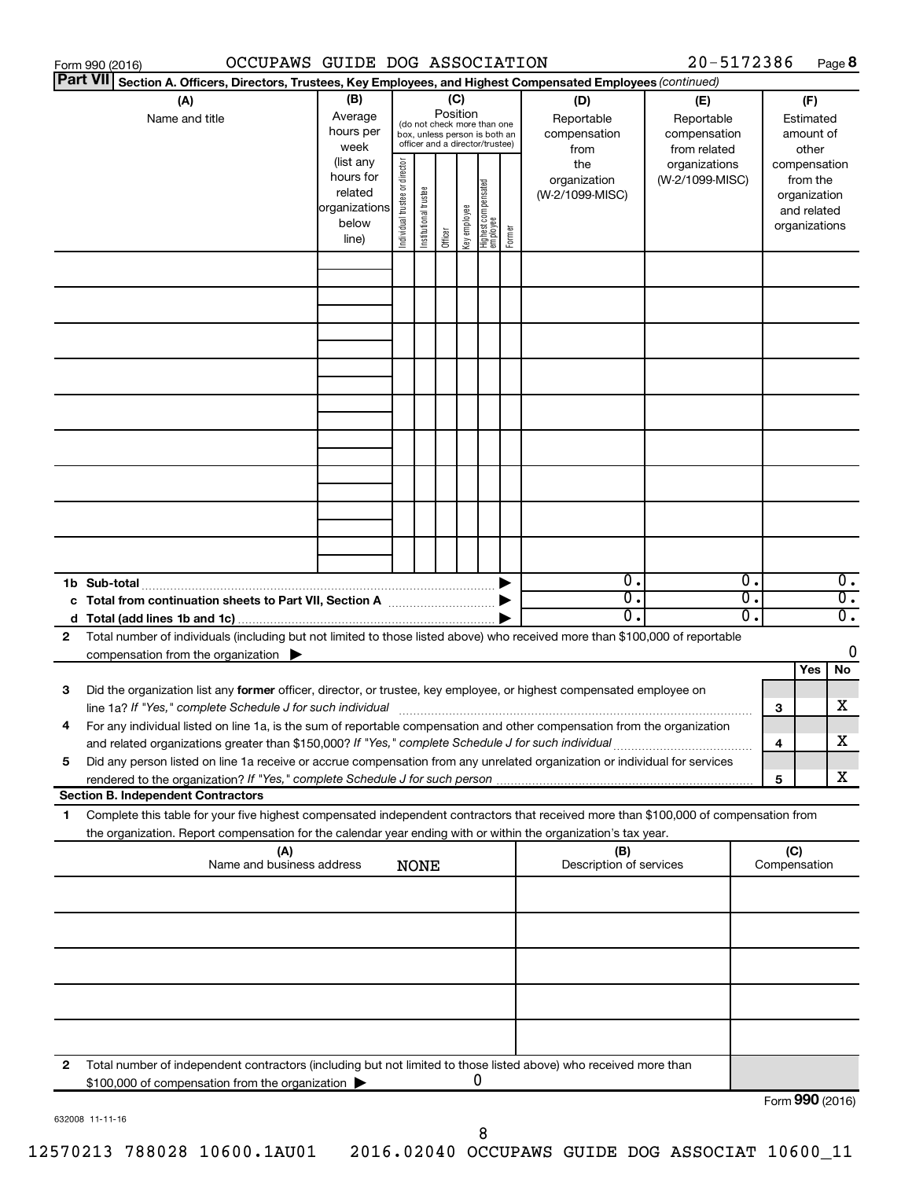Form 990 (2016) OCCUPAWS GUIDE DOG ASSOCIATION 20-5172386 Page **8**

**Part VII** **Section A. Officers, Directors, Trustees, Key Employees, and Highest Compensated Employees** *(continued)*

| (A) Name and title | (B) Average hours per week (list any hours for related organizations below line) | (C) Position (do not check more than one box, unless person is both an officer and a director/trustee): Individual trustee or director | Institutional trustee | Officer | Key employee | Highest compensated employee | Former | (D) Reportable compensation from the organization (W-2/1099-MISC) | (E) Reportable compensation from related organizations (W-2/1099-MISC) | (F) Estimated amount of other compensation from the organization and related organizations |
|---|---|---|---|---|---|---|---|---|---|---|
| | | | | | | | | | | |
| | | | | | | | | | | |
| | | | | | | | | | | |
| | | | | | | | | | | |
| | | | | | | | | | | |
| | | | | | | | | | | |
| | | | | | | | | | | |
| | | | | | | | | | | |
| | | | | | | | | | | |
| **1b Sub-total** | | | | | | | ▶ | 0. | 0. | 0. |
| **c Total from continuation sheets to Part VII, Section A** | | | | | | | ▶ | 0. | 0. | 0. |
| **d Total (add lines 1b and 1c)** | | | | | | | ▶ | 0. | 0. | 0. |

**2** Total number of individuals (including but not limited to those listed above) who received more than $100,000 of reportable compensation from the organization ▶ 0

| | | | Yes | No |
|---|---|---|---|---|
| **3** | Did the organization list any **former** officer, director, or trustee, key employee, or highest compensated employee on line 1a? *If "Yes," complete Schedule J for such individual* | **3** | | X |
| **4** | For any individual listed on line 1a, is the sum of reportable compensation and other compensation from the organization and related organizations greater than $150,000? *If "Yes," complete Schedule J for such individual* | **4** | | X |
| **5** | Did any person listed on line 1a receive or accrue compensation from any unrelated organization or individual for services rendered to the organization? *If "Yes," complete Schedule J for such person* | **5** | | X |

**Section B. Independent Contractors**

**1** Complete this table for your five highest compensated independent contractors that received more than $100,000 of compensation from the organization. Report compensation for the calendar year ending with or within the organization's tax year.

| (A) Name and business address NONE | (B) Description of services | (C) Compensation |
|---|---|---|
| | | |
| | | |
| | | |
| | | |
| | | |

**2** Total number of independent contractors (including but not limited to those listed above) who received more than $100,000 of compensation from the organization ▶ 0

Form **990** (2016)

632008 11-11-16

12570213 788028 10600.1AU01 2016.02040 OCCUPAWS GUIDE DOG ASSOCIAT 10600_11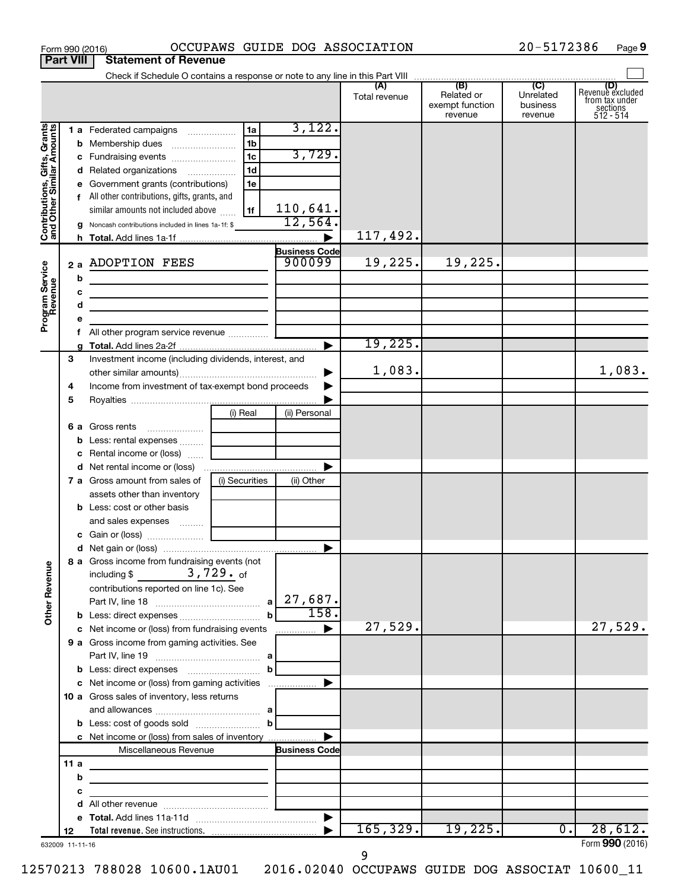Form 990 (2016) OCCUPAWS GUIDE DOG ASSOCIATION 20-5172386 Page 9

**Part VIII Statement of Revenue**

Check if Schedule O contains a response or note to any line in this Part VIII

| | | | | (A) Total revenue | (B) Related or exempt function revenue | (C) Unrelated business revenue | (D) Revenue excluded from tax under sections 512 - 514 |
|---|---|---|---|---|---|---|---|
| **Contributions, Gifts, Grants and Other Similar Amounts** | 1 a Federated campaigns | 1a | 3,122. | | | | |
| | b Membership dues | 1b | | | | | |
| | c Fundraising events | 1c | 3,729. | | | | |
| | d Related organizations | 1d | | | | | |
| | e Government grants (contributions) | 1e | | | | | |
| | f All other contributions, gifts, grants, and similar amounts not included above | 1f | 110,641. | | | | |
| | g Noncash contributions included in lines 1a-1f: $ | | 12,564. | | | | |
| | h **Total.** Add lines 1a-1f | | | 117,492. | | | |
| **Program Service Revenue** | | | **Business Code** | | | | |
| | 2 a ADOPTION FEES | | 900099 | 19,225. | 19,225. | | |
| | b | | | | | | |
| | c | | | | | | |
| | d | | | | | | |
| | e | | | | | | |
| | f All other program service revenue | | | | | | |
| | g **Total.** Add lines 2a-2f | | | 19,225. | | | |
| | 3 Investment income (including dividends, interest, and other similar amounts) | | | 1,083. | | | 1,083. |
| | 4 Income from investment of tax-exempt bond proceeds | | | | | | |
| | 5 Royalties | | | | | | |
| | | (i) Real | (ii) Personal | | | | |
| | 6 a Gross rents | | | | | | |
| | b Less: rental expenses | | | | | | |
| | c Rental income or (loss) | | | | | | |
| | d Net rental income or (loss) | | | | | | |
| | 7 a Gross amount from sales of assets other than inventory | (i) Securities | (ii) Other | | | | |
| | b Less: cost or other basis and sales expenses | | | | | | |
| | c Gain or (loss) | | | | | | |
| | d Net gain or (loss) | | | | | | |
| **Other Revenue** | 8 a Gross income from fundraising events (not including $ 3,729. of contributions reported on line 1c). See Part IV, line 18 | a | 27,687. | | | | |
| | b Less: direct expenses | b | 158. | | | | |
| | c Net income or (loss) from fundraising events | | | 27,529. | | | 27,529. |
| | 9 a Gross income from gaming activities. See Part IV, line 19 | a | | | | | |
| | b Less: direct expenses | b | | | | | |
| | c Net income or (loss) from gaming activities | | | | | | |
| | 10 a Gross sales of inventory, less returns and allowances | a | | | | | |
| | b Less: cost of goods sold | b | | | | | |
| | c Net income or (loss) from sales of inventory | | | | | | |
| | Miscellaneous Revenue | | **Business Code** | | | | |
| | 11 a | | | | | | |
| | b | | | | | | |
| | c | | | | | | |
| | d All other revenue | | | | | | |
| | e **Total.** Add lines 11a-11d | | | | | | |
| | 12 **Total revenue.** See instructions. | | | 165,329. | 19,225. | 0. | 28,612. |

632009 11-11-16 Form **990** (2016)

12570213 788028 10600.1AU01 2016.02040 OCCUPAWS GUIDE DOG ASSOCIAT 10600_11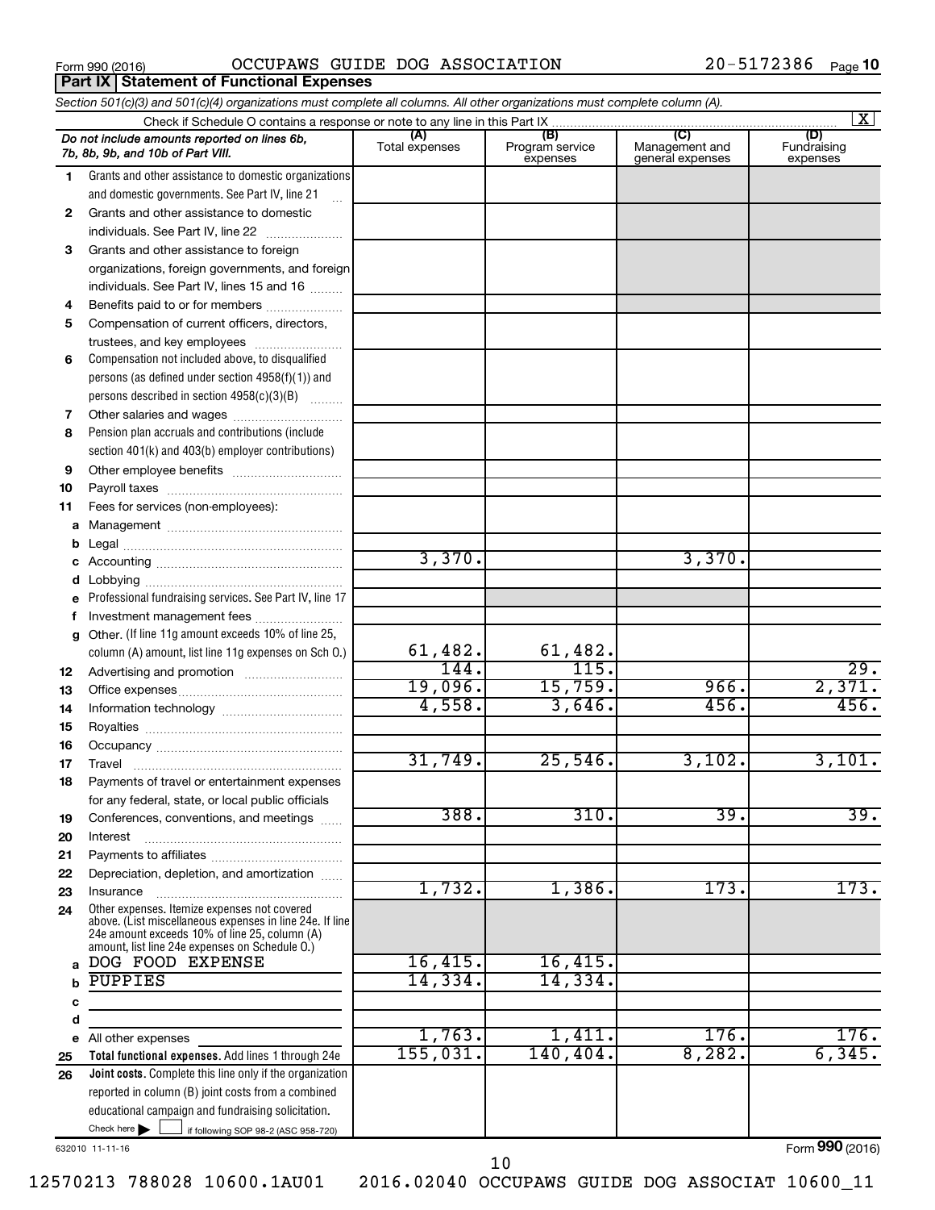Form 990 (2016) OCCUPAWS GUIDE DOG ASSOCIATION 20-5172386 Page 10

## Part IX Statement of Functional Expenses

*Section 501(c)(3) and 501(c)(4) organizations must complete all columns. All other organizations must complete column (A).*

Check if Schedule O contains a response or note to any line in this Part IX [X]

| | *Do not include amounts reported on lines 6b, 7b, 8b, 9b, and 10b of Part VIII.* | (A) Total expenses | (B) Program service expenses | (C) Management and general expenses | (D) Fundraising expenses |
|---|---|---|---|---|---|
| 1 | Grants and other assistance to domestic organizations and domestic governments. See Part IV, line 21 | | | | |
| 2 | Grants and other assistance to domestic individuals. See Part IV, line 22 | | | | |
| 3 | Grants and other assistance to foreign organizations, foreign governments, and foreign individuals. See Part IV, lines 15 and 16 | | | | |
| 4 | Benefits paid to or for members | | | | |
| 5 | Compensation of current officers, directors, trustees, and key employees | | | | |
| 6 | Compensation not included above, to disqualified persons (as defined under section 4958(f)(1)) and persons described in section 4958(c)(3)(B) | | | | |
| 7 | Other salaries and wages | | | | |
| 8 | Pension plan accruals and contributions (include section 401(k) and 403(b) employer contributions) | | | | |
| 9 | Other employee benefits | | | | |
| 10 | Payroll taxes | | | | |
| 11 | Fees for services (non-employees): | | | | |
| a | Management | | | | |
| b | Legal | | | | |
| c | Accounting | 3,370. | | 3,370. | |
| d | Lobbying | | | | |
| e | Professional fundraising services. See Part IV, line 17 | | | | |
| f | Investment management fees | | | | |
| g | Other. (If line 11g amount exceeds 10% of line 25, column (A) amount, list line 11g expenses on Sch O.) | 61,482. | 61,482. | | |
| 12 | Advertising and promotion | 144. | 115. | | 29. |
| 13 | Office expenses | 19,096. | 15,759. | 966. | 2,371. |
| 14 | Information technology | 4,558. | 3,646. | 456. | 456. |
| 15 | Royalties | | | | |
| 16 | Occupancy | | | | |
| 17 | Travel | 31,749. | 25,546. | 3,102. | 3,101. |
| 18 | Payments of travel or entertainment expenses for any federal, state, or local public officials | | | | |
| 19 | Conferences, conventions, and meetings | 388. | 310. | 39. | 39. |
| 20 | Interest | | | | |
| 21 | Payments to affiliates | | | | |
| 22 | Depreciation, depletion, and amortization | | | | |
| 23 | Insurance | 1,732. | 1,386. | 173. | 173. |
| 24 | Other expenses. Itemize expenses not covered above. (List miscellaneous expenses in line 24e. If line 24e amount exceeds 10% of line 25, column (A) amount, list line 24e expenses on Schedule O.) | | | | |
| a | DOG FOOD EXPENSE | 16,415. | 16,415. | | |
| b | PUPPIES | 14,334. | 14,334. | | |
| c | | | | | |
| d | | | | | |
| e | All other expenses | 1,763. | 1,411. | 176. | 176. |
| 25 | **Total functional expenses.** Add lines 1 through 24e | 155,031. | 140,404. | 8,282. | 6,345. |
| 26 | **Joint costs.** Complete this line only if the organization reported in column (B) joint costs from a combined educational campaign and fundraising solicitation. Check here [ ] if following SOP 98-2 (ASC 958-720) | | | | |

632010 11-11-16 Form 990 (2016)

12570213 788028 10600.1AU01 2016.02040 OCCUPAWS GUIDE DOG ASSOCIAT 10600_11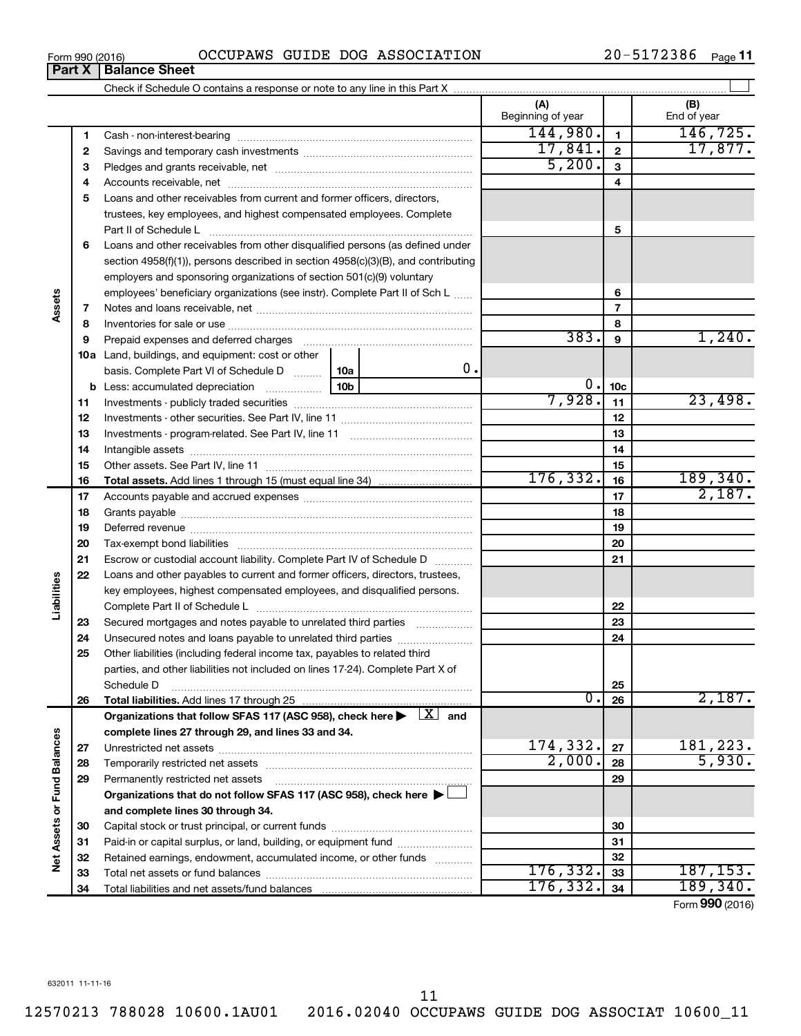Form 990 (2016) OCCUPAWS GUIDE DOG ASSOCIATION 20-5172386 Page **11**

## Part X | Balance Sheet

Check if Schedule O contains a response or note to any line in this Part X ☐

| | | | (A) Beginning of year | | (B) End of year |
|---|---|---|---|---|---|
| **Assets** | 1 | Cash - non-interest-bearing | 144,980. | 1 | 146,725. |
| | 2 | Savings and temporary cash investments | 17,841. | 2 | 17,877. |
| | 3 | Pledges and grants receivable, net | 5,200. | 3 | |
| | 4 | Accounts receivable, net | | 4 | |
| | 5 | Loans and other receivables from current and former officers, directors, trustees, key employees, and highest compensated employees. Complete Part II of Schedule L | | 5 | |
| | 6 | Loans and other receivables from other disqualified persons (as defined under section 4958(f)(1)), persons described in section 4958(c)(3)(B), and contributing employers and sponsoring organizations of section 501(c)(9) voluntary employees' beneficiary organizations (see instr). Complete Part II of Sch L | | 6 | |
| | 7 | Notes and loans receivable, net | | 7 | |
| | 8 | Inventories for sale or use | | 8 | |
| | 9 | Prepaid expenses and deferred charges | 383. | 9 | 1,240. |
| | 10a | Land, buildings, and equipment: cost or other basis. Complete Part VI of Schedule D 10a 0. | | | |
| | b | Less: accumulated depreciation 10b | 0. | 10c | |
| | 11 | Investments - publicly traded securities | 7,928. | 11 | 23,498. |
| | 12 | Investments - other securities. See Part IV, line 11 | | 12 | |
| | 13 | Investments - program-related. See Part IV, line 11 | | 13 | |
| | 14 | Intangible assets | | 14 | |
| | 15 | Other assets. See Part IV, line 11 | | 15 | |
| | 16 | **Total assets.** Add lines 1 through 15 (must equal line 34) | 176,332. | 16 | 189,340. |
| **Liabilities** | 17 | Accounts payable and accrued expenses | | 17 | 2,187. |
| | 18 | Grants payable | | 18 | |
| | 19 | Deferred revenue | | 19 | |
| | 20 | Tax-exempt bond liabilities | | 20 | |
| | 21 | Escrow or custodial account liability. Complete Part IV of Schedule D | | 21 | |
| | 22 | Loans and other payables to current and former officers, directors, trustees, key employees, highest compensated employees, and disqualified persons. Complete Part II of Schedule L | | 22 | |
| | 23 | Secured mortgages and notes payable to unrelated third parties | | 23 | |
| | 24 | Unsecured notes and loans payable to unrelated third parties | | 24 | |
| | 25 | Other liabilities (including federal income tax, payables to related third parties, and other liabilities not included on lines 17-24). Complete Part X of Schedule D | | 25 | |
| | 26 | **Total liabilities.** Add lines 17 through 25 | 0. | 26 | 2,187. |
| **Net Assets or Fund Balances** | | **Organizations that follow SFAS 117 (ASC 958), check here ▶ ☒ and complete lines 27 through 29, and lines 33 and 34.** | | | |
| | 27 | Unrestricted net assets | 174,332. | 27 | 181,223. |
| | 28 | Temporarily restricted net assets | 2,000. | 28 | 5,930. |
| | 29 | Permanently restricted net assets | | 29 | |
| | | **Organizations that do not follow SFAS 117 (ASC 958), check here ▶ ☐ and complete lines 30 through 34.** | | | |
| | 30 | Capital stock or trust principal, or current funds | | 30 | |
| | 31 | Paid-in or capital surplus, or land, building, or equipment fund | | 31 | |
| | 32 | Retained earnings, endowment, accumulated income, or other funds | | 32 | |
| | 33 | Total net assets or fund balances | 176,332. | 33 | 187,153. |
| | 34 | Total liabilities and net assets/fund balances | 176,332. | 34 | 189,340. |

Form **990** (2016)

632011 11-11-16

12570213 788028 10600.1AU01 2016.02040 OCCUPAWS GUIDE DOG ASSOCIAT 10600_11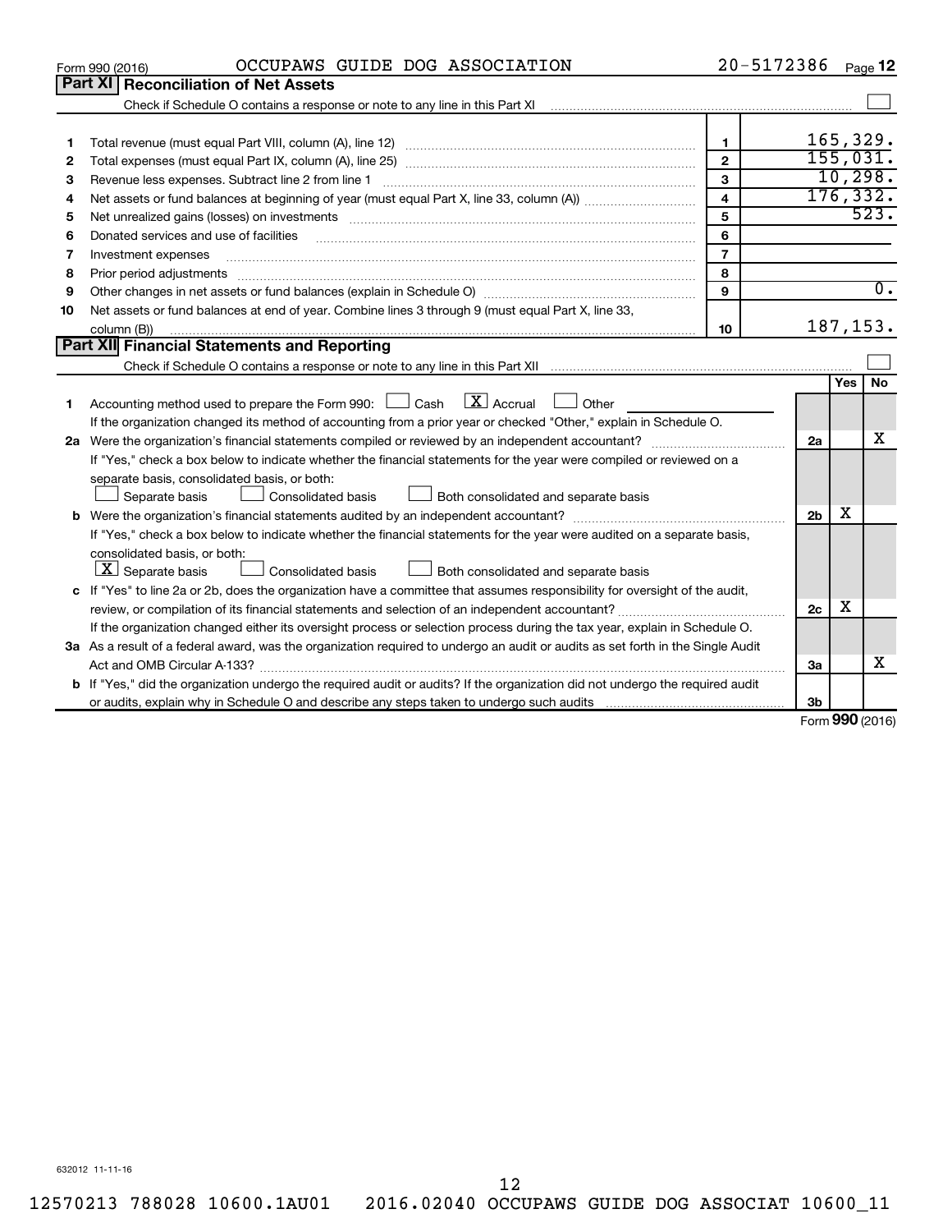Form 990 (2016) OCCUPAWS GUIDE DOG ASSOCIATION 20-5172386 Page 12

## Part XI Reconciliation of Net Assets

Check if Schedule O contains a response or note to any line in this Part XI

| | | | |
|---|---|---|---|
| 1 | Total revenue (must equal Part VIII, column (A), line 12) | 1 | 165,329. |
| 2 | Total expenses (must equal Part IX, column (A), line 25) | 2 | 155,031. |
| 3 | Revenue less expenses. Subtract line 2 from line 1 | 3 | 10,298. |
| 4 | Net assets or fund balances at beginning of year (must equal Part X, line 33, column (A)) | 4 | 176,332. |
| 5 | Net unrealized gains (losses) on investments | 5 | 523. |
| 6 | Donated services and use of facilities | 6 | |
| 7 | Investment expenses | 7 | |
| 8 | Prior period adjustments | 8 | |
| 9 | Other changes in net assets or fund balances (explain in Schedule O) | 9 | 0. |
| 10 | Net assets or fund balances at end of year. Combine lines 3 through 9 (must equal Part X, line 33, column (B)) | 10 | 187,153. |

## Part XII Financial Statements and Reporting

Check if Schedule O contains a response or note to any line in this Part XII

| | | | Yes | No |
|---|---|---|---|---|
| 1 | Accounting method used to prepare the Form 990: ☐ Cash ☒ Accrual ☐ Other | | | |
| | If the organization changed its method of accounting from a prior year or checked "Other," explain in Schedule O. | | | |
| 2a | Were the organization's financial statements compiled or reviewed by an independent accountant? | 2a | | X |
| | If "Yes," check a box below to indicate whether the financial statements for the year were compiled or reviewed on a separate basis, consolidated basis, or both: ☐ Separate basis ☐ Consolidated basis ☐ Both consolidated and separate basis | | | |
| b | Were the organization's financial statements audited by an independent accountant? | 2b | X | |
| | If "Yes," check a box below to indicate whether the financial statements for the year were audited on a separate basis, consolidated basis, or both: ☒ Separate basis ☐ Consolidated basis ☐ Both consolidated and separate basis | | | |
| c | If "Yes" to line 2a or 2b, does the organization have a committee that assumes responsibility for oversight of the audit, review, or compilation of its financial statements and selection of an independent accountant? | 2c | X | |
| | If the organization changed either its oversight process or selection process during the tax year, explain in Schedule O. | | | |
| 3a | As a result of a federal award, was the organization required to undergo an audit or audits as set forth in the Single Audit Act and OMB Circular A-133? | 3a | | X |
| b | If "Yes," did the organization undergo the required audit or audits? If the organization did not undergo the required audit or audits, explain why in Schedule O and describe any steps taken to undergo such audits | 3b | | |

Form 990 (2016)

632012 11-11-16

12570213 788028 10600.1AU01 2016.02040 OCCUPAWS GUIDE DOG ASSOCIAT 10600_11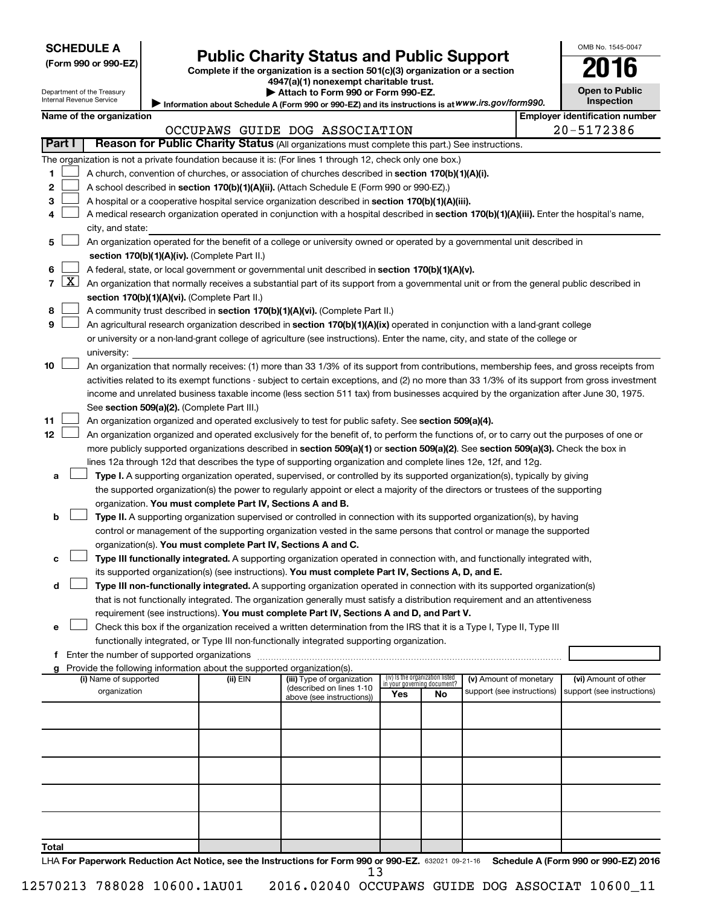**SCHEDULE A**
**(Form 990 or 990-EZ)**

Department of the Treasury
Internal Revenue Service

# Public Charity Status and Public Support

**Complete if the organization is a section 501(c)(3) organization or a section 4947(a)(1) nonexempt charitable trust.**
**▶ Attach to Form 990 or Form 990-EZ.**
**▶ Information about Schedule A (Form 990 or 990-EZ) and its instructions is at** *www.irs.gov/form990.*

OMB No. 1545-0047
**2016**
**Open to Public Inspection**

**Name of the organization:** OCCUPAWS GUIDE DOG ASSOCIATION
**Employer identification number:** 20-5172386

## Part I — Reason for Public Charity Status (All organizations must complete this part.) See instructions.

The organization is not a private foundation because it is: (For lines 1 through 12, check only one box.)

1. [ ] A church, convention of churches, or association of churches described in **section 170(b)(1)(A)(i).**
2. [ ] A school described in **section 170(b)(1)(A)(ii).** (Attach Schedule E (Form 990 or 990-EZ).)
3. [ ] A hospital or a cooperative hospital service organization described in **section 170(b)(1)(A)(iii).**
4. [ ] A medical research organization operated in conjunction with a hospital described in **section 170(b)(1)(A)(iii).** Enter the hospital's name, city, and state:
5. [ ] An organization operated for the benefit of a college or university owned or operated by a governmental unit described in **section 170(b)(1)(A)(iv).** (Complete Part II.)
6. [ ] A federal, state, or local government or governmental unit described in **section 170(b)(1)(A)(v).**
7. [X] An organization that normally receives a substantial part of its support from a governmental unit or from the general public described in **section 170(b)(1)(A)(vi).** (Complete Part II.)
8. [ ] A community trust described in **section 170(b)(1)(A)(vi).** (Complete Part II.)
9. [ ] An agricultural research organization described in **section 170(b)(1)(A)(ix)** operated in conjunction with a land-grant college or university or a non-land-grant college of agriculture (see instructions). Enter the name, city, and state of the college or university:
10. [ ] An organization that normally receives: (1) more than 33 1/3% of its support from contributions, membership fees, and gross receipts from activities related to its exempt functions - subject to certain exceptions, and (2) no more than 33 1/3% of its support from gross investment income and unrelated business taxable income (less section 511 tax) from businesses acquired by the organization after June 30, 1975. See **section 509(a)(2).** (Complete Part III.)
11. [ ] An organization organized and operated exclusively to test for public safety. See **section 509(a)(4).**
12. [ ] An organization organized and operated exclusively for the benefit of, to perform the functions of, or to carry out the purposes of one or more publicly supported organizations described in **section 509(a)(1)** or **section 509(a)(2)**. See **section 509(a)(3).** Check the box in lines 12a through 12d that describes the type of supporting organization and complete lines 12e, 12f, and 12g.
   - **a** [ ] **Type I.** A supporting organization operated, supervised, or controlled by its supported organization(s), typically by giving the supported organization(s) the power to regularly appoint or elect a majority of the directors or trustees of the supporting organization. **You must complete Part IV, Sections A and B.**
   - **b** [ ] **Type II.** A supporting organization supervised or controlled in connection with its supported organization(s), by having control or management of the supporting organization vested in the same persons that control or manage the supported organization(s). **You must complete Part IV, Sections A and C.**
   - **c** [ ] **Type III functionally integrated.** A supporting organization operated in connection with, and functionally integrated with, its supported organization(s) (see instructions). **You must complete Part IV, Sections A, D, and E.**
   - **d** [ ] **Type III non-functionally integrated.** A supporting organization operated in connection with its supported organization(s) that is not functionally integrated. The organization generally must satisfy a distribution requirement and an attentiveness requirement (see instructions). **You must complete Part IV, Sections A and D, and Part V.**
   - **e** [ ] Check this box if the organization received a written determination from the IRS that it is a Type I, Type II, Type III functionally integrated, or Type III non-functionally integrated supporting organization.
   - **f** Enter the number of supported organizations
   - **g** Provide the following information about the supported organization(s).

| (i) Name of supported organization | (ii) EIN | (iii) Type of organization (described on lines 1-10 above (see instructions)) | (iv) Is the organization listed in your governing document? Yes | No | (v) Amount of monetary support (see instructions) | (vi) Amount of other support (see instructions) |
|---|---|---|---|---|---|---|
| | | | | | | |
| | | | | | | |
| | | | | | | |
| | | | | | | |
| | | | | | | |
| **Total** | | | | | | |

LHA **For Paperwork Reduction Act Notice, see the Instructions for Form 990 or 990-EZ.** 632021 09-21-16 **Schedule A (Form 990 or 990-EZ) 2016**

12570213 788028 10600.1AU01 2016.02040 OCCUPAWS GUIDE DOG ASSOCIAT 10600_11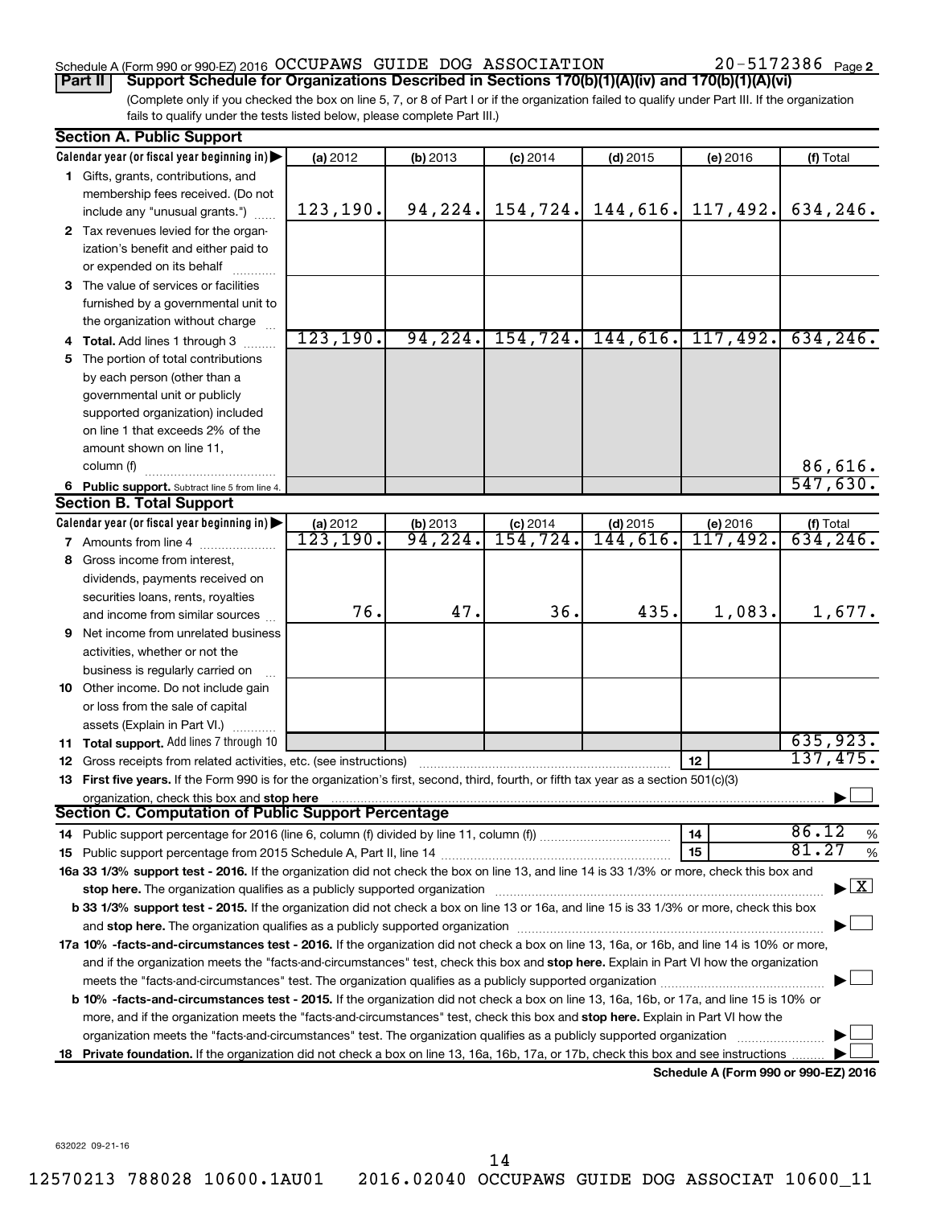Schedule A (Form 990 or 990-EZ) 2016 OCCUPAWS GUIDE DOG ASSOCIATION 20-5172386 Page 2

**Part II Support Schedule for Organizations Described in Sections 170(b)(1)(A)(iv) and 170(b)(1)(A)(vi)**

(Complete only if you checked the box on line 5, 7, or 8 of Part I or if the organization failed to qualify under Part III. If the organization fails to qualify under the tests listed below, please complete Part III.)

**Section A. Public Support**

| Calendar year (or fiscal year beginning in) | (a) 2012 | (b) 2013 | (c) 2014 | (d) 2015 | (e) 2016 | (f) Total |
|---|---|---|---|---|---|---|
| 1 Gifts, grants, contributions, and membership fees received. (Do not include any "unusual grants.") | 123,190. | 94,224. | 154,724. | 144,616. | 117,492. | 634,246. |
| 2 Tax revenues levied for the organization's benefit and either paid to or expended on its behalf | | | | | | |
| 3 The value of services or facilities furnished by a governmental unit to the organization without charge | | | | | | |
| 4 **Total.** Add lines 1 through 3 | 123,190. | 94,224. | 154,724. | 144,616. | 117,492. | 634,246. |
| 5 The portion of total contributions by each person (other than a governmental unit or publicly supported organization) included on line 1 that exceeds 2% of the amount shown on line 11, column (f) | | | | | | 86,616. |
| 6 **Public support.** Subtract line 5 from line 4. | | | | | | 547,630. |

**Section B. Total Support**

| Calendar year (or fiscal year beginning in) | (a) 2012 | (b) 2013 | (c) 2014 | (d) 2015 | (e) 2016 | (f) Total |
|---|---|---|---|---|---|---|
| 7 Amounts from line 4 | 123,190. | 94,224. | 154,724. | 144,616. | 117,492. | 634,246. |
| 8 Gross income from interest, dividends, payments received on securities loans, rents, royalties and income from similar sources | 76. | 47. | 36. | 435. | 1,083. | 1,677. |
| 9 Net income from unrelated business activities, whether or not the business is regularly carried on | | | | | | |
| 10 Other income. Do not include gain or loss from the sale of capital assets (Explain in Part VI.) | | | | | | |
| 11 **Total support.** Add lines 7 through 10 | | | | | | 635,923. |
| 12 Gross receipts from related activities, etc. (see instructions) | | | | | 12 | 137,475. |

13 **First five years.** If the Form 990 is for the organization's first, second, third, fourth, or fifth tax year as a section 501(c)(3) organization, check this box and **stop here** ☐

**Section C. Computation of Public Support Percentage**

14 Public support percentage for 2016 (line 6, column (f) divided by line 11, column (f)) — 14 — 86.12 %

15 Public support percentage from 2015 Schedule A, Part II, line 14 — 15 — 81.27 %

16a **33 1/3% support test - 2016.** If the organization did not check the box on line 13, and line 14 is 33 1/3% or more, check this box and **stop here.** The organization qualifies as a publicly supported organization ☒

b **33 1/3% support test - 2015.** If the organization did not check a box on line 13 or 16a, and line 15 is 33 1/3% or more, check this box and **stop here.** The organization qualifies as a publicly supported organization ☐

17a **10% -facts-and-circumstances test - 2016.** If the organization did not check a box on line 13, 16a, or 16b, and line 14 is 10% or more, and if the organization meets the "facts-and-circumstances" test, check this box and **stop here.** Explain in Part VI how the organization meets the "facts-and-circumstances" test. The organization qualifies as a publicly supported organization ☐

b **10% -facts-and-circumstances test - 2015.** If the organization did not check a box on line 13, 16a, 16b, or 17a, and line 15 is 10% or more, and if the organization meets the "facts-and-circumstances" test, check this box and **stop here.** Explain in Part VI how the organization meets the "facts-and-circumstances" test. The organization qualifies as a publicly supported organization ☐

18 **Private foundation.** If the organization did not check a box on line 13, 16a, 16b, 17a, or 17b, check this box and see instructions ☐

**Schedule A (Form 990 or 990-EZ) 2016**

632022 09-21-16

12570213 788028 10600.1AU01 2016.02040 OCCUPAWS GUIDE DOG ASSOCIAT 10600_11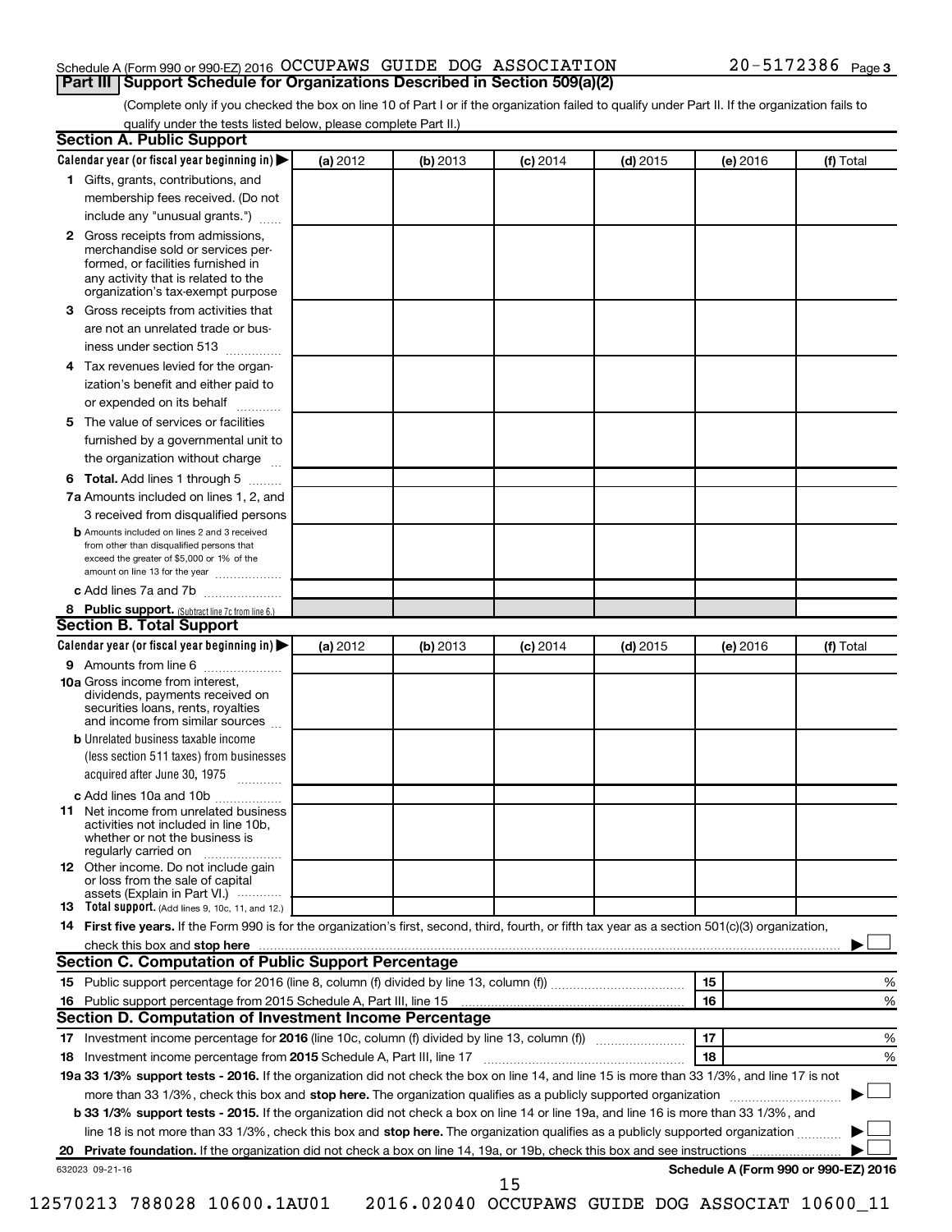Schedule A (Form 990 or 990-EZ) 2016 OCCUPAWS GUIDE DOG ASSOCIATION 20-5172386 Page 3

**Part III Support Schedule for Organizations Described in Section 509(a)(2)**

(Complete only if you checked the box on line 10 of Part I or if the organization failed to qualify under Part II. If the organization fails to qualify under the tests listed below, please complete Part II.)

**Section A. Public Support**

| Calendar year (or fiscal year beginning in) ▶ | (a) 2012 | (b) 2013 | (c) 2014 | (d) 2015 | (e) 2016 | (f) Total |
|---|---|---|---|---|---|---|
| **1** Gifts, grants, contributions, and membership fees received. (Do not include any "unusual grants.") | | | | | | |
| **2** Gross receipts from admissions, merchandise sold or services performed, or facilities furnished in any activity that is related to the organization's tax-exempt purpose | | | | | | |
| **3** Gross receipts from activities that are not an unrelated trade or business under section 513 | | | | | | |
| **4** Tax revenues levied for the organization's benefit and either paid to or expended on its behalf | | | | | | |
| **5** The value of services or facilities furnished by a governmental unit to the organization without charge | | | | | | |
| **6 Total.** Add lines 1 through 5 | | | | | | |
| **7a** Amounts included on lines 1, 2, and 3 received from disqualified persons | | | | | | |
| **b** Amounts included on lines 2 and 3 received from other than disqualified persons that exceed the greater of $5,000 or 1% of the amount on line 13 for the year | | | | | | |
| **c** Add lines 7a and 7b | | | | | | |
| **8 Public support.** (Subtract line 7c from line 6.) | | | | | | |

**Section B. Total Support**

| Calendar year (or fiscal year beginning in) ▶ | (a) 2012 | (b) 2013 | (c) 2014 | (d) 2015 | (e) 2016 | (f) Total |
|---|---|---|---|---|---|---|
| **9** Amounts from line 6 | | | | | | |
| **10a** Gross income from interest, dividends, payments received on securities loans, rents, royalties and income from similar sources | | | | | | |
| **b** Unrelated business taxable income (less section 511 taxes) from businesses acquired after June 30, 1975 | | | | | | |
| **c** Add lines 10a and 10b | | | | | | |
| **11** Net income from unrelated business activities not included in line 10b, whether or not the business is regularly carried on | | | | | | |
| **12** Other income. Do not include gain or loss from the sale of capital assets (Explain in Part VI.) | | | | | | |
| **13 Total support.** (Add lines 9, 10c, 11, and 12.) | | | | | | |

**14 First five years.** If the Form 990 is for the organization's first, second, third, fourth, or fifth tax year as a section 501(c)(3) organization, check this box and **stop here** ▶ ☐

**Section C. Computation of Public Support Percentage**

| | | | |
|---|---|---|---|
| **15** | Public support percentage for 2016 (line 8, column (f) divided by line 13, column (f)) | 15 | % |
| **16** | Public support percentage from 2015 Schedule A, Part III, line 15 | 16 | % |

**Section D. Computation of Investment Income Percentage**

| | | | |
|---|---|---|---|
| **17** | Investment income percentage for **2016** (line 10c, column (f) divided by line 13, column (f)) | 17 | % |
| **18** | Investment income percentage from **2015** Schedule A, Part III, line 17 | 18 | % |

**19a 33 1/3% support tests - 2016.** If the organization did not check the box on line 14, and line 15 is more than 33 1/3%, and line 17 is not more than 33 1/3%, check this box and **stop here.** The organization qualifies as a publicly supported organization ▶ ☐

**b 33 1/3% support tests - 2015.** If the organization did not check a box on line 14 or line 19a, and line 16 is more than 33 1/3%, and line 18 is not more than 33 1/3%, check this box and **stop here.** The organization qualifies as a publicly supported organization ▶ ☐

**20 Private foundation.** If the organization did not check a box on line 14, 19a, or 19b, check this box and see instructions ▶ ☐

632023 09-21-16 **Schedule A (Form 990 or 990-EZ) 2016**

12570213 788028 10600.1AU01 2016.02040 OCCUPAWS GUIDE DOG ASSOCIAT 10600_11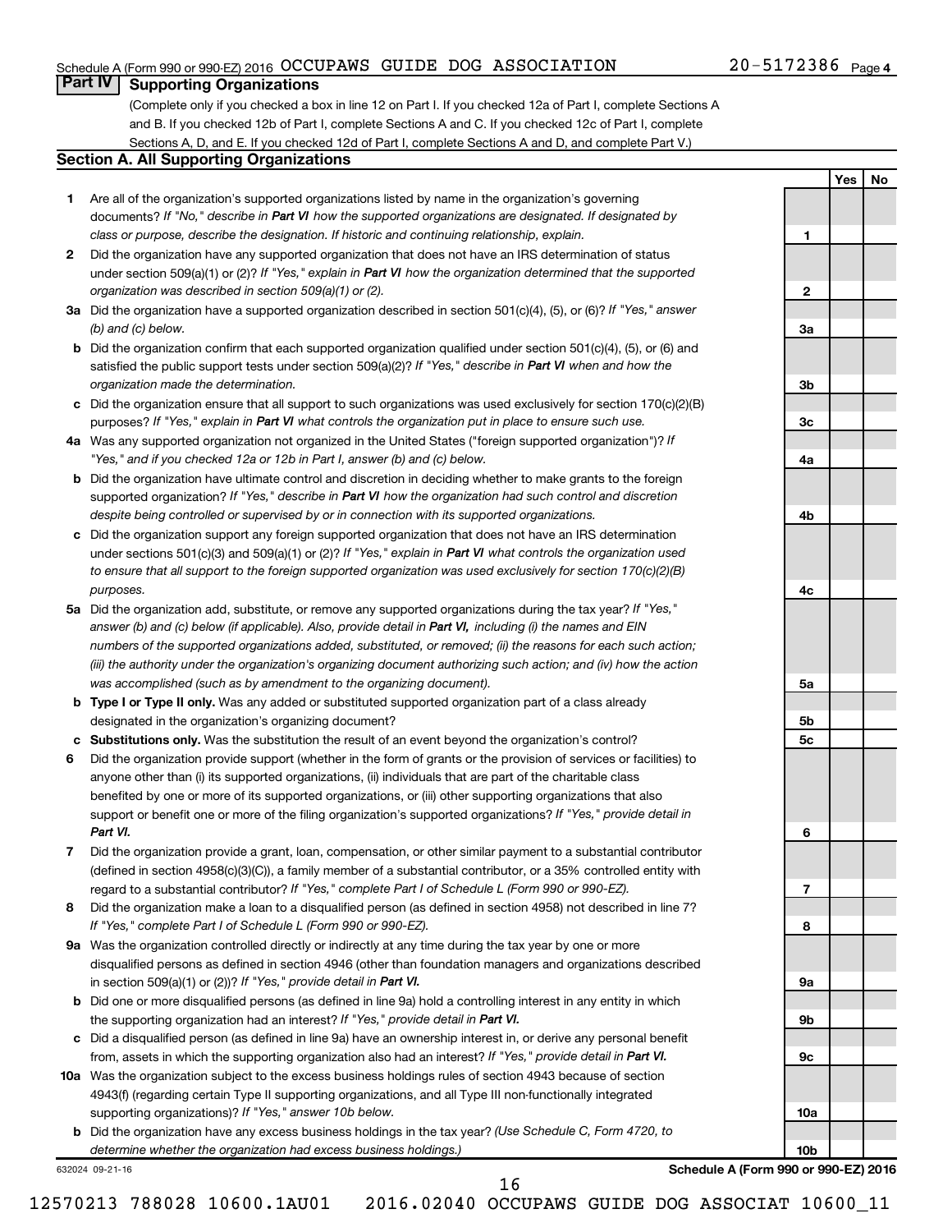Schedule A (Form 990 or 990-EZ) 2016 OCCUPAWS GUIDE DOG ASSOCIATION 20-5172386 Page 4

## Part IV Supporting Organizations

(Complete only if you checked a box in line 12 on Part I. If you checked 12a of Part I, complete Sections A and B. If you checked 12b of Part I, complete Sections A and C. If you checked 12c of Part I, complete Sections A, D, and E. If you checked 12d of Part I, complete Sections A and D, and complete Part V.)

### Section A. All Supporting Organizations

| | | | Yes | No |
|---|---|---|---|---|
| **1** | Are all of the organization's supported organizations listed by name in the organization's governing documents? *If "No," describe in **Part VI** how the supported organizations are designated. If designated by class or purpose, describe the designation. If historic and continuing relationship, explain.* | **1** | | |
| **2** | Did the organization have any supported organization that does not have an IRS determination of status under section 509(a)(1) or (2)? *If "Yes," explain in **Part VI** how the organization determined that the supported organization was described in section 509(a)(1) or (2).* | **2** | | |
| **3a** | Did the organization have a supported organization described in section 501(c)(4), (5), or (6)? *If "Yes," answer (b) and (c) below.* | **3a** | | |
| **b** | Did the organization confirm that each supported organization qualified under section 501(c)(4), (5), or (6) and satisfied the public support tests under section 509(a)(2)? *If "Yes," describe in **Part VI** when and how the organization made the determination.* | **3b** | | |
| **c** | Did the organization ensure that all support to such organizations was used exclusively for section 170(c)(2)(B) purposes? *If "Yes," explain in **Part VI** what controls the organization put in place to ensure such use.* | **3c** | | |
| **4a** | Was any supported organization not organized in the United States ("foreign supported organization")? *If "Yes," and if you checked 12a or 12b in Part I, answer (b) and (c) below.* | **4a** | | |
| **b** | Did the organization have ultimate control and discretion in deciding whether to make grants to the foreign supported organization? *If "Yes," describe in **Part VI** how the organization had such control and discretion despite being controlled or supervised by or in connection with its supported organizations.* | **4b** | | |
| **c** | Did the organization support any foreign supported organization that does not have an IRS determination under sections 501(c)(3) and 509(a)(1) or (2)? *If "Yes," explain in **Part VI** what controls the organization used to ensure that all support to the foreign supported organization was used exclusively for section 170(c)(2)(B) purposes.* | **4c** | | |
| **5a** | Did the organization add, substitute, or remove any supported organizations during the tax year? *If "Yes," answer (b) and (c) below (if applicable). Also, provide detail in **Part VI,** including (i) the names and EIN numbers of the supported organizations added, substituted, or removed; (ii) the reasons for each such action; (iii) the authority under the organization's organizing document authorizing such action; and (iv) how the action was accomplished (such as by amendment to the organizing document).* | **5a** | | |
| **b** | **Type I or Type II only.** Was any added or substituted supported organization part of a class already designated in the organization's organizing document? | **5b** | | |
| **c** | **Substitutions only.** Was the substitution the result of an event beyond the organization's control? | **5c** | | |
| **6** | Did the organization provide support (whether in the form of grants or the provision of services or facilities) to anyone other than (i) its supported organizations, (ii) individuals that are part of the charitable class benefited by one or more of its supported organizations, or (iii) other supporting organizations that also support or benefit one or more of the filing organization's supported organizations? *If "Yes," provide detail in **Part VI.*** | **6** | | |
| **7** | Did the organization provide a grant, loan, compensation, or other similar payment to a substantial contributor (defined in section 4958(c)(3)(C)), a family member of a substantial contributor, or a 35% controlled entity with regard to a substantial contributor? *If "Yes," complete Part I of Schedule L (Form 990 or 990-EZ).* | **7** | | |
| **8** | Did the organization make a loan to a disqualified person (as defined in section 4958) not described in line 7? *If "Yes," complete Part I of Schedule L (Form 990 or 990-EZ).* | **8** | | |
| **9a** | Was the organization controlled directly or indirectly at any time during the tax year by one or more disqualified persons as defined in section 4946 (other than foundation managers and organizations described in section 509(a)(1) or (2))? *If "Yes," provide detail in **Part VI.*** | **9a** | | |
| **b** | Did one or more disqualified persons (as defined in line 9a) hold a controlling interest in any entity in which the supporting organization had an interest? *If "Yes," provide detail in **Part VI.*** | **9b** | | |
| **c** | Did a disqualified person (as defined in line 9a) have an ownership interest in, or derive any personal benefit from, assets in which the supporting organization also had an interest? *If "Yes," provide detail in **Part VI.*** | **9c** | | |
| **10a** | Was the organization subject to the excess business holdings rules of section 4943 because of section 4943(f) (regarding certain Type II supporting organizations, and all Type III non-functionally integrated supporting organizations)? *If "Yes," answer 10b below.* | **10a** | | |
| **b** | Did the organization have any excess business holdings in the tax year? *(Use Schedule C, Form 4720, to determine whether the organization had excess business holdings.)* | **10b** | | |

632024 09-21-16

**Schedule A (Form 990 or 990-EZ) 2016**

12570213 788028 10600.1AU01 2016.02040 OCCUPAWS GUIDE DOG ASSOCIAT 10600_11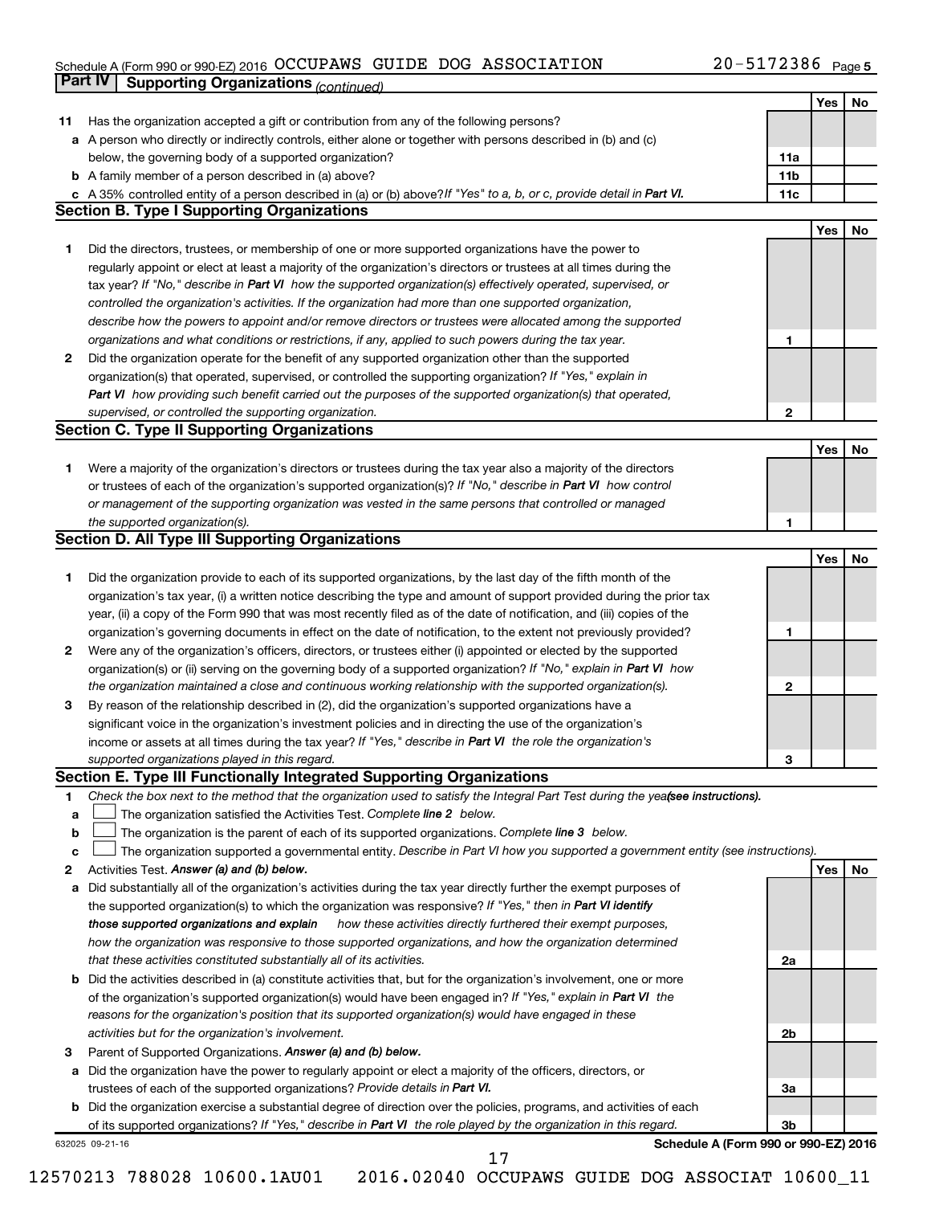Schedule A (Form 990 or 990-EZ) 2016 OCCUPAWS GUIDE DOG ASSOCIATION 20-5172386 Page 5

## Part IV Supporting Organizations *(continued)*

| | | | Yes | No |
|---|---|---|---|---|
| **11** | Has the organization accepted a gift or contribution from any of the following persons? | | | |
| **a** | A person who directly or indirectly controls, either alone or together with persons described in (b) and (c) below, the governing body of a supported organization? | **11a** | | |
| **b** | A family member of a person described in (a) above? | **11b** | | |
| **c** | A 35% controlled entity of a person described in (a) or (b) above? *If "Yes" to a, b, or c, provide detail in* ***Part VI.*** | **11c** | | |

### Section B. Type I Supporting Organizations

| | | | Yes | No |
|---|---|---|---|---|
| **1** | Did the directors, trustees, or membership of one or more supported organizations have the power to regularly appoint or elect at least a majority of the organization's directors or trustees at all times during the tax year? *If "No," describe in* ***Part VI*** *how the supported organization(s) effectively operated, supervised, or controlled the organization's activities. If the organization had more than one supported organization, describe how the powers to appoint and/or remove directors or trustees were allocated among the supported organizations and what conditions or restrictions, if any, applied to such powers during the tax year.* | **1** | | |
| **2** | Did the organization operate for the benefit of any supported organization other than the supported organization(s) that operated, supervised, or controlled the supporting organization? *If "Yes," explain in* ***Part VI*** *how providing such benefit carried out the purposes of the supported organization(s) that operated, supervised, or controlled the supporting organization.* | **2** | | |

### Section C. Type II Supporting Organizations

| | | | Yes | No |
|---|---|---|---|---|
| **1** | Were a majority of the organization's directors or trustees during the tax year also a majority of the directors or trustees of each of the organization's supported organization(s)? *If "No," describe in* ***Part VI*** *how control or management of the supporting organization was vested in the same persons that controlled or managed the supported organization(s).* | **1** | | |

### Section D. All Type III Supporting Organizations

| | | | Yes | No |
|---|---|---|---|---|
| **1** | Did the organization provide to each of its supported organizations, by the last day of the fifth month of the organization's tax year, (i) a written notice describing the type and amount of support provided during the prior tax year, (ii) a copy of the Form 990 that was most recently filed as of the date of notification, and (iii) copies of the organization's governing documents in effect on the date of notification, to the extent not previously provided? | **1** | | |
| **2** | Were any of the organization's officers, directors, or trustees either (i) appointed or elected by the supported organization(s) or (ii) serving on the governing body of a supported organization? *If "No," explain in* ***Part VI*** *how the organization maintained a close and continuous working relationship with the supported organization(s).* | **2** | | |
| **3** | By reason of the relationship described in (2), did the organization's supported organizations have a significant voice in the organization's investment policies and in directing the use of the organization's income or assets at all times during the tax year? *If "Yes," describe in* ***Part VI*** *the role the organization's supported organizations played in this regard.* | **3** | | |

### Section E. Type III Functionally Integrated Supporting Organizations

**1** *Check the box next to the method that the organization used to satisfy the Integral Part Test during the year* ***(see instructions).***

- **a** ☐ The organization satisfied the Activities Test. *Complete* ***line 2*** *below.*
- **b** ☐ The organization is the parent of each of its supported organizations. *Complete* ***line 3*** *below.*
- **c** ☐ The organization supported a governmental entity. *Describe in Part VI how you supported a government entity (see instructions).*

| | | | Yes | No |
|---|---|---|---|---|
| **2** | Activities Test. ***Answer (a) and (b) below.*** | | | |
| **a** | Did substantially all of the organization's activities during the tax year directly further the exempt purposes of the supported organization(s) to which the organization was responsive? *If "Yes," then in* ***Part VI identify those supported organizations and explain*** *how these activities directly furthered their exempt purposes, how the organization was responsive to those supported organizations, and how the organization determined that these activities constituted substantially all of its activities.* | **2a** | | |
| **b** | Did the activities described in (a) constitute activities that, but for the organization's involvement, one or more of the organization's supported organization(s) would have been engaged in? *If "Yes," explain in* ***Part VI*** *the reasons for the organization's position that its supported organization(s) would have engaged in these activities but for the organization's involvement.* | **2b** | | |
| **3** | Parent of Supported Organizations. ***Answer (a) and (b) below.*** | | | |
| **a** | Did the organization have the power to regularly appoint or elect a majority of the officers, directors, or trustees of each of the supported organizations? *Provide details in* ***Part VI.*** | **3a** | | |
| **b** | Did the organization exercise a substantial degree of direction over the policies, programs, and activities of each of its supported organizations? *If "Yes," describe in* ***Part VI*** *the role played by the organization in this regard.* | **3b** | | |

632025 09-21-16 **Schedule A (Form 990 or 990-EZ) 2016**

12570213 788028 10600.1AU01 2016.02040 OCCUPAWS GUIDE DOG ASSOCIAT 10600_11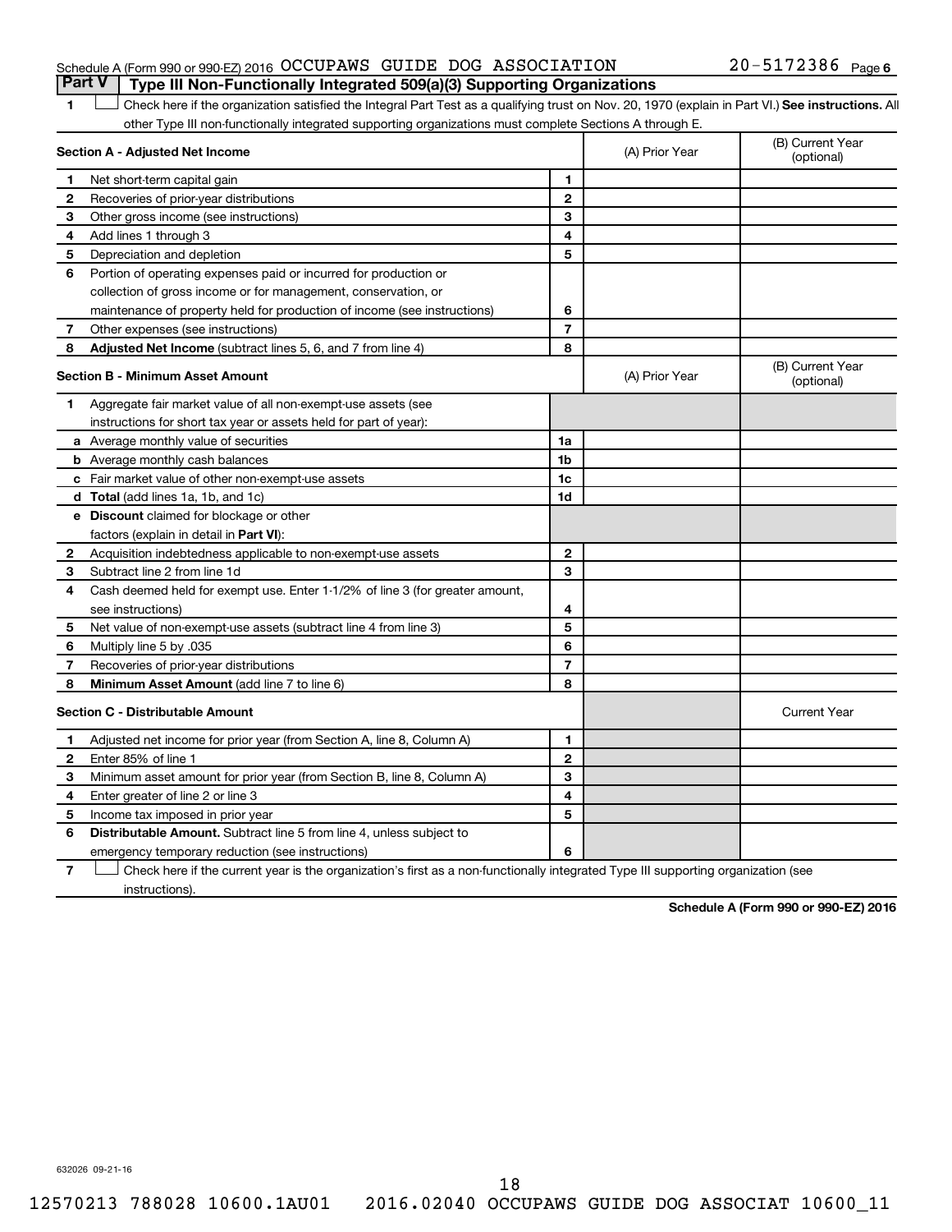Schedule A (Form 990 or 990-EZ) 2016 OCCUPAWS GUIDE DOG ASSOCIATION 20-5172386 Page 6

## Part V Type III Non-Functionally Integrated 509(a)(3) Supporting Organizations

1 ☐ Check here if the organization satisfied the Integral Part Test as a qualifying trust on Nov. 20, 1970 (explain in Part VI.) **See instructions.** All other Type III non-functionally integrated supporting organizations must complete Sections A through E.

| **Section A - Adjusted Net Income** | | | (A) Prior Year | (B) Current Year (optional) |
|---|---|---|---|---|
| 1 | Net short-term capital gain | 1 | | |
| 2 | Recoveries of prior-year distributions | 2 | | |
| 3 | Other gross income (see instructions) | 3 | | |
| 4 | Add lines 1 through 3 | 4 | | |
| 5 | Depreciation and depletion | 5 | | |
| 6 | Portion of operating expenses paid or incurred for production or collection of gross income or for management, conservation, or maintenance of property held for production of income (see instructions) | 6 | | |
| 7 | Other expenses (see instructions) | 7 | | |
| 8 | **Adjusted Net Income** (subtract lines 5, 6, and 7 from line 4) | 8 | | |

| **Section B - Minimum Asset Amount** | | | (A) Prior Year | (B) Current Year (optional) |
|---|---|---|---|---|
| 1 | Aggregate fair market value of all non-exempt-use assets (see instructions for short tax year or assets held for part of year): | | | |
| a | Average monthly value of securities | 1a | | |
| b | Average monthly cash balances | 1b | | |
| c | Fair market value of other non-exempt-use assets | 1c | | |
| d | **Total** (add lines 1a, 1b, and 1c) | 1d | | |
| e | **Discount** claimed for blockage or other factors (explain in detail in **Part VI**): | | | |
| 2 | Acquisition indebtedness applicable to non-exempt-use assets | 2 | | |
| 3 | Subtract line 2 from line 1d | 3 | | |
| 4 | Cash deemed held for exempt use. Enter 1-1/2% of line 3 (for greater amount, see instructions) | 4 | | |
| 5 | Net value of non-exempt-use assets (subtract line 4 from line 3) | 5 | | |
| 6 | Multiply line 5 by .035 | 6 | | |
| 7 | Recoveries of prior-year distributions | 7 | | |
| 8 | **Minimum Asset Amount** (add line 7 to line 6) | 8 | | |

| **Section C - Distributable Amount** | | | | Current Year |
|---|---|---|---|---|
| 1 | Adjusted net income for prior year (from Section A, line 8, Column A) | 1 | | |
| 2 | Enter 85% of line 1 | 2 | | |
| 3 | Minimum asset amount for prior year (from Section B, line 8, Column A) | 3 | | |
| 4 | Enter greater of line 2 or line 3 | 4 | | |
| 5 | Income tax imposed in prior year | 5 | | |
| 6 | **Distributable Amount.** Subtract line 5 from line 4, unless subject to emergency temporary reduction (see instructions) | 6 | | |

7 ☐ Check here if the current year is the organization's first as a non-functionally integrated Type III supporting organization (see instructions).

**Schedule A (Form 990 or 990-EZ) 2016**

632026 09-21-16

12570213 788028 10600.1AU01 2016.02040 OCCUPAWS GUIDE DOG ASSOCIAT 10600_11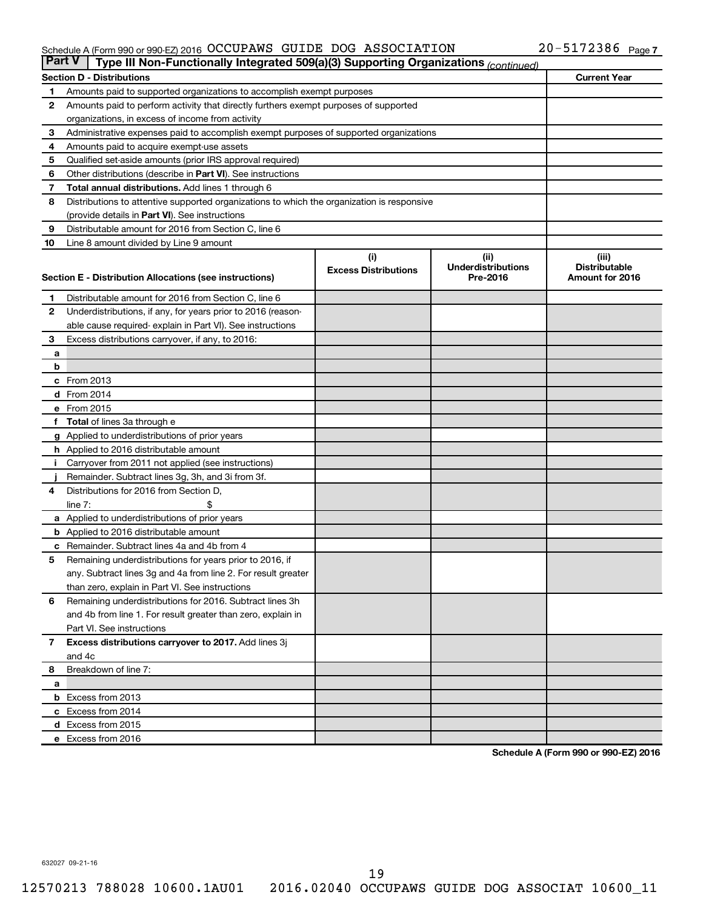Schedule A (Form 990 or 990-EZ) 2016 OCCUPAWS GUIDE DOG ASSOCIATION 20-5172386 Page 7

**Part V | Type III Non-Functionally Integrated 509(a)(3) Supporting Organizations** *(continued)*

| **Section D - Distributions** | | **Current Year** |
|---|---|---|
| 1 | Amounts paid to supported organizations to accomplish exempt purposes | |
| 2 | Amounts paid to perform activity that directly furthers exempt purposes of supported organizations, in excess of income from activity | |
| 3 | Administrative expenses paid to accomplish exempt purposes of supported organizations | |
| 4 | Amounts paid to acquire exempt-use assets | |
| 5 | Qualified set-aside amounts (prior IRS approval required) | |
| 6 | Other distributions (describe in **Part VI**). See instructions | |
| 7 | **Total annual distributions.** Add lines 1 through 6 | |
| 8 | Distributions to attentive supported organizations to which the organization is responsive (provide details in **Part VI**). See instructions | |
| 9 | Distributable amount for 2016 from Section C, line 6 | |
| 10 | Line 8 amount divided by Line 9 amount | |

| **Section E - Distribution Allocations (see instructions)** | | (i) Excess Distributions | (ii) Underdistributions Pre-2016 | (iii) Distributable Amount for 2016 |
|---|---|---|---|---|
| 1 | Distributable amount for 2016 from Section C, line 6 | | | |
| 2 | Underdistributions, if any, for years prior to 2016 (reasonable cause required- explain in Part VI). See instructions | | | |
| 3 | Excess distributions carryover, if any, to 2016: | | | |
| a | | | | |
| b | | | | |
| c | From 2013 | | | |
| d | From 2014 | | | |
| e | From 2015 | | | |
| f | **Total** of lines 3a through e | | | |
| g | Applied to underdistributions of prior years | | | |
| h | Applied to 2016 distributable amount | | | |
| i | Carryover from 2011 not applied (see instructions) | | | |
| j | Remainder. Subtract lines 3g, 3h, and 3i from 3f. | | | |
| 4 | Distributions for 2016 from Section D, line 7: $ | | | |
| a | Applied to underdistributions of prior years | | | |
| b | Applied to 2016 distributable amount | | | |
| c | Remainder. Subtract lines 4a and 4b from 4 | | | |
| 5 | Remaining underdistributions for years prior to 2016, if any. Subtract lines 3g and 4a from line 2. For result greater than zero, explain in Part VI. See instructions | | | |
| 6 | Remaining underdistributions for 2016. Subtract lines 3h and 4b from line 1. For result greater than zero, explain in Part VI. See instructions | | | |
| 7 | **Excess distributions carryover to 2017.** Add lines 3j and 4c | | | |
| 8 | Breakdown of line 7: | | | |
| a | | | | |
| b | Excess from 2013 | | | |
| c | Excess from 2014 | | | |
| d | Excess from 2015 | | | |
| e | Excess from 2016 | | | |

**Schedule A (Form 990 or 990-EZ) 2016**

632027 09-21-16

12570213 788028 10600.1AU01 2016.02040 OCCUPAWS GUIDE DOG ASSOCIAT 10600_11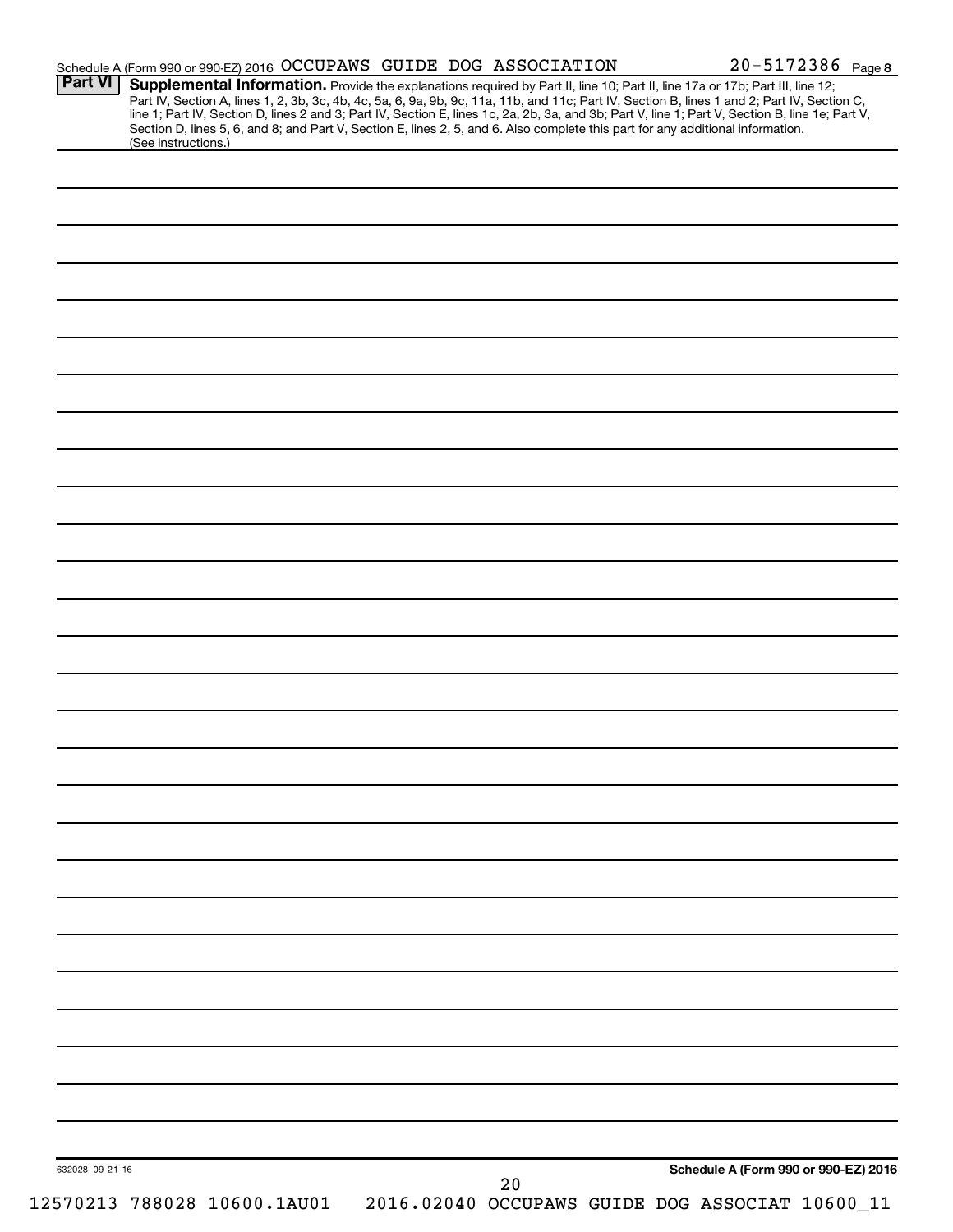Schedule A (Form 990 or 990-EZ) 2016 OCCUPAWS GUIDE DOG ASSOCIATION 20-5172386 Page 8

**Part VI** **Supplemental Information.** Provide the explanations required by Part II, line 10; Part II, line 17a or 17b; Part III, line 12; Part IV, Section A, lines 1, 2, 3b, 3c, 4b, 4c, 5a, 6, 9a, 9b, 9c, 11a, 11b, and 11c; Part IV, Section B, lines 1 and 2; Part IV, Section C, line 1; Part IV, Section D, lines 2 and 3; Part IV, Section E, lines 1c, 2a, 2b, 3a, and 3b; Part V, line 1; Part V, Section B, line 1e; Part V, Section D, lines 5, 6, and 8; and Part V, Section E, lines 2, 5, and 6. Also complete this part for any additional information. (See instructions.)

632028 09-21-16

**Schedule A (Form 990 or 990-EZ) 2016**

12570213 788028 10600.1AU01 2016.02040 OCCUPAWS GUIDE DOG ASSOCIAT 10600_11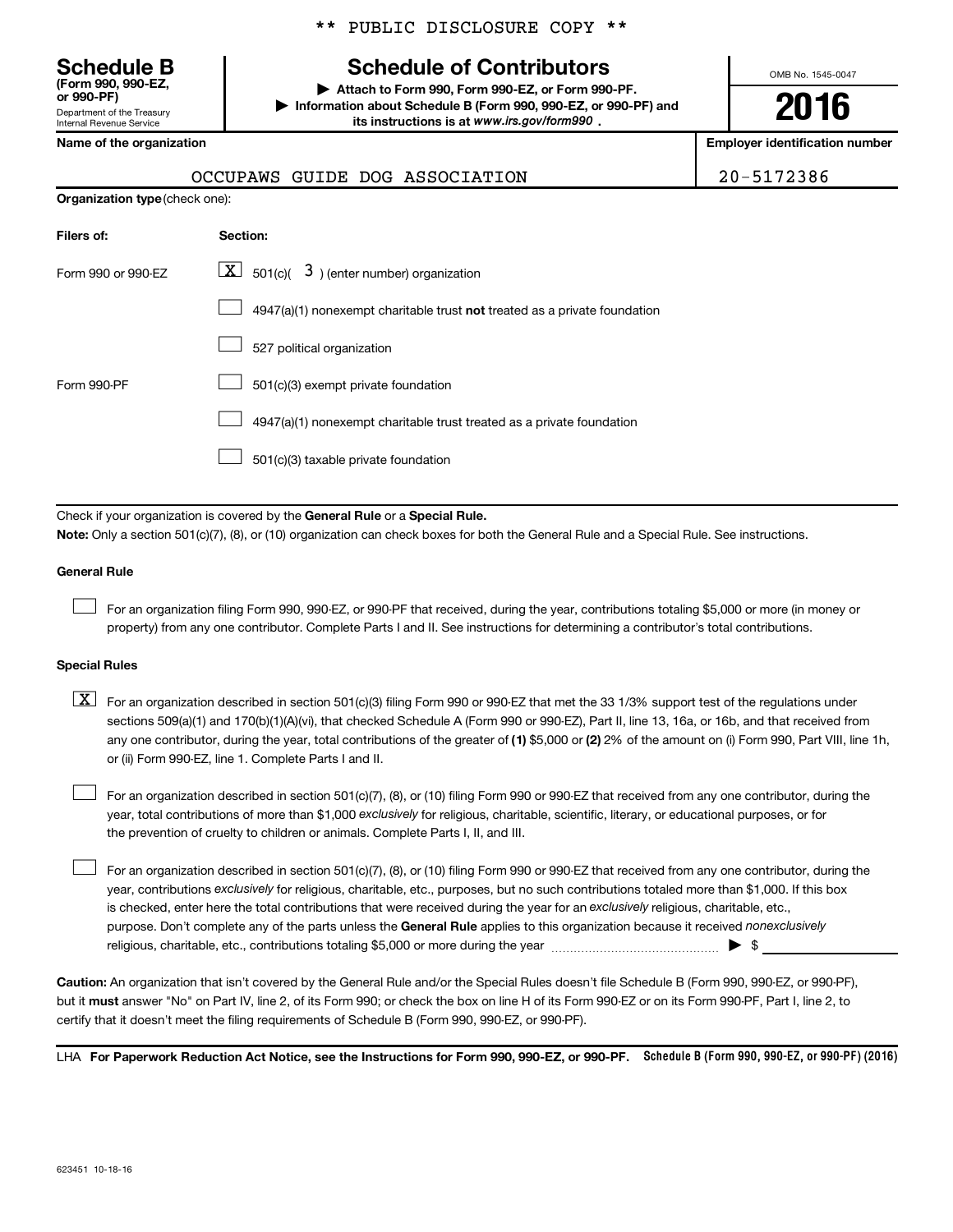** PUBLIC DISCLOSURE COPY **

# Schedule B (Form 990, 990-EZ, or 990-PF)

Department of the Treasury
Internal Revenue Service

## Schedule of Contributors

▶ Attach to Form 990, Form 990-EZ, or Form 990-PF.
▶ Information about Schedule B (Form 990, 990-EZ, or 990-PF) and its instructions is at www.irs.gov/form990 .

OMB No. 1545-0047

**2016**

| Name of the organization | Employer identification number |
|---|---|
| OCCUPAWS GUIDE DOG ASSOCIATION | 20-5172386 |

**Organization type** (check one):

| Filers of: | Section: |
|---|---|
| Form 990 or 990-EZ | [X] 501(c)( 3 ) (enter number) organization |
| | [ ] 4947(a)(1) nonexempt charitable trust **not** treated as a private foundation |
| | [ ] 527 political organization |
| Form 990-PF | [ ] 501(c)(3) exempt private foundation |
| | [ ] 4947(a)(1) nonexempt charitable trust treated as a private foundation |
| | [ ] 501(c)(3) taxable private foundation |

Check if your organization is covered by the **General Rule** or a **Special Rule.**

**Note:** Only a section 501(c)(7), (8), or (10) organization can check boxes for both the General Rule and a Special Rule. See instructions.

**General Rule**

[ ] For an organization filing Form 990, 990-EZ, or 990-PF that received, during the year, contributions totaling $5,000 or more (in money or property) from any one contributor. Complete Parts I and II. See instructions for determining a contributor's total contributions.

**Special Rules**

[X] For an organization described in section 501(c)(3) filing Form 990 or 990-EZ that met the 33 1/3% support test of the regulations under sections 509(a)(1) and 170(b)(1)(A)(vi), that checked Schedule A (Form 990 or 990-EZ), Part II, line 13, 16a, or 16b, and that received from any one contributor, during the year, total contributions of the greater of **(1)** $5,000 or **(2)** 2% of the amount on (i) Form 990, Part VIII, line 1h, or (ii) Form 990-EZ, line 1. Complete Parts I and II.

[ ] For an organization described in section 501(c)(7), (8), or (10) filing Form 990 or 990-EZ that received from any one contributor, during the year, total contributions of more than $1,000 *exclusively* for religious, charitable, scientific, literary, or educational purposes, or for the prevention of cruelty to children or animals. Complete Parts I, II, and III.

[ ] For an organization described in section 501(c)(7), (8), or (10) filing Form 990 or 990-EZ that received from any one contributor, during the year, contributions *exclusively* for religious, charitable, etc., purposes, but no such contributions totaled more than $1,000. If this box is checked, enter here the total contributions that were received during the year for an *exclusively* religious, charitable, etc., purpose. Don't complete any of the parts unless the **General Rule** applies to this organization because it received *nonexclusively* religious, charitable, etc., contributions totaling $5,000 or more during the year ▶ $

**Caution:** An organization that isn't covered by the General Rule and/or the Special Rules doesn't file Schedule B (Form 990, 990-EZ, or 990-PF), but it **must** answer "No" on Part IV, line 2, of its Form 990; or check the box on line H of its Form 990-EZ or on its Form 990-PF, Part I, line 2, to certify that it doesn't meet the filing requirements of Schedule B (Form 990, 990-EZ, or 990-PF).

LHA **For Paperwork Reduction Act Notice, see the Instructions for Form 990, 990-EZ, or 990-PF.** **Schedule B (Form 990, 990-EZ, or 990-PF) (2016)**

623451 10-18-16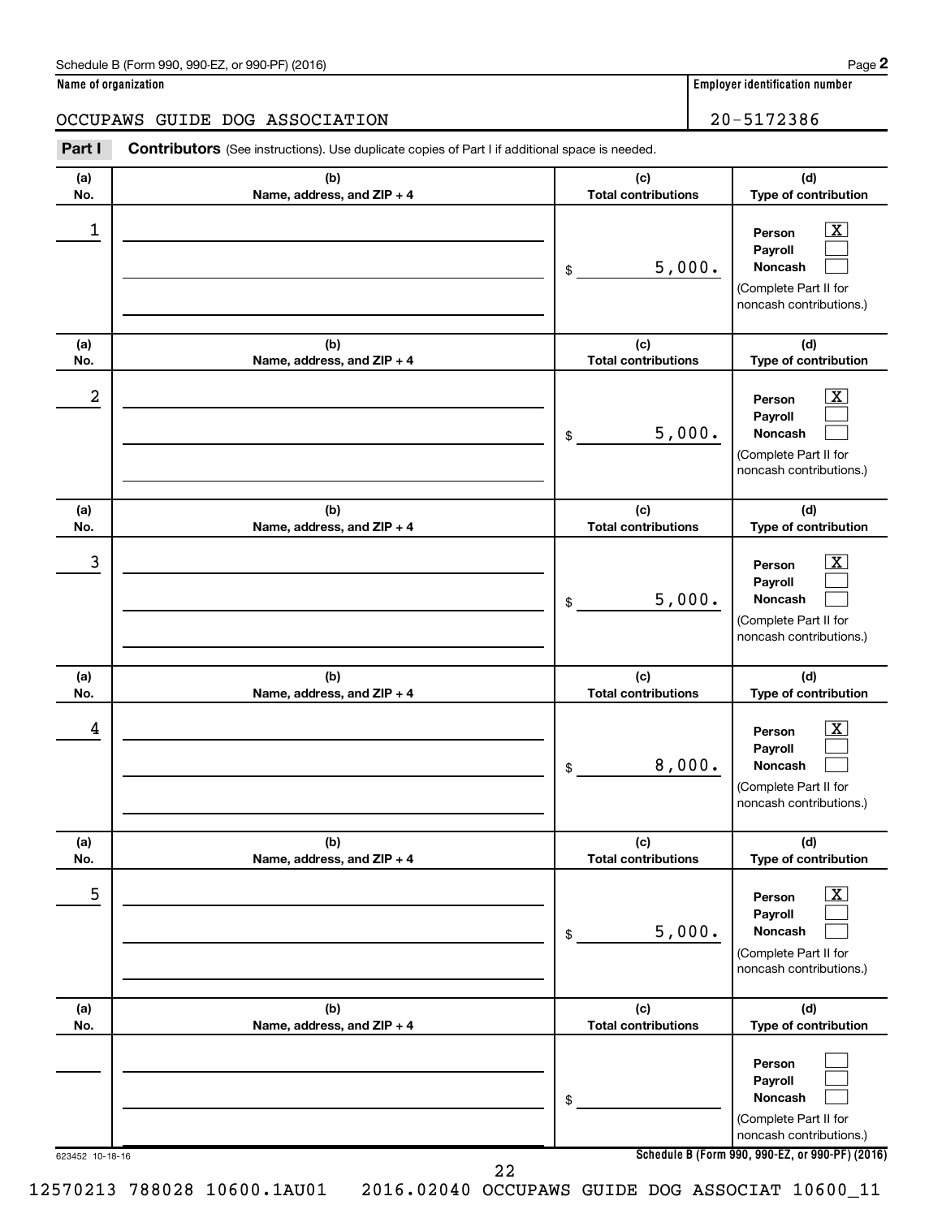Schedule B (Form 990, 990-EZ, or 990-PF) (2016) Page **2**

**Name of organization** | **Employer identification number**

OCCUPAWS GUIDE DOG ASSOCIATION | 20-5172386

**Part I** **Contributors** (See instructions). Use duplicate copies of Part I if additional space is needed.

| (a) No. | (b) Name, address, and ZIP + 4 | (c) Total contributions | (d) Type of contribution |
|---|---|---|---|
| 1 | | $ 5,000. | Person [X] Payroll [ ] Noncash [ ] (Complete Part II for noncash contributions.) |
| 2 | | $ 5,000. | Person [X] Payroll [ ] Noncash [ ] (Complete Part II for noncash contributions.) |
| 3 | | $ 5,000. | Person [X] Payroll [ ] Noncash [ ] (Complete Part II for noncash contributions.) |
| 4 | | $ 8,000. | Person [X] Payroll [ ] Noncash [ ] (Complete Part II for noncash contributions.) |
| 5 | | $ 5,000. | Person [X] Payroll [ ] Noncash [ ] (Complete Part II for noncash contributions.) |
| | | $ | Person [ ] Payroll [ ] Noncash [ ] (Complete Part II for noncash contributions.) |

623452 10-18-16 **Schedule B (Form 990, 990-EZ, or 990-PF) (2016)**

12570213 788028 10600.1AU01 2016.02040 OCCUPAWS GUIDE DOG ASSOCIAT 10600_11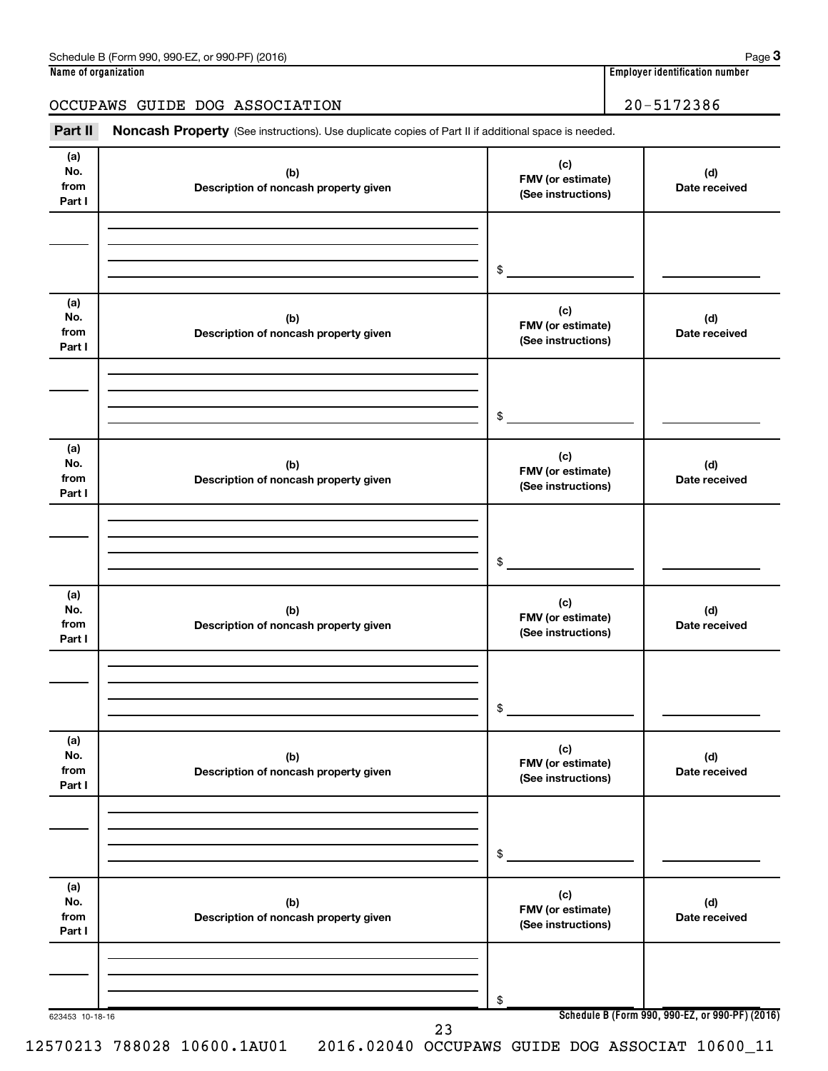**Name of organization**

OCCUPAWS GUIDE DOG ASSOCIATION

**Employer identification number**

20-5172386

**Part II** **Noncash Property** (See instructions). Use duplicate copies of Part II if additional space is needed.

| (a) No. from Part I | (b) Description of noncash property given | (c) FMV (or estimate) (See instructions) | (d) Date received |
|---|---|---|---|
| | | $ | |

| (a) No. from Part I | (b) Description of noncash property given | (c) FMV (or estimate) (See instructions) | (d) Date received |
|---|---|---|---|
| | | $ | |

| (a) No. from Part I | (b) Description of noncash property given | (c) FMV (or estimate) (See instructions) | (d) Date received |
|---|---|---|---|
| | | $ | |

| (a) No. from Part I | (b) Description of noncash property given | (c) FMV (or estimate) (See instructions) | (d) Date received |
|---|---|---|---|
| | | $ | |

| (a) No. from Part I | (b) Description of noncash property given | (c) FMV (or estimate) (See instructions) | (d) Date received |
|---|---|---|---|
| | | $ | |

| (a) No. from Part I | (b) Description of noncash property given | (c) FMV (or estimate) (See instructions) | (d) Date received |
|---|---|---|---|
| | | $ | |

623453 10-18-16

**Schedule B (Form 990, 990-EZ, or 990-PF) (2016)**

12570213 788028 10600.1AU01 2016.02040 OCCUPAWS GUIDE DOG ASSOCIAT 10600_11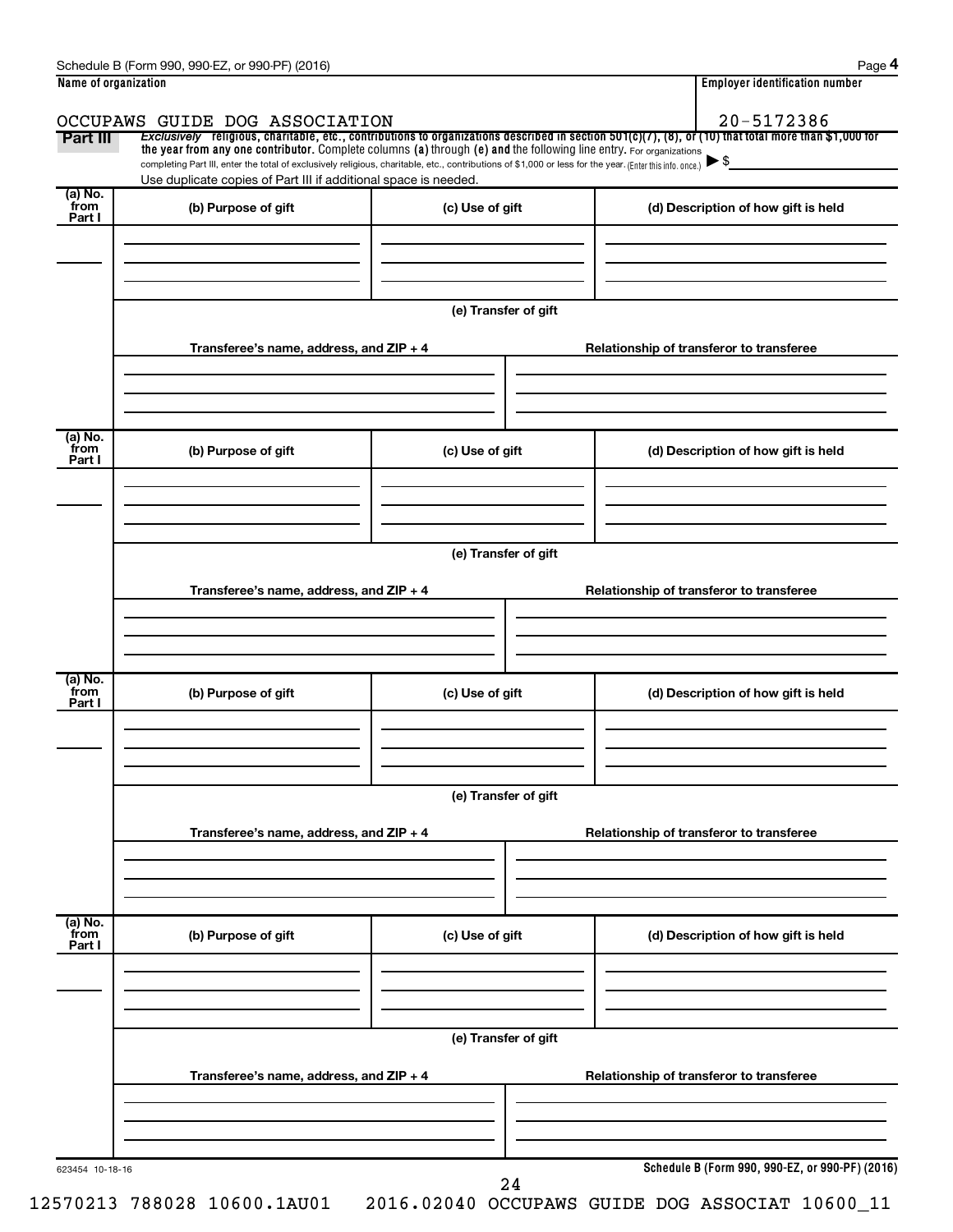Schedule B (Form 990, 990-EZ, or 990-PF) (2016) Page **4**

| Name of organization | Employer identification number |
|---|---|
| OCCUPAWS GUIDE DOG ASSOCIATION | 20-5172386 |

**Part III** *Exclusively* religious, charitable, etc., contributions to organizations described in section 501(c)(7), (8), or (10) that total more than $1,000 for the year from any one contributor. Complete columns (a) through (e) and the following line entry. For organizations completing Part III, enter the total of exclusively religious, charitable, etc., contributions of $1,000 or less for the year. (Enter this info. once.) ▶ $

Use duplicate copies of Part III if additional space is needed.

| (a) No. from Part I | (b) Purpose of gift | (c) Use of gift | (d) Description of how gift is held |
|---|---|---|---|
| | | | |

(e) Transfer of gift

| Transferee's name, address, and ZIP + 4 | Relationship of transferor to transferee |
|---|---|
| | |

| (a) No. from Part I | (b) Purpose of gift | (c) Use of gift | (d) Description of how gift is held |
|---|---|---|---|
| | | | |

(e) Transfer of gift

| Transferee's name, address, and ZIP + 4 | Relationship of transferor to transferee |
|---|---|
| | |

| (a) No. from Part I | (b) Purpose of gift | (c) Use of gift | (d) Description of how gift is held |
|---|---|---|---|
| | | | |

(e) Transfer of gift

| Transferee's name, address, and ZIP + 4 | Relationship of transferor to transferee |
|---|---|
| | |

| (a) No. from Part I | (b) Purpose of gift | (c) Use of gift | (d) Description of how gift is held |
|---|---|---|---|
| | | | |

(e) Transfer of gift

| Transferee's name, address, and ZIP + 4 | Relationship of transferor to transferee |
|---|---|
| | |

623454 10-18-16

**Schedule B (Form 990, 990-EZ, or 990-PF) (2016)**

12570213 788028 10600.1AU01 2016.02040 OCCUPAWS GUIDE DOG ASSOCIAT 10600_11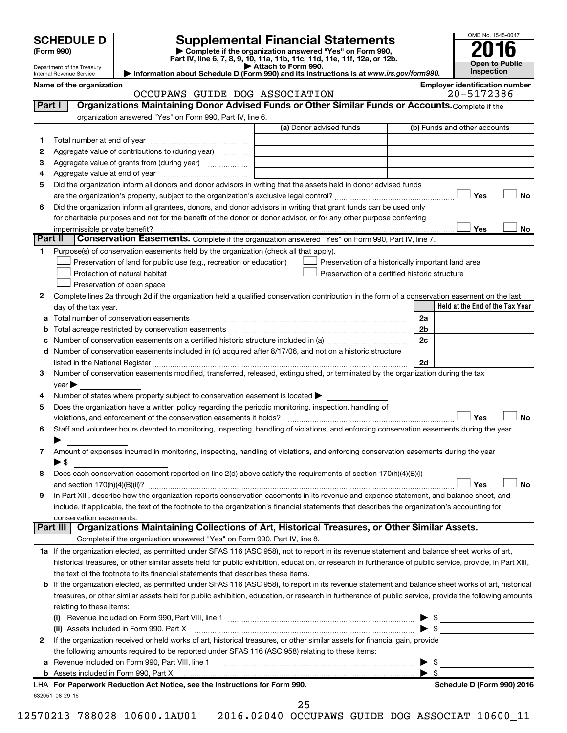**SCHEDULE D**
**(Form 990)**

Department of the Treasury
Internal Revenue Service

# Supplemental Financial Statements

▶ Complete if the organization answered "Yes" on Form 990, Part IV, line 6, 7, 8, 9, 10, 11a, 11b, 11c, 11d, 11e, 11f, 12a, or 12b.
▶ Attach to Form 990.
▶ Information about Schedule D (Form 990) and its instructions is at *www.irs.gov/form990.*

OMB No. 1545-0047
**2016**
**Open to Public Inspection**

**Name of the organization**
OCCUPAWS GUIDE DOG ASSOCIATION

**Employer identification number**
20-5172386

## Part I Organizations Maintaining Donor Advised Funds or Other Similar Funds or Accounts.

Complete if the organization answered "Yes" on Form 990, Part IV, line 6.

| | | (a) Donor advised funds | (b) Funds and other accounts |
|---|---|---|---|
| 1 | Total number at end of year | | |
| 2 | Aggregate value of contributions to (during year) | | |
| 3 | Aggregate value of grants from (during year) | | |
| 4 | Aggregate value at end of year | | |

5 Did the organization inform all donors and donor advisors in writing that the assets held in donor advised funds are the organization's property, subject to the organization's exclusive legal control? ☐ Yes ☐ No

6 Did the organization inform all grantees, donors, and donor advisors in writing that grant funds can be used only for charitable purposes and not for the benefit of the donor or donor advisor, or for any other purpose conferring impermissible private benefit? ☐ Yes ☐ No

## Part II Conservation Easements.

Complete if the organization answered "Yes" on Form 990, Part IV, line 7.

1 Purpose(s) of conservation easements held by the organization (check all that apply).

- ☐ Preservation of land for public use (e.g., recreation or education)
- ☐ Protection of natural habitat
- ☐ Preservation of open space
- ☐ Preservation of a historically important land area
- ☐ Preservation of a certified historic structure

2 Complete lines 2a through 2d if the organization held a qualified conservation contribution in the form of a conservation easement on the last day of the tax year.

| | | | Held at the End of the Tax Year |
|---|---|---|---|
| a | Total number of conservation easements | 2a | |
| b | Total acreage restricted by conservation easements | 2b | |
| c | Number of conservation easements on a certified historic structure included in (a) | 2c | |
| d | Number of conservation easements included in (c) acquired after 8/17/06, and not on a historic structure listed in the National Register | 2d | |

3 Number of conservation easements modified, transferred, released, extinguished, or terminated by the organization during the tax year ▶

4 Number of states where property subject to conservation easement is located ▶

5 Does the organization have a written policy regarding the periodic monitoring, inspection, handling of violations, and enforcement of the conservation easements it holds? ☐ Yes ☐ No

6 Staff and volunteer hours devoted to monitoring, inspecting, handling of violations, and enforcing conservation easements during the year ▶

7 Amount of expenses incurred in monitoring, inspecting, handling of violations, and enforcing conservation easements during the year ▶ $

8 Does each conservation easement reported on line 2(d) above satisfy the requirements of section 170(h)(4)(B)(i) and section 170(h)(4)(B)(ii)? ☐ Yes ☐ No

9 In Part XIII, describe how the organization reports conservation easements in its revenue and expense statement, and balance sheet, and include, if applicable, the text of the footnote to the organization's financial statements that describes the organization's accounting for conservation easements.

## Part III Organizations Maintaining Collections of Art, Historical Treasures, or Other Similar Assets.

Complete if the organization answered "Yes" on Form 990, Part IV, line 8.

1a If the organization elected, as permitted under SFAS 116 (ASC 958), not to report in its revenue statement and balance sheet works of art, historical treasures, or other similar assets held for public exhibition, education, or research in furtherance of public service, provide, in Part XIII, the text of the footnote to its financial statements that describes these items.

b If the organization elected, as permitted under SFAS 116 (ASC 958), to report in its revenue statement and balance sheet works of art, historical treasures, or other similar assets held for public exhibition, education, or research in furtherance of public service, provide the following amounts relating to these items:

(i) Revenue included on Form 990, Part VIII, line 1 ▶ $

(ii) Assets included in Form 990, Part X ▶ $

2 If the organization received or held works of art, historical treasures, or other similar assets for financial gain, provide the following amounts required to be reported under SFAS 116 (ASC 958) relating to these items:

a Revenue included on Form 990, Part VIII, line 1 ▶ $

b Assets included in Form 990, Part X ▶ $

**LHA For Paperwork Reduction Act Notice, see the Instructions for Form 990.** **Schedule D (Form 990) 2016**

632051 08-29-16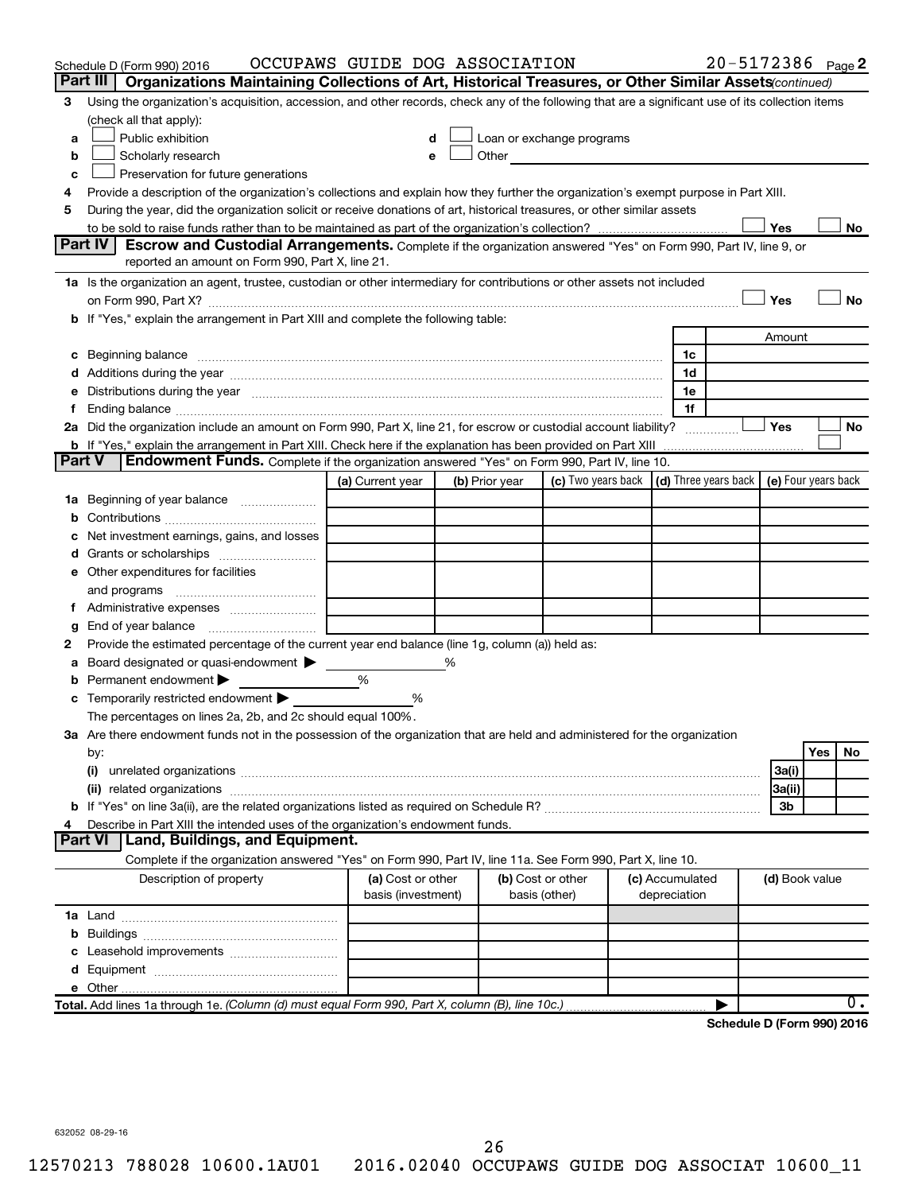Schedule D (Form 990) 2016 OCCUPAWS GUIDE DOG ASSOCIATION 20-5172386 Page 2

## Part III Organizations Maintaining Collections of Art, Historical Treasures, or Other Similar Assets *(continued)*

3 Using the organization's acquisition, accession, and other records, check any of the following that are a significant use of its collection items (check all that apply):

- a ☐ Public exhibition
- b ☐ Scholarly research
- c ☐ Preservation for future generations
- d ☐ Loan or exchange programs
- e ☐ Other

4 Provide a description of the organization's collections and explain how they further the organization's exempt purpose in Part XIII.

5 During the year, did the organization solicit or receive donations of art, historical treasures, or other similar assets to be sold to raise funds rather than to be maintained as part of the organization's collection? ☐ Yes ☐ No

## Part IV Escrow and Custodial Arrangements.

Complete if the organization answered "Yes" on Form 990, Part IV, line 9, or reported an amount on Form 990, Part X, line 21.

1a Is the organization an agent, trustee, custodian or other intermediary for contributions or other assets not included on Form 990, Part X? ☐ Yes ☐ No

b If "Yes," explain the arrangement in Part XIII and complete the following table:

| | | Amount |
|---|---|---|
| c Beginning balance | 1c | |
| d Additions during the year | 1d | |
| e Distributions during the year | 1e | |
| f Ending balance | 1f | |

2a Did the organization include an amount on Form 990, Part X, line 21, for escrow or custodial account liability? ☐ Yes ☐ No

b If "Yes," explain the arrangement in Part XIII. Check here if the explanation has been provided on Part XIII ☐

## Part V Endowment Funds.

Complete if the organization answered "Yes" on Form 990, Part IV, line 10.

| | (a) Current year | (b) Prior year | (c) Two years back | (d) Three years back | (e) Four years back |
|---|---|---|---|---|---|
| 1a Beginning of year balance | | | | | |
| b Contributions | | | | | |
| c Net investment earnings, gains, and losses | | | | | |
| d Grants or scholarships | | | | | |
| e Other expenditures for facilities and programs | | | | | |
| f Administrative expenses | | | | | |
| g End of year balance | | | | | |

2 Provide the estimated percentage of the current year end balance (line 1g, column (a)) held as:

- a Board designated or quasi-endowment ▶ %
- b Permanent endowment ▶ %
- c Temporarily restricted endowment ▶ %

The percentages on lines 2a, 2b, and 2c should equal 100%.

3a Are there endowment funds not in the possession of the organization that are held and administered for the organization by:

| | | Yes | No |
|---|---|---|---|
| (i) unrelated organizations | 3a(i) | | |
| (ii) related organizations | 3a(ii) | | |
| b If "Yes" on line 3a(ii), are the related organizations listed as required on Schedule R? | 3b | | |

4 Describe in Part XIII the intended uses of the organization's endowment funds.

## Part VI Land, Buildings, and Equipment.

Complete if the organization answered "Yes" on Form 990, Part IV, line 11a. See Form 990, Part X, line 10.

| Description of property | (a) Cost or other basis (investment) | (b) Cost or other basis (other) | (c) Accumulated depreciation | (d) Book value |
|---|---|---|---|---|
| 1a Land | | | | |
| b Buildings | | | | |
| c Leasehold improvements | | | | |
| d Equipment | | | | |
| e Other | | | | |
| **Total.** Add lines 1a through 1e. *(Column (d) must equal Form 990, Part X, column (B), line 10c.)* | | | ▶ | 0. |

**Schedule D (Form 990) 2016**

632052 08-29-16

12570213 788028 10600.1AU01 2016.02040 OCCUPAWS GUIDE DOG ASSOCIAT 10600_11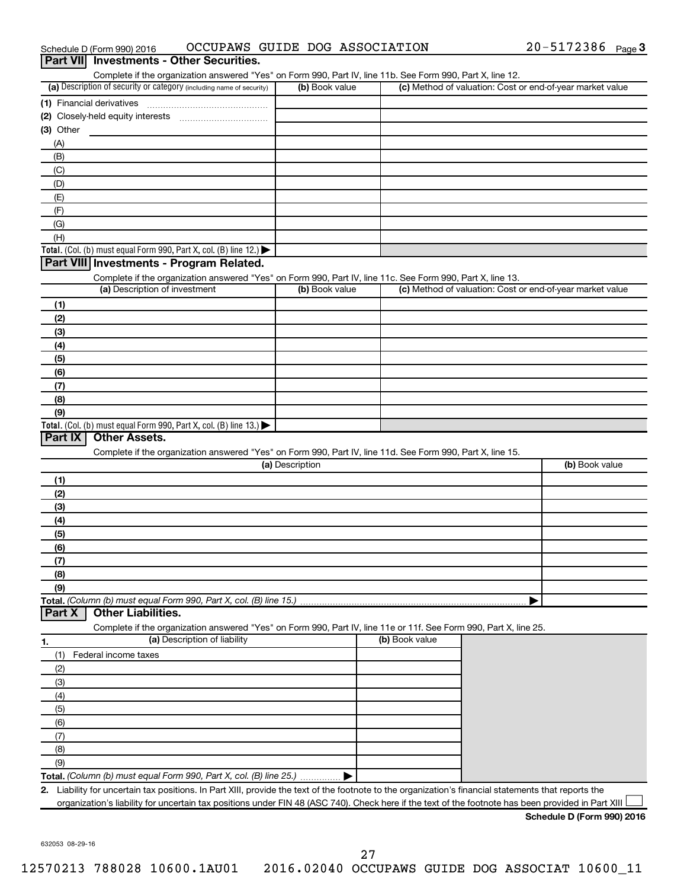Schedule D (Form 990) 2016 OCCUPAWS GUIDE DOG ASSOCIATION 20-5172386 Page 3

## Part VII Investments - Other Securities.

Complete if the organization answered "Yes" on Form 990, Part IV, line 11b. See Form 990, Part X, line 12.

| (a) Description of security or category (including name of security) | (b) Book value | (c) Method of valuation: Cost or end-of-year market value |
|---|---|---|
| (1) Financial derivatives | | |
| (2) Closely-held equity interests | | |
| (3) Other | | |
| (A) | | |
| (B) | | |
| (C) | | |
| (D) | | |
| (E) | | |
| (F) | | |
| (G) | | |
| (H) | | |
| **Total.** (Col. (b) must equal Form 990, Part X, col. (B) line 12.) ▶ | | |

## Part VIII Investments - Program Related.

Complete if the organization answered "Yes" on Form 990, Part IV, line 11c. See Form 990, Part X, line 13.

| (a) Description of investment | (b) Book value | (c) Method of valuation: Cost or end-of-year market value |
|---|---|---|
| (1) | | |
| (2) | | |
| (3) | | |
| (4) | | |
| (5) | | |
| (6) | | |
| (7) | | |
| (8) | | |
| (9) | | |
| **Total.** (Col. (b) must equal Form 990, Part X, col. (B) line 13.) ▶ | | |

## Part IX Other Assets.

Complete if the organization answered "Yes" on Form 990, Part IV, line 11d. See Form 990, Part X, line 15.

| (a) Description | (b) Book value |
|---|---|
| (1) | |
| (2) | |
| (3) | |
| (4) | |
| (5) | |
| (6) | |
| (7) | |
| (8) | |
| (9) | |
| **Total.** *(Column (b) must equal Form 990, Part X, col. (B) line 15.)* ▶ | |

## Part X Other Liabilities.

Complete if the organization answered "Yes" on Form 990, Part IV, line 11e or 11f. See Form 990, Part X, line 25.

| 1. (a) Description of liability | (b) Book value |
|---|---|
| (1) Federal income taxes | |
| (2) | |
| (3) | |
| (4) | |
| (5) | |
| (6) | |
| (7) | |
| (8) | |
| (9) | |
| **Total.** *(Column (b) must equal Form 990, Part X, col. (B) line 25.)* ▶ | |

**2.** Liability for uncertain tax positions. In Part XIII, provide the text of the footnote to the organization's financial statements that reports the organization's liability for uncertain tax positions under FIN 48 (ASC 740). Check here if the text of the footnote has been provided in Part XIII ☐

**Schedule D (Form 990) 2016**

632053 08-29-16

12570213 788028 10600.1AU01 2016.02040 OCCUPAWS GUIDE DOG ASSOCIAT 10600_11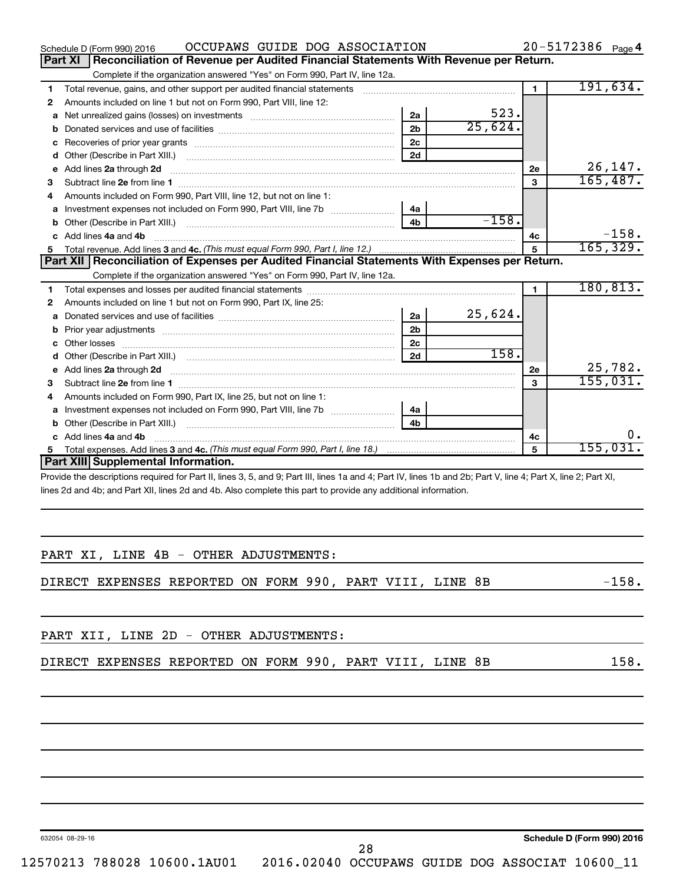Schedule D (Form 990) 2016 OCCUPAWS GUIDE DOG ASSOCIATION 20-5172386 Page 4

## Part XI Reconciliation of Revenue per Audited Financial Statements With Revenue per Return.

Complete if the organization answered "Yes" on Form 990, Part IV, line 12a.

| | | | | | |
|---|---|---|---|---|---|
| 1 | Total revenue, gains, and other support per audited financial statements | | | 1 | 191,634. |
| 2 | Amounts included on line 1 but not on Form 990, Part VIII, line 12: | | | | |
| a | Net unrealized gains (losses) on investments | 2a | 523. | | |
| b | Donated services and use of facilities | 2b | 25,624. | | |
| c | Recoveries of prior year grants | 2c | | | |
| d | Other (Describe in Part XIII.) | 2d | | | |
| e | Add lines 2a through 2d | | | 2e | 26,147. |
| 3 | Subtract line 2e from line 1 | | | 3 | 165,487. |
| 4 | Amounts included on Form 990, Part VIII, line 12, but not on line 1: | | | | |
| a | Investment expenses not included on Form 990, Part VIII, line 7b | 4a | | | |
| b | Other (Describe in Part XIII.) | 4b | -158. | | |
| c | Add lines 4a and 4b | | | 4c | -158. |
| 5 | Total revenue. Add lines 3 and 4c. *(This must equal Form 990, Part I, line 12.)* | | | 5 | 165,329. |

## Part XII Reconciliation of Expenses per Audited Financial Statements With Expenses per Return.

Complete if the organization answered "Yes" on Form 990, Part IV, line 12a.

| | | | | | |
|---|---|---|---|---|---|
| 1 | Total expenses and losses per audited financial statements | | | 1 | 180,813. |
| 2 | Amounts included on line 1 but not on Form 990, Part IX, line 25: | | | | |
| a | Donated services and use of facilities | 2a | 25,624. | | |
| b | Prior year adjustments | 2b | | | |
| c | Other losses | 2c | | | |
| d | Other (Describe in Part XIII.) | 2d | 158. | | |
| e | Add lines 2a through 2d | | | 2e | 25,782. |
| 3 | Subtract line 2e from line 1 | | | 3 | 155,031. |
| 4 | Amounts included on Form 990, Part IX, line 25, but not on line 1: | | | | |
| a | Investment expenses not included on Form 990, Part VIII, line 7b | 4a | | | |
| b | Other (Describe in Part XIII.) | 4b | | | |
| c | Add lines 4a and 4b | | | 4c | 0. |
| 5 | Total expenses. Add lines 3 and 4c. *(This must equal Form 990, Part I, line 18.)* | | | 5 | 155,031. |

## Part XIII Supplemental Information.

Provide the descriptions required for Part II, lines 3, 5, and 9; Part III, lines 1a and 4; Part IV, lines 1b and 2b; Part V, line 4; Part X, line 2; Part XI, lines 2d and 4b; and Part XII, lines 2d and 4b. Also complete this part to provide any additional information.

PART XI, LINE 4B - OTHER ADJUSTMENTS:

DIRECT EXPENSES REPORTED ON FORM 990, PART VIII, LINE 8B -158.

PART XII, LINE 2D - OTHER ADJUSTMENTS:

DIRECT EXPENSES REPORTED ON FORM 990, PART VIII, LINE 8B 158.

632054 08-29-16 Schedule D (Form 990) 2016

12570213 788028 10600.1AU01 2016.02040 OCCUPAWS GUIDE DOG ASSOCIAT 10600_11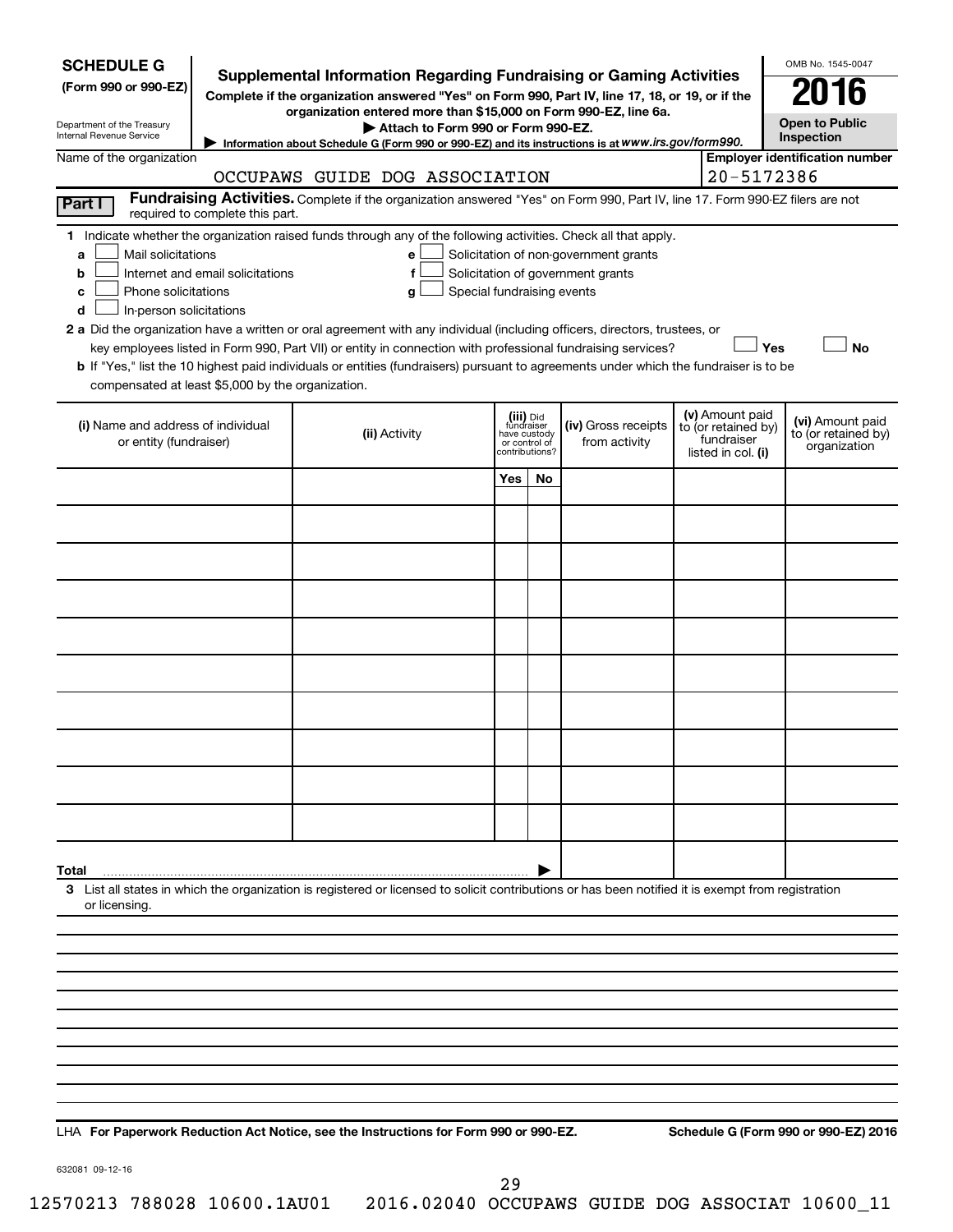**SCHEDULE G**
**(Form 990 or 990-EZ)**

Department of the Treasury
Internal Revenue Service

# Supplemental Information Regarding Fundraising or Gaming Activities

**Complete if the organization answered "Yes" on Form 990, Part IV, line 17, 18, or 19, or if the organization entered more than $15,000 on Form 990-EZ, line 6a.**

▶ **Attach to Form 990 or Form 990-EZ.**

▶ **Information about Schedule G (Form 990 or 990-EZ) and its instructions is at** ***www.irs.gov/form990.***

OMB No. 1545-0047

**2016**

**Open to Public Inspection**

Name of the organization: OCCUPAWS GUIDE DOG ASSOCIATION

**Employer identification number:** 20-5172386

**Part I** **Fundraising Activities.** Complete if the organization answered "Yes" on Form 990, Part IV, line 17. Form 990-EZ filers are not required to complete this part.

**1** Indicate whether the organization raised funds through any of the following activities. Check all that apply.

- **a** ☐ Mail solicitations
- **b** ☐ Internet and email solicitations
- **c** ☐ Phone solicitations
- **d** ☐ In-person solicitations
- **e** ☐ Solicitation of non-government grants
- **f** ☐ Solicitation of government grants
- **g** ☐ Special fundraising events

**2 a** Did the organization have a written or oral agreement with any individual (including officers, directors, trustees, or key employees listed in Form 990, Part VII) or entity in connection with professional fundraising services? ☐ **Yes** ☐ **No**

**b** If "Yes," list the 10 highest paid individuals or entities (fundraisers) pursuant to agreements under which the fundraiser is to be compensated at least $5,000 by the organization.

| (i) Name and address of individual or entity (fundraiser) | (ii) Activity | (iii) Did fundraiser have custody or control of contributions? Yes | No | (iv) Gross receipts from activity | (v) Amount paid to (or retained by) fundraiser listed in col. (i) | (vi) Amount paid to (or retained by) organization |
|---|---|---|---|---|---|---|
| | | | | | | |
| | | | | | | |
| | | | | | | |
| | | | | | | |
| | | | | | | |
| | | | | | | |
| | | | | | | |
| | | | | | | |
| | | | | | | |
| | | | | | | |
| **Total** ▶ | | | | | | |

**3** List all states in which the organization is registered or licensed to solicit contributions or has been notified it is exempt from registration or licensing.

LHA **For Paperwork Reduction Act Notice, see the Instructions for Form 990 or 990-EZ.** **Schedule G (Form 990 or 990-EZ) 2016**

632081 09-12-16

12570213 788028 10600.1AU01 2016.02040 OCCUPAWS GUIDE DOG ASSOCIAT 10600_11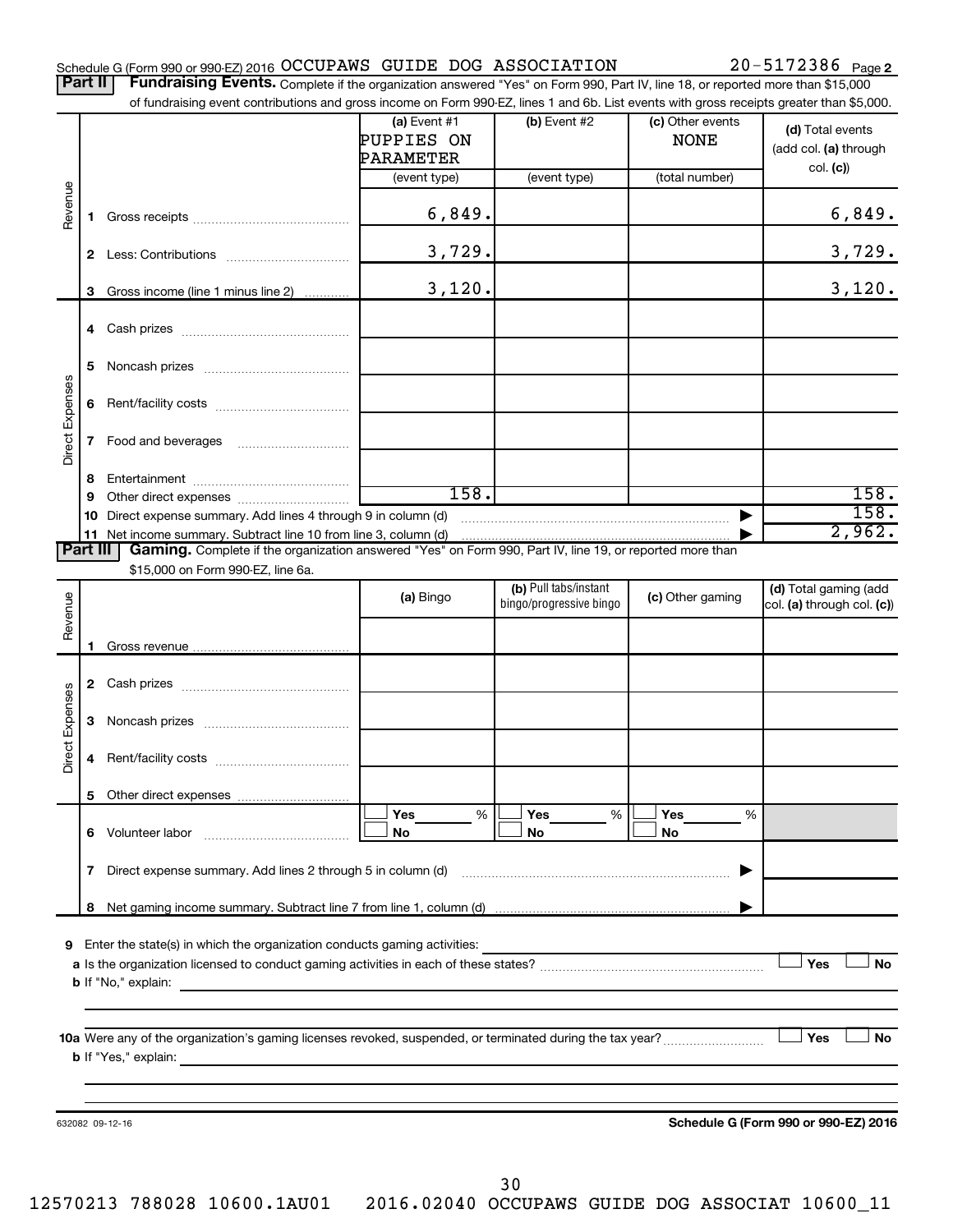Schedule G (Form 990 or 990-EZ) 2016 OCCUPAWS GUIDE DOG ASSOCIATION 20-5172386 Page **2**

**Part II** **Fundraising Events.** Complete if the organization answered "Yes" on Form 990, Part IV, line 18, or reported more than $15,000 of fundraising event contributions and gross income on Form 990-EZ, lines 1 and 6b. List events with gross receipts greater than $5,000.

| | | (a) Event #1 PUPPIES ON PARAMETER (event type) | (b) Event #2 (event type) | (c) Other events NONE (total number) | (d) Total events (add col. (a) through col. (c)) |
|---|---|---|---|---|---|
| Revenue | 1 Gross receipts | 6,849. | | | 6,849. |
| | 2 Less: Contributions | 3,729. | | | 3,729. |
| | 3 Gross income (line 1 minus line 2) | 3,120. | | | 3,120. |
| Direct Expenses | 4 Cash prizes | | | | |
| | 5 Noncash prizes | | | | |
| | 6 Rent/facility costs | | | | |
| | 7 Food and beverages | | | | |
| | 8 Entertainment | | | | |
| | 9 Other direct expenses | 158. | | | 158. |
| | 10 Direct expense summary. Add lines 4 through 9 in column (d) | | | ▶ | 158. |
| | 11 Net income summary. Subtract line 10 from line 3, column (d) | | | ▶ | 2,962. |

**Part III** **Gaming.** Complete if the organization answered "Yes" on Form 990, Part IV, line 19, or reported more than $15,000 on Form 990-EZ, line 6a.

| | | (a) Bingo | (b) Pull tabs/instant bingo/progressive bingo | (c) Other gaming | (d) Total gaming (add col. (a) through col. (c)) |
|---|---|---|---|---|---|
| Revenue | 1 Gross revenue | | | | |
| Direct Expenses | 2 Cash prizes | | | | |
| | 3 Noncash prizes | | | | |
| | 4 Rent/facility costs | | | | |
| | 5 Other direct expenses | | | | |
| | 6 Volunteer labor | ☐ Yes ____ % ☐ No | ☐ Yes ____ % ☐ No | ☐ Yes ____ % ☐ No | |
| | 7 Direct expense summary. Add lines 2 through 5 in column (d) | | | ▶ | |
| | 8 Net gaming income summary. Subtract line 7 from line 1, column (d) | | | ▶ | |

**9** Enter the state(s) in which the organization conducts gaming activities: ____________

**a** Is the organization licensed to conduct gaming activities in each of these states? ☐ Yes ☐ No

**b** If "No," explain: ____________

**10a** Were any of the organization's gaming licenses revoked, suspended, or terminated during the tax year? ☐ Yes ☐ No

**b** If "Yes," explain: ____________

632082 09-12-16 **Schedule G (Form 990 or 990-EZ) 2016**

12570213 788028 10600.1AU01 2016.02040 OCCUPAWS GUIDE DOG ASSOCIAT 10600_11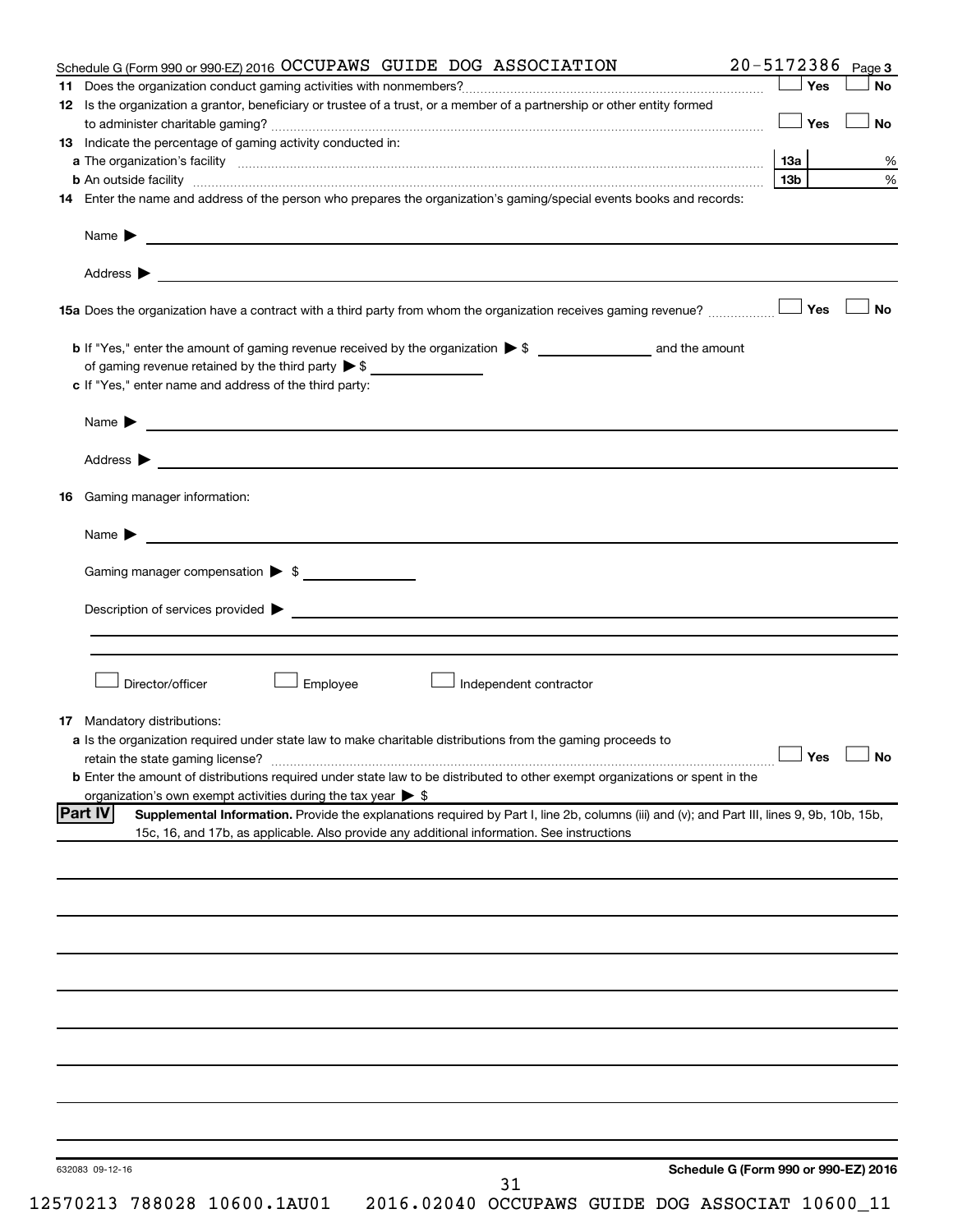Schedule G (Form 990 or 990-EZ) 2016 OCCUPAWS GUIDE DOG ASSOCIATION 20-5172386 Page 3

**11** Does the organization conduct gaming activities with nonmembers? ☐ Yes ☐ No

**12** Is the organization a grantor, beneficiary or trustee of a trust, or a member of a partnership or other entity formed to administer charitable gaming? ☐ Yes ☐ No

**13** Indicate the percentage of gaming activity conducted in:

**a** The organization's facility **13a** %

**b** An outside facility **13b** %

**14** Enter the name and address of the person who prepares the organization's gaming/special events books and records:

Name ▶

Address ▶

**15a** Does the organization have a contract with a third party from whom the organization receives gaming revenue? ☐ Yes ☐ No

**b** If "Yes," enter the amount of gaming revenue received by the organization ▶ $ ______ and the amount of gaming revenue retained by the third party ▶ $ ______

**c** If "Yes," enter name and address of the third party:

Name ▶

Address ▶

**16** Gaming manager information:

Name ▶

Gaming manager compensation ▶ $

Description of services provided ▶

☐ Director/officer ☐ Employee ☐ Independent contractor

**17** Mandatory distributions:

**a** Is the organization required under state law to make charitable distributions from the gaming proceeds to retain the state gaming license? ☐ Yes ☐ No

**b** Enter the amount of distributions required under state law to be distributed to other exempt organizations or spent in the organization's own exempt activities during the tax year ▶ $

**Part IV** **Supplemental Information.** Provide the explanations required by Part I, line 2b, columns (iii) and (v); and Part III, lines 9, 9b, 10b, 15b, 15c, 16, and 17b, as applicable. Also provide any additional information. See instructions

632083 09-12-16 **Schedule G (Form 990 or 990-EZ) 2016**

12570213 788028 10600.1AU01 2016.02040 OCCUPAWS GUIDE DOG ASSOCIAT 10600_11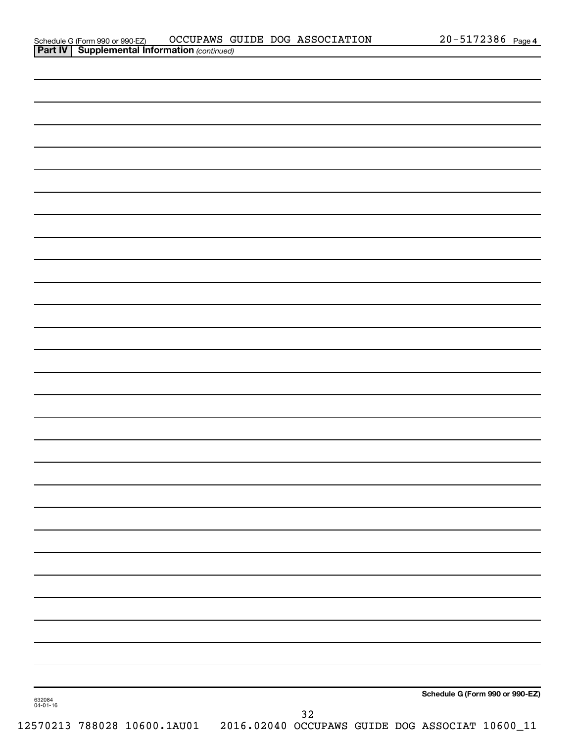Schedule G (Form 990 or 990-EZ) OCCUPAWS GUIDE DOG ASSOCIATION 20-5172386 Page 4

**Part IV | Supplemental Information** *(continued)*

632084 04-01-16

**Schedule G (Form 990 or 990-EZ)**

12570213 788028 10600.1AU01 2016.02040 OCCUPAWS GUIDE DOG ASSOCIAT 10600_11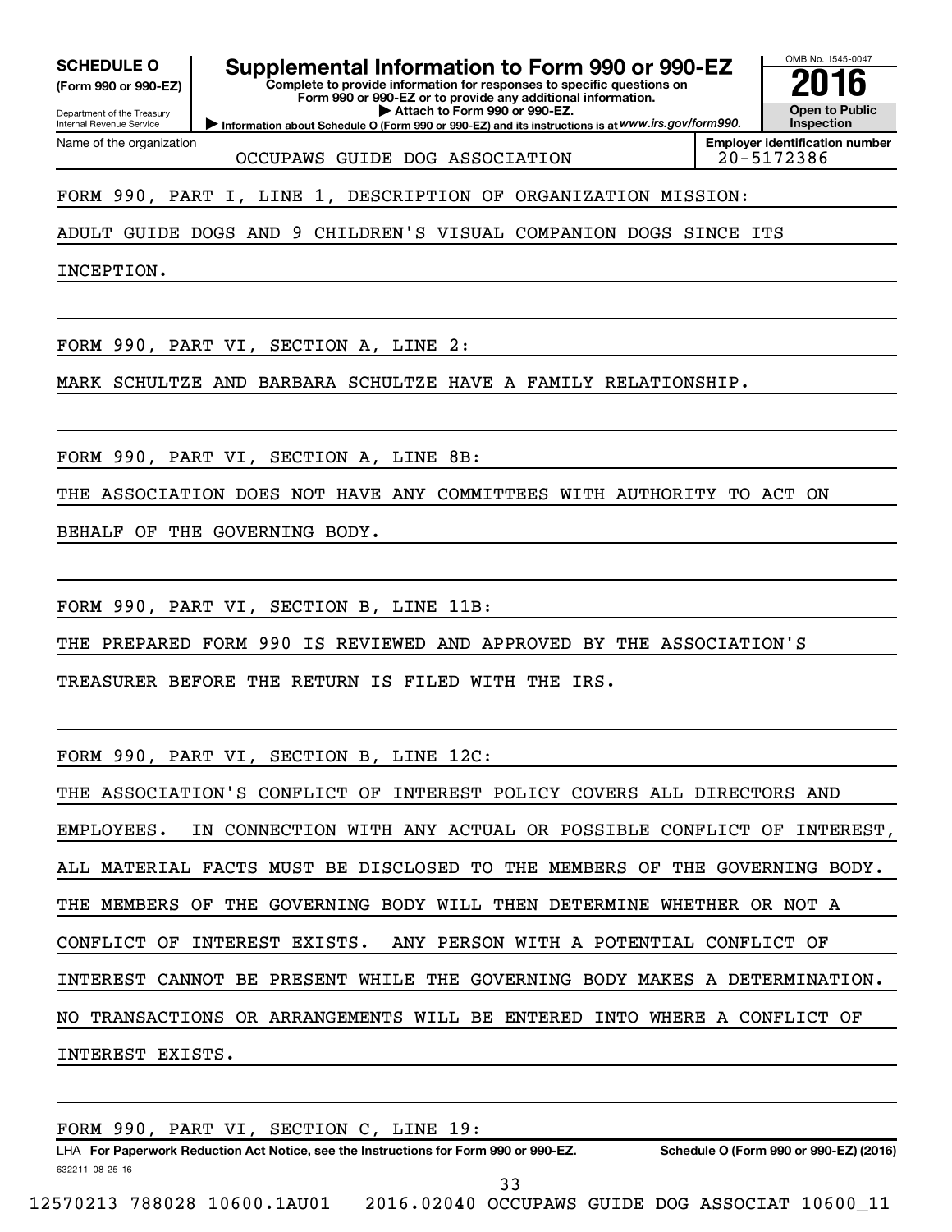**SCHEDULE O**
**(Form 990 or 990-EZ)**

Department of the Treasury
Internal Revenue Service

# Supplemental Information to Form 990 or 990-EZ

**Complete to provide information for responses to specific questions on Form 990 or 990-EZ or to provide any additional information.**
**▶ Attach to Form 990 or 990-EZ.**
**▶ Information about Schedule O (Form 990 or 990-EZ) and its instructions is at** ***www.irs.gov/form990.***

OMB No. 1545-0047
**2016**
**Open to Public Inspection**

| Name of the organization | Employer identification number |
|---|---|
| OCCUPAWS GUIDE DOG ASSOCIATION | 20-5172386 |

FORM 990, PART I, LINE 1, DESCRIPTION OF ORGANIZATION MISSION:

ADULT GUIDE DOGS AND 9 CHILDREN'S VISUAL COMPANION DOGS SINCE ITS INCEPTION.

FORM 990, PART VI, SECTION A, LINE 2:

MARK SCHULTZE AND BARBARA SCHULTZE HAVE A FAMILY RELATIONSHIP.

FORM 990, PART VI, SECTION A, LINE 8B:

THE ASSOCIATION DOES NOT HAVE ANY COMMITTEES WITH AUTHORITY TO ACT ON BEHALF OF THE GOVERNING BODY.

FORM 990, PART VI, SECTION B, LINE 11B:

THE PREPARED FORM 990 IS REVIEWED AND APPROVED BY THE ASSOCIATION'S TREASURER BEFORE THE RETURN IS FILED WITH THE IRS.

FORM 990, PART VI, SECTION B, LINE 12C:

THE ASSOCIATION'S CONFLICT OF INTEREST POLICY COVERS ALL DIRECTORS AND EMPLOYEES. IN CONNECTION WITH ANY ACTUAL OR POSSIBLE CONFLICT OF INTEREST, ALL MATERIAL FACTS MUST BE DISCLOSED TO THE MEMBERS OF THE GOVERNING BODY. THE MEMBERS OF THE GOVERNING BODY WILL THEN DETERMINE WHETHER OR NOT A CONFLICT OF INTEREST EXISTS. ANY PERSON WITH A POTENTIAL CONFLICT OF INTEREST CANNOT BE PRESENT WHILE THE GOVERNING BODY MAKES A DETERMINATION. NO TRANSACTIONS OR ARRANGEMENTS WILL BE ENTERED INTO WHERE A CONFLICT OF INTEREST EXISTS.

FORM 990, PART VI, SECTION C, LINE 19:

LHA **For Paperwork Reduction Act Notice, see the Instructions for Form 990 or 990-EZ.** **Schedule O (Form 990 or 990-EZ) (2016)**

632211 08-25-16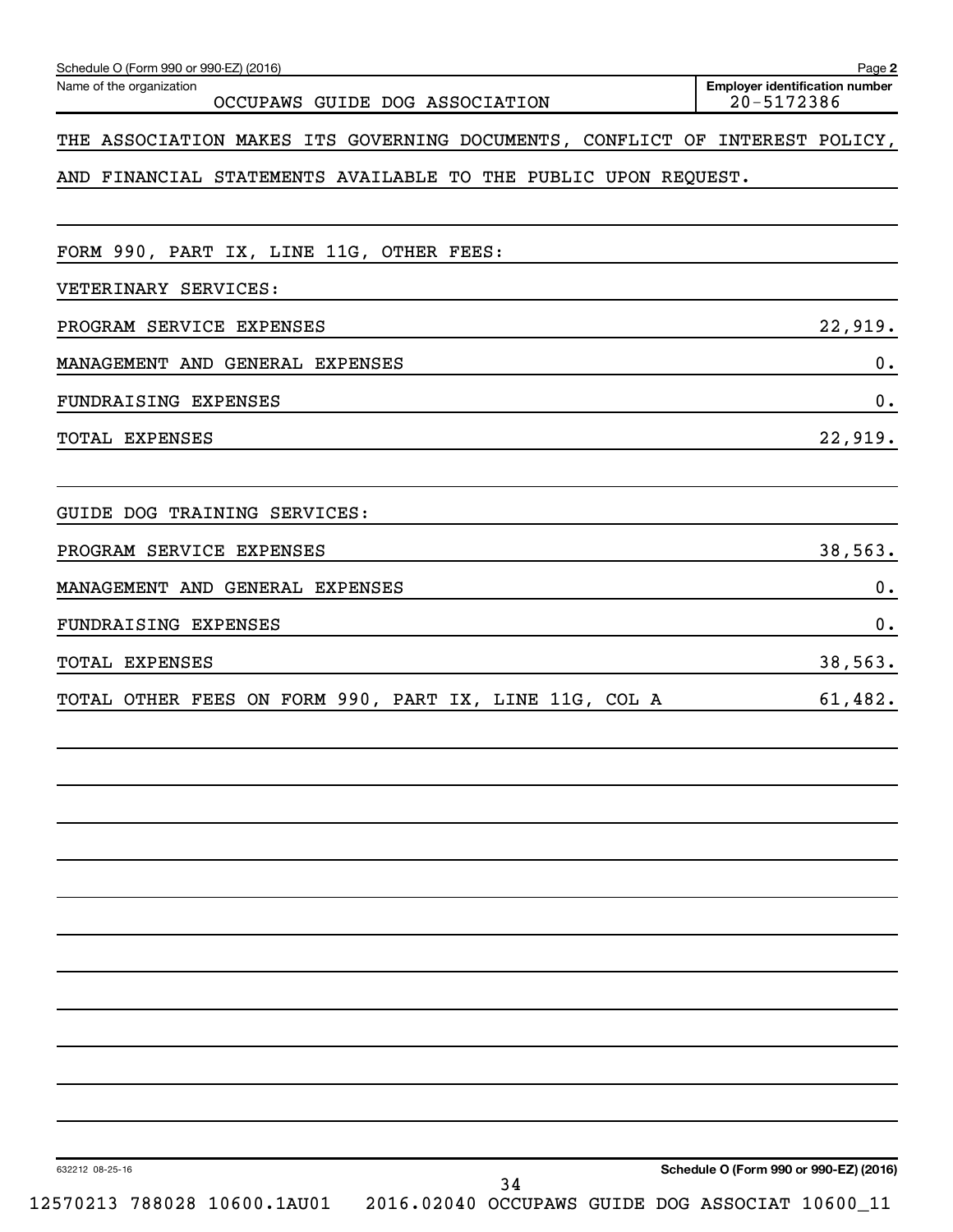Name of the organization: OCCUPAWS GUIDE DOG ASSOCIATION

Employer identification number: 20-5172386

THE ASSOCIATION MAKES ITS GOVERNING DOCUMENTS, CONFLICT OF INTEREST POLICY, AND FINANCIAL STATEMENTS AVAILABLE TO THE PUBLIC UPON REQUEST.

FORM 990, PART IX, LINE 11G, OTHER FEES:

| | |
|---|---|
| VETERINARY SERVICES: | |
| PROGRAM SERVICE EXPENSES | 22,919. |
| MANAGEMENT AND GENERAL EXPENSES | 0. |
| FUNDRAISING EXPENSES | 0. |
| TOTAL EXPENSES | 22,919. |
| | |
| GUIDE DOG TRAINING SERVICES: | |
| PROGRAM SERVICE EXPENSES | 38,563. |
| MANAGEMENT AND GENERAL EXPENSES | 0. |
| FUNDRAISING EXPENSES | 0. |
| TOTAL EXPENSES | 38,563. |
| TOTAL OTHER FEES ON FORM 990, PART IX, LINE 11G, COL A | 61,482. |